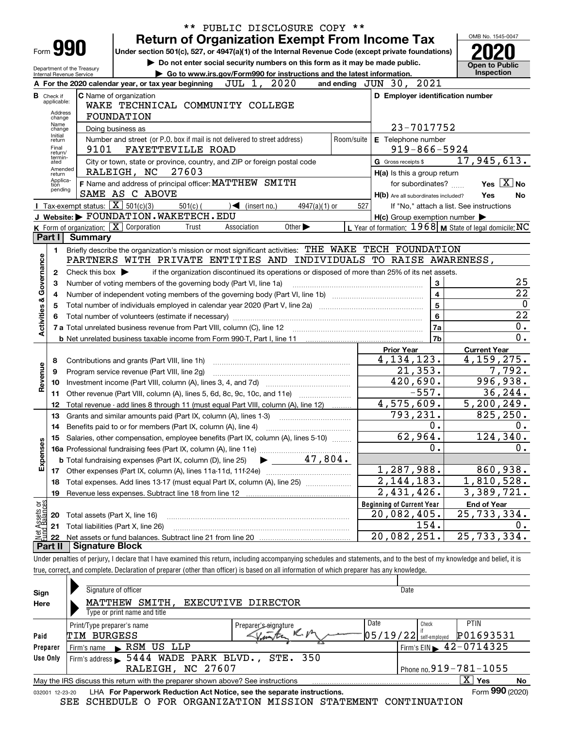\*\* PUBLIC DISCLOSURE COPY \*\*

# Form 990 — Return of Organization Exempt From Income Tax

Under section 501(c), 527, or 4947(a)(1) of the Internal Revenue Code (except private foundations)

▶ Do not enter social security numbers on this form as it may be made public.

▶ Go to www.irs.gov/Form990 for instructions and the latest information.

Department of the Treasury
Internal Revenue Service

OMB No. 1545-0047

**2020**

**Open to Public Inspection**

**A** For the 2020 calendar year, or tax year beginning JUL 1, 2020 and ending JUN 30, 2021

**B** Check if applicable: Address change, Name change, Initial return, Final return/terminated, Amended return, Application pending

**C** Name of organization: WAKE TECHNICAL COMMUNITY COLLEGE FOUNDATION

Doing business as

Number and street (or P.O. box if mail is not delivered to street address): 9101 FAYETTEVILLE ROAD — Room/suite

City or town, state or province, country, and ZIP or foreign postal code: RALEIGH, NC 27603

**D** Employer identification number: 23-7017752

**E** Telephone number: 919-866-5924

**G** Gross receipts $ 17,945,613.

**F** Name and address of principal officer: MATTHEW SMITH, SAME AS C ABOVE

**H(a)** Is this a group return for subordinates? Yes [ ] No [X]

**H(b)** Are all subordinates included? Yes No — If "No," attach a list. See instructions

**H(c)** Group exemption number ▶

**I** Tax-exempt status: [X] 501(c)(3) 501(c) ( ) ◀ (insert no.) 4947(a)(1) or 527

**J** Website: ▶ FOUNDATION.WAKETECH.EDU

**K** Form of organization: [X] Corporation Trust Association Other ▶

**L** Year of formation: 1968 **M** State of legal domicile: NC

## Part I Summary

**Activities & Governance**

1 Briefly describe the organization's mission or most significant activities: THE WAKE TECH FOUNDATION PARTNERS WITH PRIVATE ENTITIES AND INDIVIDUALS TO RAISE AWARENESS,

2 Check this box ▶ if the organization discontinued its operations or disposed of more than 25% of its net assets.

| | | | |
|---|---|---|---|
| 3 | Number of voting members of the governing body (Part VI, line 1a) | 3 | 25 |
| 4 | Number of independent voting members of the governing body (Part VI, line 1b) | 4 | 22 |
| 5 | Total number of individuals employed in calendar year 2020 (Part V, line 2a) | 5 | 0 |
| 6 | Total number of volunteers (estimate if necessary) | 6 | 22 |
| 7a | Total unrelated business revenue from Part VIII, column (C), line 12 | 7a | 0. |
| b | Net unrelated business taxable income from Form 990-T, Part I, line 11 | 7b | 0. |

| | | Prior Year | Current Year |
|---|---|---|---|
| **Revenue** | | | |
| 8 | Contributions and grants (Part VIII, line 1h) | 4,134,123. | 4,159,275. |
| 9 | Program service revenue (Part VIII, line 2g) | 21,353. | 7,792. |
| 10 | Investment income (Part VIII, column (A), lines 3, 4, and 7d) | 420,690. | 996,938. |
| 11 | Other revenue (Part VIII, column (A), lines 5, 6d, 8c, 9c, 10c, and 11e) | -557. | 36,244. |
| 12 | Total revenue - add lines 8 through 11 (must equal Part VIII, column (A), line 12) | 4,575,609. | 5,200,249. |
| **Expenses** | | | |
| 13 | Grants and similar amounts paid (Part IX, column (A), lines 1-3) | 793,231. | 825,250. |
| 14 | Benefits paid to or for members (Part IX, column (A), line 4) | 0. | 0. |
| 15 | Salaries, other compensation, employee benefits (Part IX, column (A), lines 5-10) | 62,964. | 124,340. |
| 16a | Professional fundraising fees (Part IX, column (A), line 11e) | 0. | 0. |
| b | Total fundraising expenses (Part IX, column (D), line 25) ▶ 47,804. | | |
| 17 | Other expenses (Part IX, column (A), lines 11a-11d, 11f-24e) | 1,287,988. | 860,938. |
| 18 | Total expenses. Add lines 13-17 (must equal Part IX, column (A), line 25) | 2,144,183. | 1,810,528. |
| 19 | Revenue less expenses. Subtract line 18 from line 12 | 2,431,426. | 3,389,721. |

| **Net Assets or Fund Balances** | | Beginning of Current Year | End of Year |
|---|---|---|---|
| 20 | Total assets (Part X, line 16) | 20,082,405. | 25,733,334. |
| 21 | Total liabilities (Part X, line 26) | 154. | 0. |
| 22 | Net assets or fund balances. Subtract line 21 from line 20 | 20,082,251. | 25,733,334. |

## Part II Signature Block

Under penalties of perjury, I declare that I have examined this return, including accompanying schedules and statements, and to the best of my knowledge and belief, it is true, correct, and complete. Declaration of preparer (other than officer) is based on all information of which preparer has any knowledge.

**Sign Here**

Signature of officer — Date

MATTHEW SMITH, EXECUTIVE DIRECTOR
Type or print name and title

**Paid Preparer Use Only**

| Print/Type preparer's name | Preparer's signature | Date | Check if self-employed | PTIN |
|---|---|---|---|---|
| TIM BURGESS | | 05/19/22 | | P01693531 |

Firm's name ▶ RSM US LLP — Firm's EIN ▶ 42-0714325

Firm's address ▶ 5444 WADE PARK BLVD., STE. 350, RALEIGH, NC 27607 — Phone no. 919-781-1055

May the IRS discuss this return with the preparer shown above? See instructions [X] Yes No

032001 12-23-20 LHA For Paperwork Reduction Act Notice, see the separate instructions. Form **990** (2020)

SEE SCHEDULE O FOR ORGANIZATION MISSION STATEMENT CONTINUATION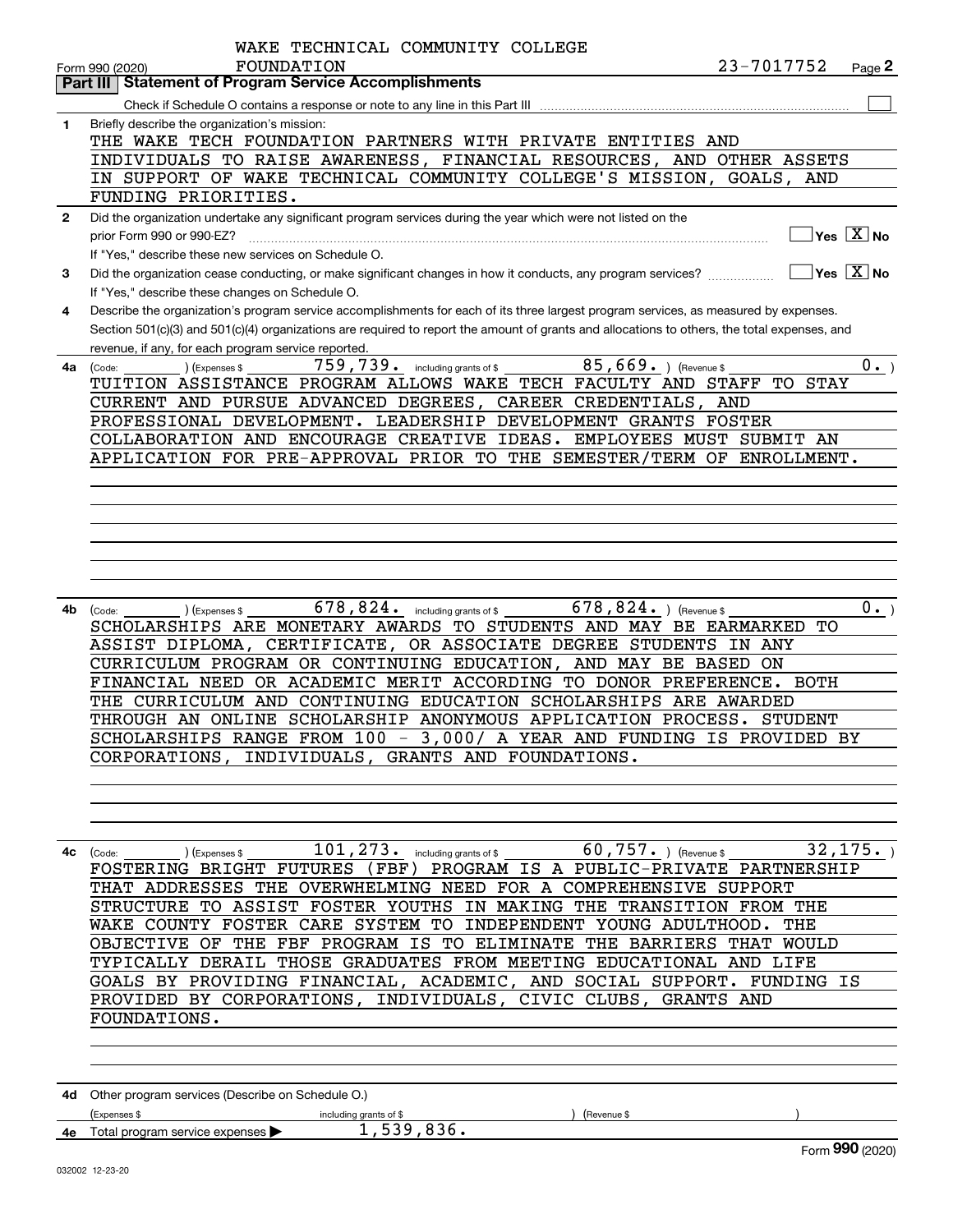WAKE TECHNICAL COMMUNITY COLLEGE FOUNDATION — 23-7017752

Form 990 (2020) Page **2**

## Part III Statement of Program Service Accomplishments

Check if Schedule O contains a response or note to any line in this Part III ☐

**1** Briefly describe the organization's mission:

THE WAKE TECH FOUNDATION PARTNERS WITH PRIVATE ENTITIES AND INDIVIDUALS TO RAISE AWARENESS, FINANCIAL RESOURCES, AND OTHER ASSETS IN SUPPORT OF WAKE TECHNICAL COMMUNITY COLLEGE'S MISSION, GOALS, AND FUNDING PRIORITIES.

**2** Did the organization undertake any significant program services during the year which were not listed on the prior Form 990 or 990-EZ? ☐ Yes ☒ No

If "Yes," describe these new services on Schedule O.

**3** Did the organization cease conducting, or make significant changes in how it conducts, any program services? ☐ Yes ☒ No

If "Yes," describe these changes on Schedule O.

**4** Describe the organization's program service accomplishments for each of its three largest program services, as measured by expenses. Section 501(c)(3) and 501(c)(4) organizations are required to report the amount of grants and allocations to others, the total expenses, and revenue, if any, for each program service reported.

**4a** (Code: ) (Expenses $ 759,739. including grants of $ 85,669. ) (Revenue $ 0. )

TUITION ASSISTANCE PROGRAM ALLOWS WAKE TECH FACULTY AND STAFF TO STAY CURRENT AND PURSUE ADVANCED DEGREES, CAREER CREDENTIALS, AND PROFESSIONAL DEVELOPMENT. LEADERSHIP DEVELOPMENT GRANTS FOSTER COLLABORATION AND ENCOURAGE CREATIVE IDEAS. EMPLOYEES MUST SUBMIT AN APPLICATION FOR PRE-APPROVAL PRIOR TO THE SEMESTER/TERM OF ENROLLMENT.

**4b** (Code: ) (Expenses $ 678,824. including grants of $ 678,824. ) (Revenue $ 0. )

SCHOLARSHIPS ARE MONETARY AWARDS TO STUDENTS AND MAY BE EARMARKED TO ASSIST DIPLOMA, CERTIFICATE, OR ASSOCIATE DEGREE STUDENTS IN ANY CURRICULUM PROGRAM OR CONTINUING EDUCATION, AND MAY BE BASED ON FINANCIAL NEED OR ACADEMIC MERIT ACCORDING TO DONOR PREFERENCE. BOTH THE CURRICULUM AND CONTINUING EDUCATION SCHOLARSHIPS ARE AWARDED THROUGH AN ONLINE SCHOLARSHIP ANONYMOUS APPLICATION PROCESS. STUDENT SCHOLARSHIPS RANGE FROM 100 - 3,000/ A YEAR AND FUNDING IS PROVIDED BY CORPORATIONS, INDIVIDUALS, GRANTS AND FOUNDATIONS.

**4c** (Code: ) (Expenses $ 101,273. including grants of $ 60,757. ) (Revenue $ 32,175. )

FOSTERING BRIGHT FUTURES (FBF) PROGRAM IS A PUBLIC-PRIVATE PARTNERSHIP THAT ADDRESSES THE OVERWHELMING NEED FOR A COMPREHENSIVE SUPPORT STRUCTURE TO ASSIST FOSTER YOUTHS IN MAKING THE TRANSITION FROM THE WAKE COUNTY FOSTER CARE SYSTEM TO INDEPENDENT YOUNG ADULTHOOD. THE OBJECTIVE OF THE FBF PROGRAM IS TO ELIMINATE THE BARRIERS THAT WOULD TYPICALLY DERAIL THOSE GRADUATES FROM MEETING EDUCATIONAL AND LIFE GOALS BY PROVIDING FINANCIAL, ACADEMIC, AND SOCIAL SUPPORT. FUNDING IS PROVIDED BY CORPORATIONS, INDIVIDUALS, CIVIC CLUBS, GRANTS AND FOUNDATIONS.

**4d** Other program services (Describe on Schedule O.)

(Expenses $ including grants of $ ) (Revenue $ )

**4e** Total program service expenses ▶ 1,539,836.

Form **990** (2020)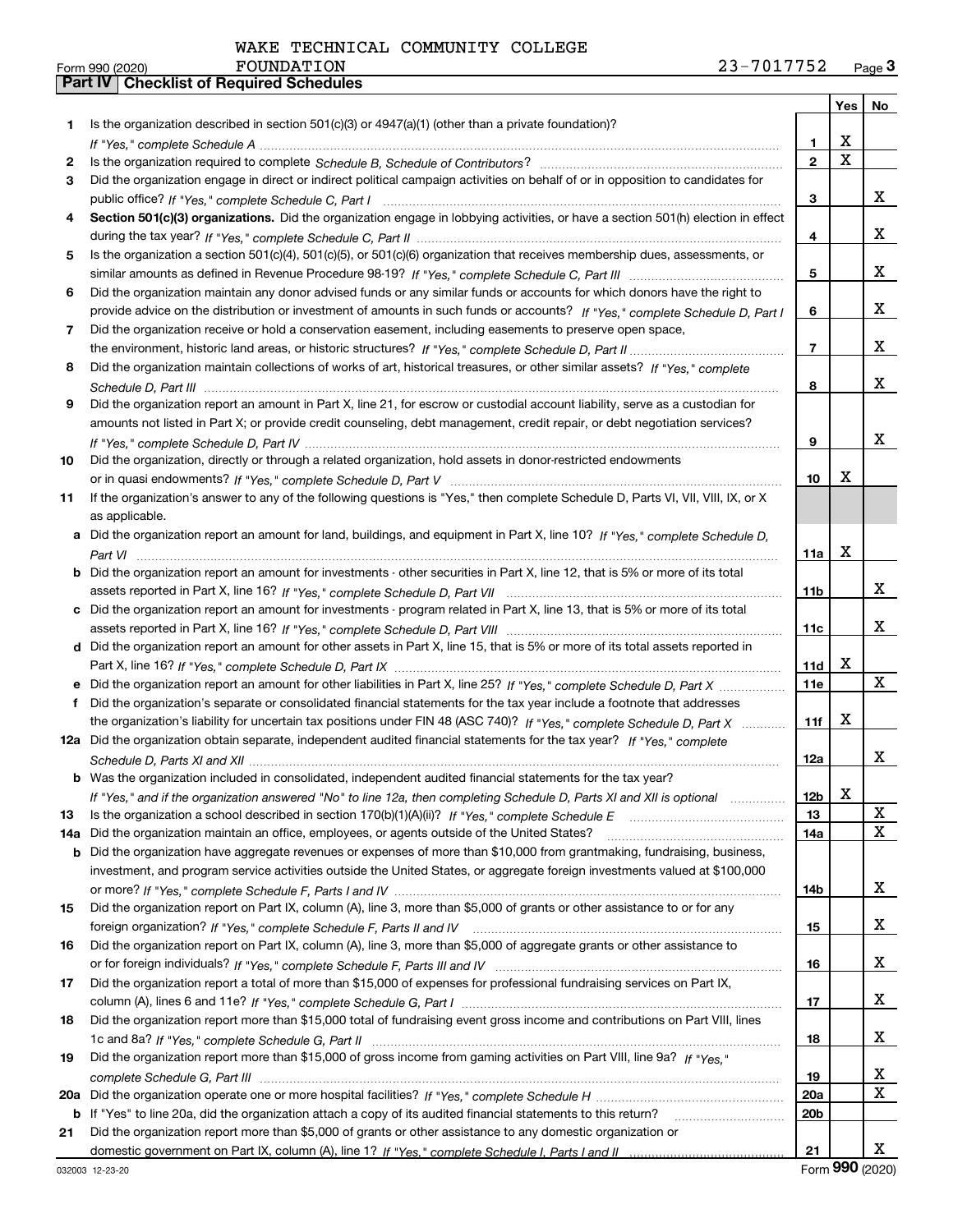WAKE TECHNICAL COMMUNITY COLLEGE FOUNDATION 23-7017752

Form 990 (2020)

## Part IV Checklist of Required Schedules

| | | | Yes | No |
|---|---|---|---|---|
| 1 | Is the organization described in section 501(c)(3) or 4947(a)(1) (other than a private foundation)? *If "Yes," complete Schedule A* | 1 | X | |
| 2 | Is the organization required to complete *Schedule B, Schedule of Contributors*? | 2 | X | |
| 3 | Did the organization engage in direct or indirect political campaign activities on behalf of or in opposition to candidates for public office? *If "Yes," complete Schedule C, Part I* | 3 | | X |
| 4 | **Section 501(c)(3) organizations.** Did the organization engage in lobbying activities, or have a section 501(h) election in effect during the tax year? *If "Yes," complete Schedule C, Part II* | 4 | | X |
| 5 | Is the organization a section 501(c)(4), 501(c)(5), or 501(c)(6) organization that receives membership dues, assessments, or similar amounts as defined in Revenue Procedure 98-19? *If "Yes," complete Schedule C, Part III* | 5 | | X |
| 6 | Did the organization maintain any donor advised funds or any similar funds or accounts for which donors have the right to provide advice on the distribution or investment of amounts in such funds or accounts? *If "Yes," complete Schedule D, Part I* | 6 | | X |
| 7 | Did the organization receive or hold a conservation easement, including easements to preserve open space, the environment, historic land areas, or historic structures? *If "Yes," complete Schedule D, Part II* | 7 | | X |
| 8 | Did the organization maintain collections of works of art, historical treasures, or other similar assets? *If "Yes," complete Schedule D, Part III* | 8 | | X |
| 9 | Did the organization report an amount in Part X, line 21, for escrow or custodial account liability, serve as a custodian for amounts not listed in Part X; or provide credit counseling, debt management, credit repair, or debt negotiation services? *If "Yes," complete Schedule D, Part IV* | 9 | | X |
| 10 | Did the organization, directly or through a related organization, hold assets in donor-restricted endowments or in quasi endowments? *If "Yes," complete Schedule D, Part V* | 10 | X | |
| 11 | If the organization's answer to any of the following questions is "Yes," then complete Schedule D, Parts VI, VII, VIII, IX, or X as applicable. | | | |
| a | Did the organization report an amount for land, buildings, and equipment in Part X, line 10? *If "Yes," complete Schedule D, Part VI* | 11a | X | |
| b | Did the organization report an amount for investments - other securities in Part X, line 12, that is 5% or more of its total assets reported in Part X, line 16? *If "Yes," complete Schedule D, Part VII* | 11b | | X |
| c | Did the organization report an amount for investments - program related in Part X, line 13, that is 5% or more of its total assets reported in Part X, line 16? *If "Yes," complete Schedule D, Part VIII* | 11c | | X |
| d | Did the organization report an amount for other assets in Part X, line 15, that is 5% or more of its total assets reported in Part X, line 16? *If "Yes," complete Schedule D, Part IX* | 11d | X | |
| e | Did the organization report an amount for other liabilities in Part X, line 25? *If "Yes," complete Schedule D, Part X* | 11e | | X |
| f | Did the organization's separate or consolidated financial statements for the tax year include a footnote that addresses the organization's liability for uncertain tax positions under FIN 48 (ASC 740)? *If "Yes," complete Schedule D, Part X* | 11f | X | |
| 12a | Did the organization obtain separate, independent audited financial statements for the tax year? *If "Yes," complete Schedule D, Parts XI and XII* | 12a | | X |
| b | Was the organization included in consolidated, independent audited financial statements for the tax year? *If "Yes," and if the organization answered "No" to line 12a, then completing Schedule D, Parts XI and XII is optional* | 12b | X | |
| 13 | Is the organization a school described in section 170(b)(1)(A)(ii)? *If "Yes," complete Schedule E* | 13 | | X |
| 14a | Did the organization maintain an office, employees, or agents outside of the United States? | 14a | | X |
| b | Did the organization have aggregate revenues or expenses of more than $10,000 from grantmaking, fundraising, business, investment, and program service activities outside the United States, or aggregate foreign investments valued at $100,000 or more? *If "Yes," complete Schedule F, Parts I and IV* | 14b | | X |
| 15 | Did the organization report on Part IX, column (A), line 3, more than $5,000 of grants or other assistance to or for any foreign organization? *If "Yes," complete Schedule F, Parts II and IV* | 15 | | X |
| 16 | Did the organization report on Part IX, column (A), line 3, more than $5,000 of aggregate grants or other assistance to or for foreign individuals? *If "Yes," complete Schedule F, Parts III and IV* | 16 | | X |
| 17 | Did the organization report a total of more than $15,000 of expenses for professional fundraising services on Part IX, column (A), lines 6 and 11e? *If "Yes," complete Schedule G, Part I* | 17 | | X |
| 18 | Did the organization report more than $15,000 total of fundraising event gross income and contributions on Part VIII, lines 1c and 8a? *If "Yes," complete Schedule G, Part II* | 18 | | X |
| 19 | Did the organization report more than $15,000 of gross income from gaming activities on Part VIII, line 9a? *If "Yes," complete Schedule G, Part III* | 19 | | X |
| 20a | Did the organization operate one or more hospital facilities? *If "Yes," complete Schedule H* | 20a | | X |
| b | If "Yes" to line 20a, did the organization attach a copy of its audited financial statements to this return? | 20b | | |
| 21 | Did the organization report more than $5,000 of grants or other assistance to any domestic organization or domestic government on Part IX, column (A), line 1? *If "Yes," complete Schedule I, Parts I and II* | 21 | | X |

032003 12-23-20 Form 990 (2020)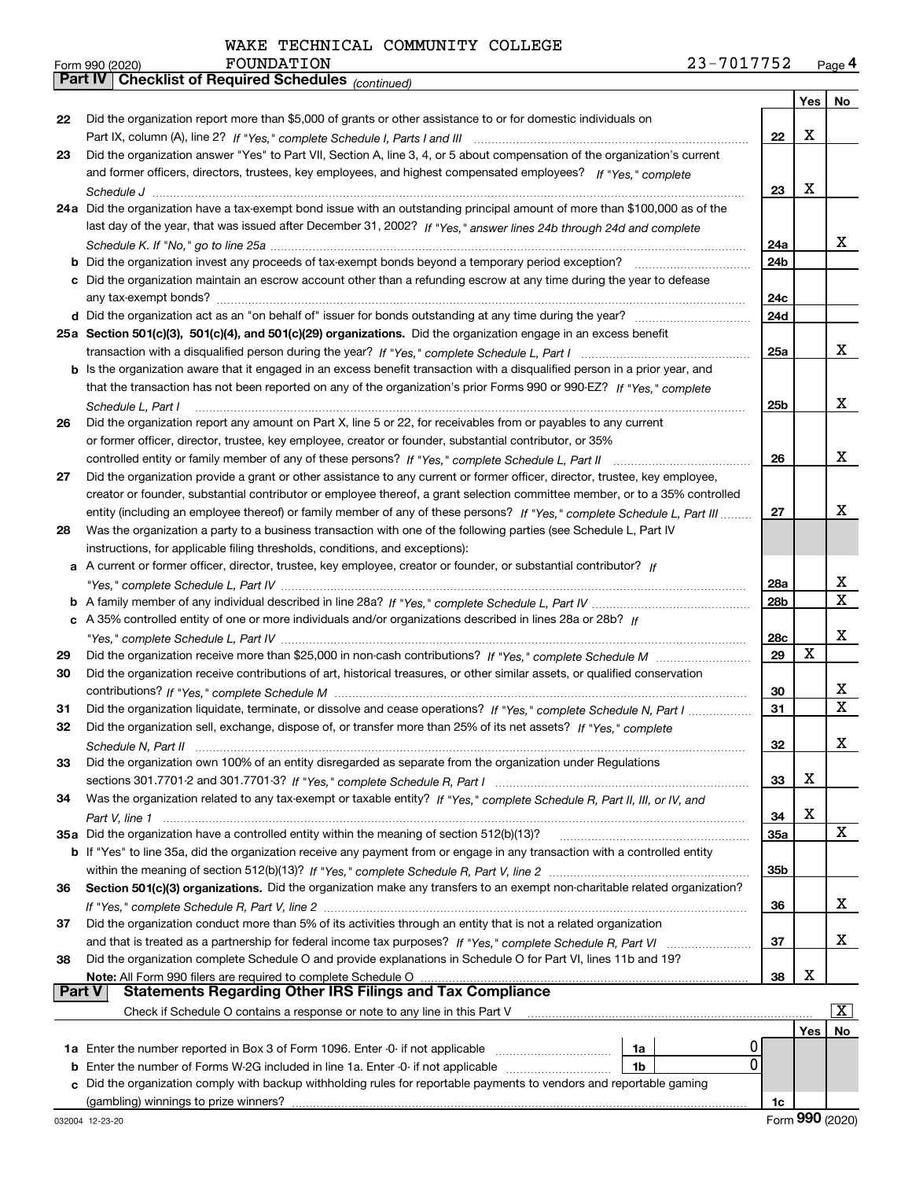WAKE TECHNICAL COMMUNITY COLLEGE FOUNDATION 23-7017752

Form 990 (2020) Page 4

**Part IV | Checklist of Required Schedules** *(continued)*

| | | | Yes | No |
|---|---|---|---|---|
| 22 | Did the organization report more than $5,000 of grants or other assistance to or for domestic individuals on Part IX, column (A), line 2? *If "Yes," complete Schedule I, Parts I and III* | 22 | X | |
| 23 | Did the organization answer "Yes" to Part VII, Section A, line 3, 4, or 5 about compensation of the organization's current and former officers, directors, trustees, key employees, and highest compensated employees? *If "Yes," complete Schedule J* | 23 | X | |
| 24a | Did the organization have a tax-exempt bond issue with an outstanding principal amount of more than $100,000 as of the last day of the year, that was issued after December 31, 2002? *If "Yes," answer lines 24b through 24d and complete Schedule K. If "No," go to line 25a* | 24a | | X |
| b | Did the organization invest any proceeds of tax-exempt bonds beyond a temporary period exception? | 24b | | |
| c | Did the organization maintain an escrow account other than a refunding escrow at any time during the year to defease any tax-exempt bonds? | 24c | | |
| d | Did the organization act as an "on behalf of" issuer for bonds outstanding at any time during the year? | 24d | | |
| 25a | **Section 501(c)(3), 501(c)(4), and 501(c)(29) organizations.** Did the organization engage in an excess benefit transaction with a disqualified person during the year? *If "Yes," complete Schedule L, Part I* | 25a | | X |
| b | Is the organization aware that it engaged in an excess benefit transaction with a disqualified person in a prior year, and that the transaction has not been reported on any of the organization's prior Forms 990 or 990-EZ? *If "Yes," complete Schedule L, Part I* | 25b | | X |
| 26 | Did the organization report any amount on Part X, line 5 or 22, for receivables from or payables to any current or former officer, director, trustee, key employee, creator or founder, substantial contributor, or 35% controlled entity or family member of any of these persons? *If "Yes," complete Schedule L, Part II* | 26 | | X |
| 27 | Did the organization provide a grant or other assistance to any current or former officer, director, trustee, key employee, creator or founder, substantial contributor or employee thereof, a grant selection committee member, or to a 35% controlled entity (including an employee thereof) or family member of any of these persons? *If "Yes," complete Schedule L, Part III* | 27 | | X |
| 28 | Was the organization a party to a business transaction with one of the following parties (see Schedule L, Part IV instructions, for applicable filing thresholds, conditions, and exceptions): | | | |
| a | A current or former officer, director, trustee, key employee, creator or founder, or substantial contributor? *If "Yes," complete Schedule L, Part IV* | 28a | | X |
| b | A family member of any individual described in line 28a? *If "Yes," complete Schedule L, Part IV* | 28b | | X |
| c | A 35% controlled entity of one or more individuals and/or organizations described in lines 28a or 28b? *If "Yes," complete Schedule L, Part IV* | 28c | | X |
| 29 | Did the organization receive more than $25,000 in non-cash contributions? *If "Yes," complete Schedule M* | 29 | X | |
| 30 | Did the organization receive contributions of art, historical treasures, or other similar assets, or qualified conservation contributions? *If "Yes," complete Schedule M* | 30 | | X |
| 31 | Did the organization liquidate, terminate, or dissolve and cease operations? *If "Yes," complete Schedule N, Part I* | 31 | | X |
| 32 | Did the organization sell, exchange, dispose of, or transfer more than 25% of its net assets? *If "Yes," complete Schedule N, Part II* | 32 | | X |
| 33 | Did the organization own 100% of an entity disregarded as separate from the organization under Regulations sections 301.7701-2 and 301.7701-3? *If "Yes," complete Schedule R, Part I* | 33 | X | |
| 34 | Was the organization related to any tax-exempt or taxable entity? *If "Yes," complete Schedule R, Part II, III, or IV, and Part V, line 1* | 34 | X | |
| 35a | Did the organization have a controlled entity within the meaning of section 512(b)(13)? | 35a | | X |
| b | If "Yes" to line 35a, did the organization receive any payment from or engage in any transaction with a controlled entity within the meaning of section 512(b)(13)? *If "Yes," complete Schedule R, Part V, line 2* | 35b | | |
| 36 | **Section 501(c)(3) organizations.** Did the organization make any transfers to an exempt non-charitable related organization? *If "Yes," complete Schedule R, Part V, line 2* | 36 | | X |
| 37 | Did the organization conduct more than 5% of its activities through an entity that is not a related organization and that is treated as a partnership for federal income tax purposes? *If "Yes," complete Schedule R, Part VI* | 37 | | X |
| 38 | Did the organization complete Schedule O and provide explanations in Schedule O for Part VI, lines 11b and 19? **Note:** All Form 990 filers are required to complete Schedule O | 38 | X | |

**Part V | Statements Regarding Other IRS Filings and Tax Compliance**

Check if Schedule O contains a response or note to any line in this Part V [X]

| | | | | | Yes | No |
|---|---|---|---|---|---|---|
| 1a | Enter the number reported in Box 3 of Form 1096. Enter -0- if not applicable | 1a | 0 | | | |
| b | Enter the number of Forms W-2G included in line 1a. Enter -0- if not applicable | 1b | 0 | | | |
| c | Did the organization comply with backup withholding rules for reportable payments to vendors and reportable gaming (gambling) winnings to prize winners? | | | 1c | | |

032004 12-23-20 Form **990** (2020)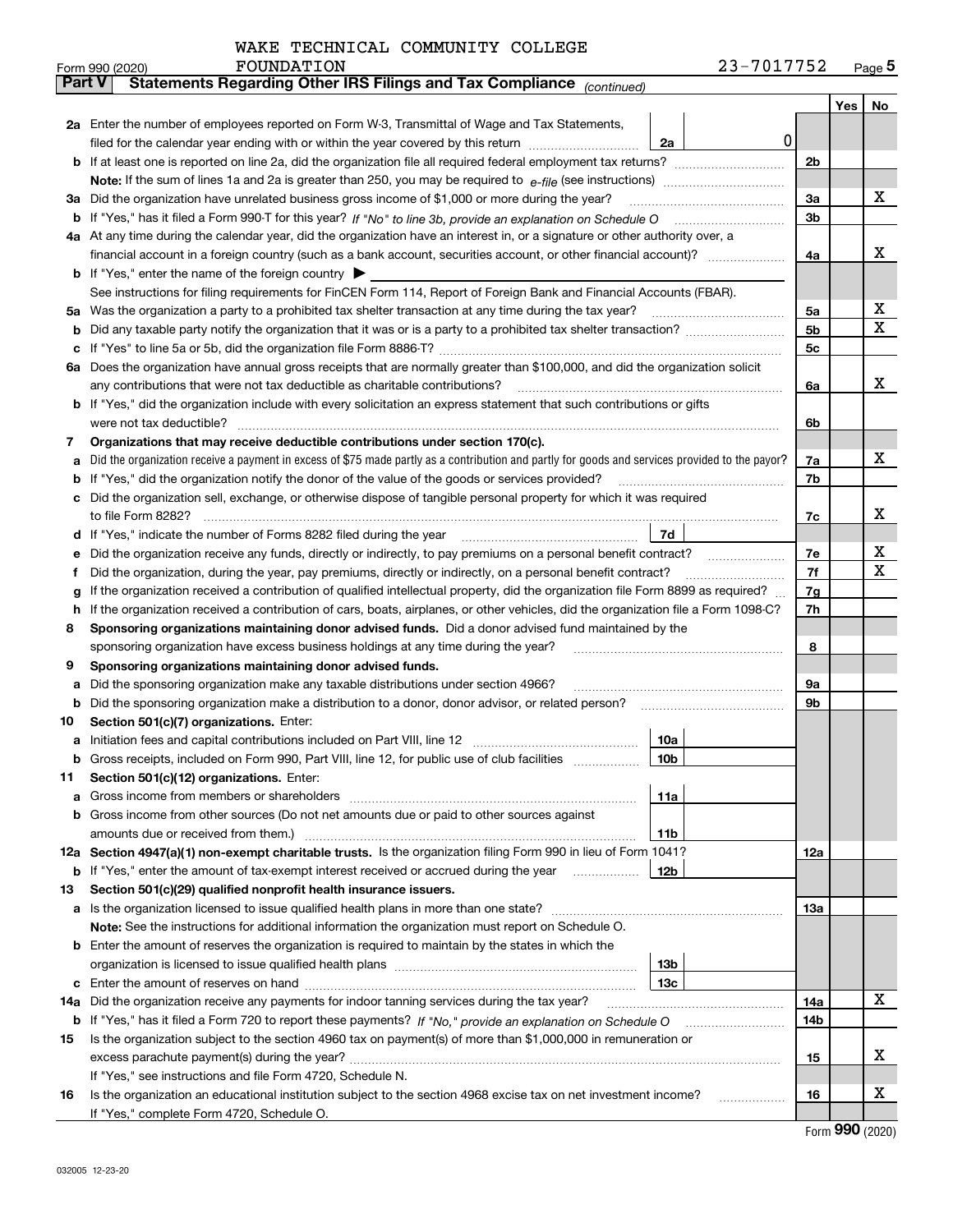WAKE TECHNICAL COMMUNITY COLLEGE FOUNDATION 23-7017752

Form 990 (2020) Page 5

**Part V Statements Regarding Other IRS Filings and Tax Compliance** *(continued)*

| | | | | Yes | No |
|---|---|---|---|---|---|
| **2a** | Enter the number of employees reported on Form W-3, Transmittal of Wage and Tax Statements, filed for the calendar year ending with or within the year covered by this return | 2a 0 | | | |
| **b** | If at least one is reported on line 2a, did the organization file all required federal employment tax returns? | | 2b | | |
| | **Note:** If the sum of lines 1a and 2a is greater than 250, you may be required to *e-file* (see instructions) | | | | |
| **3a** | Did the organization have unrelated business gross income of $1,000 or more during the year? | | 3a | | X |
| **b** | If "Yes," has it filed a Form 990-T for this year? *If "No" to line 3b, provide an explanation on Schedule O* | | 3b | | |
| **4a** | At any time during the calendar year, did the organization have an interest in, or a signature or other authority over, a financial account in a foreign country (such as a bank account, securities account, or other financial account)? | | 4a | | X |
| **b** | If "Yes," enter the name of the foreign country ▶ | | | | |
| | See instructions for filing requirements for FinCEN Form 114, Report of Foreign Bank and Financial Accounts (FBAR). | | | | |
| **5a** | Was the organization a party to a prohibited tax shelter transaction at any time during the tax year? | | 5a | | X |
| **b** | Did any taxable party notify the organization that it was or is a party to a prohibited tax shelter transaction? | | 5b | | X |
| **c** | If "Yes" to line 5a or 5b, did the organization file Form 8886-T? | | 5c | | |
| **6a** | Does the organization have annual gross receipts that are normally greater than $100,000, and did the organization solicit any contributions that were not tax deductible as charitable contributions? | | 6a | | X |
| **b** | If "Yes," did the organization include with every solicitation an express statement that such contributions or gifts were not tax deductible? | | 6b | | |
| **7** | **Organizations that may receive deductible contributions under section 170(c).** | | | | |
| **a** | Did the organization receive a payment in excess of $75 made partly as a contribution and partly for goods and services provided to the payor? | | 7a | | X |
| **b** | If "Yes," did the organization notify the donor of the value of the goods or services provided? | | 7b | | |
| **c** | Did the organization sell, exchange, or otherwise dispose of tangible personal property for which it was required to file Form 8282? | | 7c | | X |
| **d** | If "Yes," indicate the number of Forms 8282 filed during the year | 7d | | | |
| **e** | Did the organization receive any funds, directly or indirectly, to pay premiums on a personal benefit contract? | | 7e | | X |
| **f** | Did the organization, during the year, pay premiums, directly or indirectly, on a personal benefit contract? | | 7f | | X |
| **g** | If the organization received a contribution of qualified intellectual property, did the organization file Form 8899 as required? | | 7g | | |
| **h** | If the organization received a contribution of cars, boats, airplanes, or other vehicles, did the organization file a Form 1098-C? | | 7h | | |
| **8** | **Sponsoring organizations maintaining donor advised funds.** Did a donor advised fund maintained by the sponsoring organization have excess business holdings at any time during the year? | | 8 | | |
| **9** | **Sponsoring organizations maintaining donor advised funds.** | | | | |
| **a** | Did the sponsoring organization make any taxable distributions under section 4966? | | 9a | | |
| **b** | Did the sponsoring organization make a distribution to a donor, donor advisor, or related person? | | 9b | | |
| **10** | **Section 501(c)(7) organizations.** Enter: | | | | |
| **a** | Initiation fees and capital contributions included on Part VIII, line 12 | 10a | | | |
| **b** | Gross receipts, included on Form 990, Part VIII, line 12, for public use of club facilities | 10b | | | |
| **11** | **Section 501(c)(12) organizations.** Enter: | | | | |
| **a** | Gross income from members or shareholders | 11a | | | |
| **b** | Gross income from other sources (Do not net amounts due or paid to other sources against amounts due or received from them.) | 11b | | | |
| **12a** | **Section 4947(a)(1) non-exempt charitable trusts.** Is the organization filing Form 990 in lieu of Form 1041? | | 12a | | |
| **b** | If "Yes," enter the amount of tax-exempt interest received or accrued during the year | 12b | | | |
| **13** | **Section 501(c)(29) qualified nonprofit health insurance issuers.** | | | | |
| **a** | Is the organization licensed to issue qualified health plans in more than one state? | | 13a | | |
| | **Note:** See the instructions for additional information the organization must report on Schedule O. | | | | |
| **b** | Enter the amount of reserves the organization is required to maintain by the states in which the organization is licensed to issue qualified health plans | 13b | | | |
| **c** | Enter the amount of reserves on hand | 13c | | | |
| **14a** | Did the organization receive any payments for indoor tanning services during the tax year? | | 14a | | X |
| **b** | If "Yes," has it filed a Form 720 to report these payments? *If "No," provide an explanation on Schedule O* | | 14b | | |
| **15** | Is the organization subject to the section 4960 tax on payment(s) of more than $1,000,000 in remuneration or excess parachute payment(s) during the year? | | 15 | | X |
| | If "Yes," see instructions and file Form 4720, Schedule N. | | | | |
| **16** | Is the organization an educational institution subject to the section 4968 excise tax on net investment income? | | 16 | | X |
| | If "Yes," complete Form 4720, Schedule O. | | | | |

Form **990** (2020)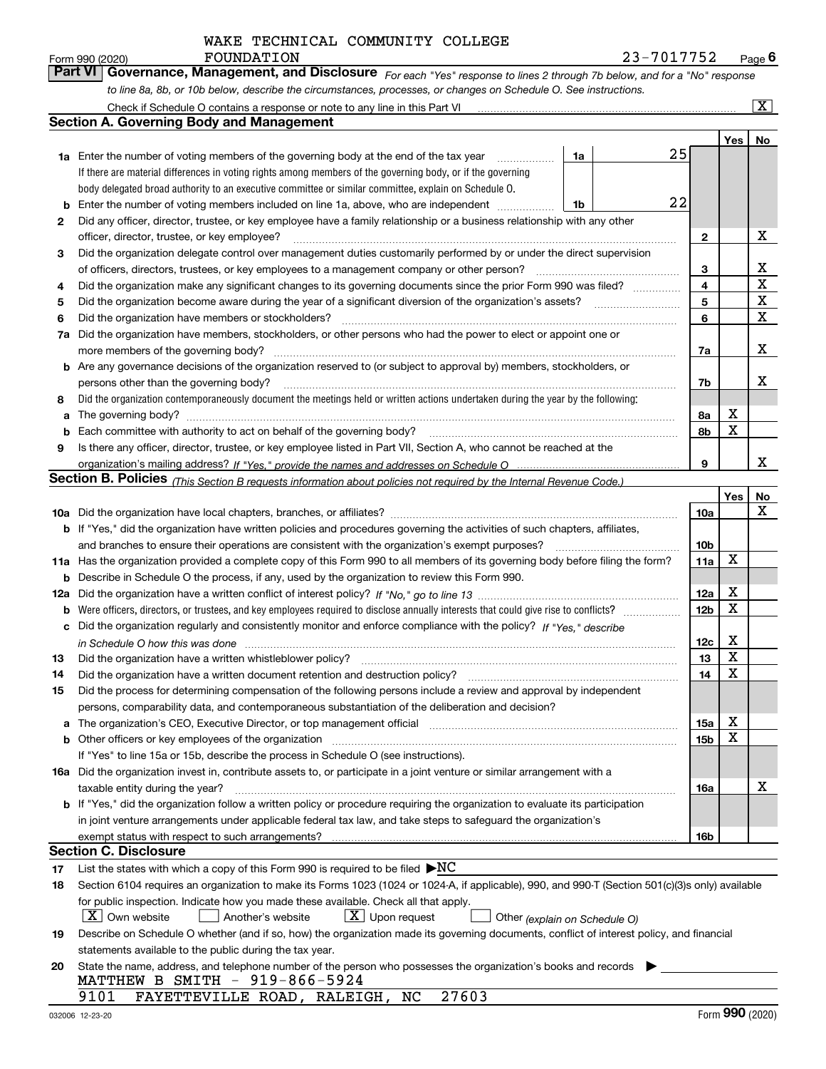WAKE TECHNICAL COMMUNITY COLLEGE FOUNDATION

Form 990 (2020) 23-7017752 Page 6

**Part VI Governance, Management, and Disclosure** *For each "Yes" response to lines 2 through 7b below, and for a "No" response to line 8a, 8b, or 10b below, describe the circumstances, processes, or changes on Schedule O. See instructions.*

Check if Schedule O contains a response or note to any line in this Part VI .......... [X]

## Section A. Governing Body and Management

| | | | | | Yes | No |
|---|---|---|---|---|---|---|
| **1a** | Enter the number of voting members of the governing body at the end of the tax year ........ If there are material differences in voting rights among members of the governing body, or if the governing body delegated broad authority to an executive committee or similar committee, explain on Schedule O. | 1a | 25 | | | |
| **b** | Enter the number of voting members included on line 1a, above, who are independent ........ | 1b | 22 | | | |
| **2** | Did any officer, director, trustee, or key employee have a family relationship or a business relationship with any other officer, director, trustee, or key employee? | | | 2 | | X |
| **3** | Did the organization delegate control over management duties customarily performed by or under the direct supervision of officers, directors, trustees, or key employees to a management company or other person? | | | 3 | | X |
| **4** | Did the organization make any significant changes to its governing documents since the prior Form 990 was filed? | | | 4 | | X |
| **5** | Did the organization become aware during the year of a significant diversion of the organization's assets? | | | 5 | | X |
| **6** | Did the organization have members or stockholders? | | | 6 | | X |
| **7a** | Did the organization have members, stockholders, or other persons who had the power to elect or appoint one or more members of the governing body? | | | 7a | | X |
| **b** | Are any governance decisions of the organization reserved to (or subject to approval by) members, stockholders, or persons other than the governing body? | | | 7b | | X |
| **8** | Did the organization contemporaneously document the meetings held or written actions undertaken during the year by the following: | | | | | |
| **a** | The governing body? | | | 8a | X | |
| **b** | Each committee with authority to act on behalf of the governing body? | | | 8b | X | |
| **9** | Is there any officer, director, trustee, or key employee listed in Part VII, Section A, who cannot be reached at the organization's mailing address? *If "Yes," provide the names and addresses on Schedule O* | | | 9 | | X |

## Section B. Policies *(This Section B requests information about policies not required by the Internal Revenue Code.)*

| | | | Yes | No |
|---|---|---|---|---|
| **10a** | Did the organization have local chapters, branches, or affiliates? | 10a | | X |
| **b** | If "Yes," did the organization have written policies and procedures governing the activities of such chapters, affiliates, and branches to ensure their operations are consistent with the organization's exempt purposes? | 10b | | |
| **11a** | Has the organization provided a complete copy of this Form 990 to all members of its governing body before filing the form? | 11a | X | |
| **b** | Describe in Schedule O the process, if any, used by the organization to review this Form 990. | | | |
| **12a** | Did the organization have a written conflict of interest policy? *If "No," go to line 13* | 12a | X | |
| **b** | Were officers, directors, or trustees, and key employees required to disclose annually interests that could give rise to conflicts? | 12b | X | |
| **c** | Did the organization regularly and consistently monitor and enforce compliance with the policy? *If "Yes," describe in Schedule O how this was done* | 12c | X | |
| **13** | Did the organization have a written whistleblower policy? | 13 | X | |
| **14** | Did the organization have a written document retention and destruction policy? | 14 | X | |
| **15** | Did the process for determining compensation of the following persons include a review and approval by independent persons, comparability data, and contemporaneous substantiation of the deliberation and decision? | | | |
| **a** | The organization's CEO, Executive Director, or top management official | 15a | X | |
| **b** | Other officers or key employees of the organization | 15b | X | |
| | If "Yes" to line 15a or 15b, describe the process in Schedule O (see instructions). | | | |
| **16a** | Did the organization invest in, contribute assets to, or participate in a joint venture or similar arrangement with a taxable entity during the year? | 16a | | X |
| **b** | If "Yes," did the organization follow a written policy or procedure requiring the organization to evaluate its participation in joint venture arrangements under applicable federal tax law, and take steps to safeguard the organization's exempt status with respect to such arrangements? | 16b | | |

## Section C. Disclosure

**17** List the states with which a copy of this Form 990 is required to be filed ▶NC

**18** Section 6104 requires an organization to make its Forms 1023 (1024 or 1024-A, if applicable), 990, and 990-T (Section 501(c)(3)s only) available for public inspection. Indicate how you made these available. Check all that apply.

[X] Own website [ ] Another's website [X] Upon request [ ] Other *(explain on Schedule O)*

**19** Describe on Schedule O whether (and if so, how) the organization made its governing documents, conflict of interest policy, and financial statements available to the public during the tax year.

**20** State the name, address, and telephone number of the person who possesses the organization's books and records ▶

MATTHEW B SMITH - 919-866-5924
9101 FAYETTEVILLE ROAD, RALEIGH, NC 27603

032006 12-23-20 Form **990** (2020)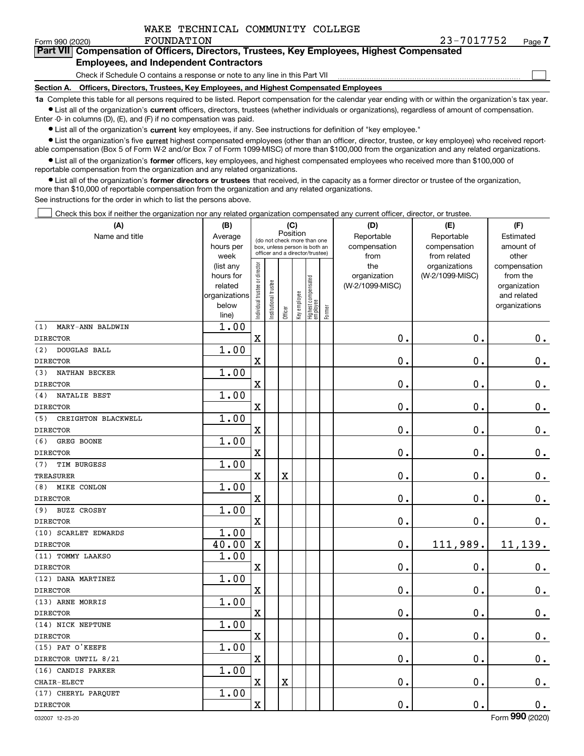WAKE TECHNICAL COMMUNITY COLLEGE FOUNDATION 23-7017752

Form 990 (2020) Page 7

## Part VII Compensation of Officers, Directors, Trustees, Key Employees, Highest Compensated Employees, and Independent Contractors

Check if Schedule O contains a response or note to any line in this Part VII

### Section A. Officers, Directors, Trustees, Key Employees, and Highest Compensated Employees

**1a** Complete this table for all persons required to be listed. Report compensation for the calendar year ending with or within the organization's tax year.

- List all of the organization's **current** officers, directors, trustees (whether individuals or organizations), regardless of amount of compensation. Enter -0- in columns (D), (E), and (F) if no compensation was paid.
- List all of the organization's **current** key employees, if any. See instructions for definition of "key employee."
- List the organization's five **current** highest compensated employees (other than an officer, director, trustee, or key employee) who received reportable compensation (Box 5 of Form W-2 and/or Box 7 of Form 1099-MISC) of more than $100,000 from the organization and any related organizations.
- List all of the organization's **former** officers, key employees, and highest compensated employees who received more than $100,000 of reportable compensation from the organization and any related organizations.
- List all of the organization's **former directors or trustees** that received, in the capacity as a former director or trustee of the organization, more than $10,000 of reportable compensation from the organization and any related organizations.

See instructions for the order in which to list the persons above.

Check this box if neither the organization nor any related organization compensated any current officer, director, or trustee.

| (A) Name and title | (B) Average hours per week (list any hours for related organizations below line) | (C) Position: Individual trustee or director | Institutional trustee | Officer | Key employee | Highest compensated employee | Former | (D) Reportable compensation from the organization (W-2/1099-MISC) | (E) Reportable compensation from related organizations (W-2/1099-MISC) | (F) Estimated amount of other compensation from the organization and related organizations |
|---|---|---|---|---|---|---|---|---|---|---|
| (1) MARY-ANN BALDWIN<br>DIRECTOR | 1.00 | X | | | | | | 0. | 0. | 0. |
| (2) DOUGLAS BALL<br>DIRECTOR | 1.00 | X | | | | | | 0. | 0. | 0. |
| (3) NATHAN BECKER<br>DIRECTOR | 1.00 | X | | | | | | 0. | 0. | 0. |
| (4) NATALIE BEST<br>DIRECTOR | 1.00 | X | | | | | | 0. | 0. | 0. |
| (5) CREIGHTON BLACKWELL<br>DIRECTOR | 1.00 | X | | | | | | 0. | 0. | 0. |
| (6) GREG BOONE<br>DIRECTOR | 1.00 | X | | | | | | 0. | 0. | 0. |
| (7) TIM BURGESS<br>TREASURER | 1.00 | X | | X | | | | 0. | 0. | 0. |
| (8) MIKE CONLON<br>DIRECTOR | 1.00 | X | | | | | | 0. | 0. | 0. |
| (9) BUZZ CROSBY<br>DIRECTOR | 1.00 | X | | | | | | 0. | 0. | 0. |
| (10) SCARLET EDWARDS<br>DIRECTOR | 1.00<br>40.00 | X | | | | | | 0. | 111,989. | 11,139. |
| (11) TOMMY LAAKSO<br>DIRECTOR | 1.00 | X | | | | | | 0. | 0. | 0. |
| (12) DANA MARTINEZ<br>DIRECTOR | 1.00 | X | | | | | | 0. | 0. | 0. |
| (13) ARNE MORRIS<br>DIRECTOR | 1.00 | X | | | | | | 0. | 0. | 0. |
| (14) NICK NEPTUNE<br>DIRECTOR | 1.00 | X | | | | | | 0. | 0. | 0. |
| (15) PAT O'KEEFE<br>DIRECTOR UNTIL 8/21 | 1.00 | X | | | | | | 0. | 0. | 0. |
| (16) CANDIS PARKER<br>CHAIR-ELECT | 1.00 | X | | X | | | | 0. | 0. | 0. |
| (17) CHERYL PARQUET<br>DIRECTOR | 1.00 | X | | | | | | 0. | 0. | 0. |

032007 12-23-20 Form 990 (2020)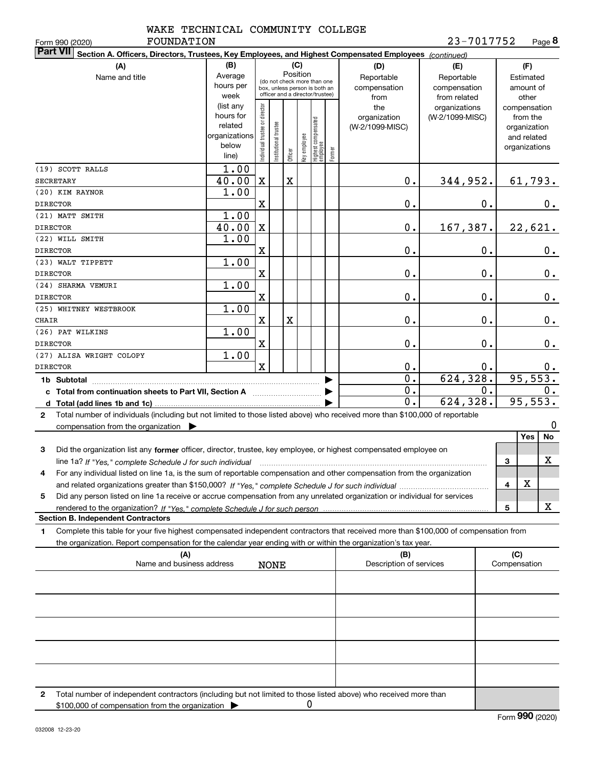WAKE TECHNICAL COMMUNITY COLLEGE FOUNDATION

Form 990 (2020) 23-7017752 Page **8**

**Part VII** Section A. Officers, Directors, Trustees, Key Employees, and Highest Compensated Employees *(continued)*

| (A) Name and title | (B) Average hours per week (list any hours for related organizations below line) | (C) Position: Individual trustee or director | Institutional trustee | Officer | Key employee | Highest compensated employee | Former | (D) Reportable compensation from the organization (W-2/1099-MISC) | (E) Reportable compensation from related organizations (W-2/1099-MISC) | (F) Estimated amount of other compensation from the organization and related organizations |
|---|---|---|---|---|---|---|---|---|---|---|
| (19) SCOTT RALLS<br>SECRETARY | 1.00<br>40.00 | X | | X | | | | 0. | 344,952. | 61,793. |
| (20) KIM RAYNOR<br>DIRECTOR | 1.00 | X | | | | | | 0. | 0. | 0. |
| (21) MATT SMITH<br>DIRECTOR | 1.00<br>40.00 | X | | | | | | 0. | 167,387. | 22,621. |
| (22) WILL SMITH<br>DIRECTOR | 1.00 | X | | | | | | 0. | 0. | 0. |
| (23) WALT TIPPETT<br>DIRECTOR | 1.00 | X | | | | | | 0. | 0. | 0. |
| (24) SHARMA VEMURI<br>DIRECTOR | 1.00 | X | | | | | | 0. | 0. | 0. |
| (25) WHITNEY WESTBROOK<br>CHAIR | 1.00 | X | | X | | | | 0. | 0. | 0. |
| (26) PAT WILKINS<br>DIRECTOR | 1.00 | X | | | | | | 0. | 0. | 0. |
| (27) ALISA WRIGHT COLOPY<br>DIRECTOR | 1.00 | X | | | | | | 0. | 0. | 0. |
| **1b Subtotal** | | | | | | | | 0. | 624,328. | 95,553. |
| **c Total from continuation sheets to Part VII, Section A** | | | | | | | | 0. | 0. | 0. |
| **d Total (add lines 1b and 1c)** | | | | | | | | 0. | 624,328. | 95,553. |

**2** Total number of individuals (including but not limited to those listed above) who received more than $100,000 of reportable compensation from the organization ▶ 0

| | | Yes | No |
|---|---|---|---|
| **3** Did the organization list any **former** officer, director, trustee, key employee, or highest compensated employee on line 1a? *If "Yes," complete Schedule J for such individual* | 3 | | X |
| **4** For any individual listed on line 1a, is the sum of reportable compensation and other compensation from the organization and related organizations greater than $150,000? *If "Yes," complete Schedule J for such individual* | 4 | X | |
| **5** Did any person listed on line 1a receive or accrue compensation from any unrelated organization or individual for services rendered to the organization? *If "Yes," complete Schedule J for such person* | 5 | | X |

**Section B. Independent Contractors**

**1** Complete this table for your five highest compensated independent contractors that received more than $100,000 of compensation from the organization. Report compensation for the calendar year ending with or within the organization's tax year.

| (A) Name and business address | (B) Description of services | (C) Compensation |
|---|---|---|
| NONE | | |
| | | |
| | | |
| | | |
| | | |

**2** Total number of independent contractors (including but not limited to those listed above) who received more than $100,000 of compensation from the organization ▶ 0

Form **990** (2020)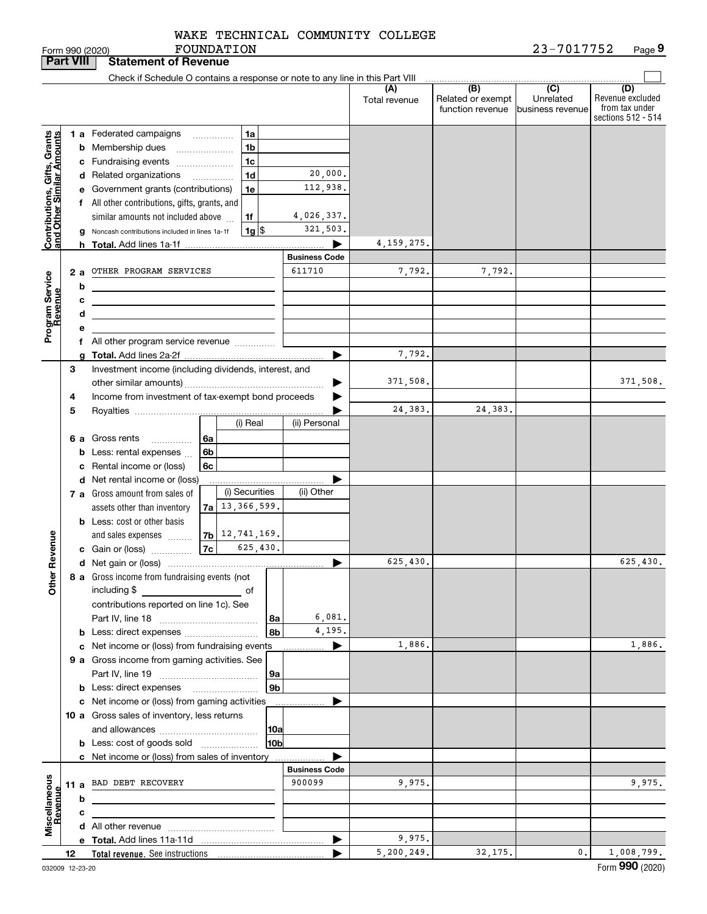Form 990 (2020) WAKE TECHNICAL COMMUNITY COLLEGE FOUNDATION 23-7017752 Page **9**

**Part VIII Statement of Revenue**

Check if Schedule O contains a response or note to any line in this Part VIII

| | | | | (A) Total revenue | (B) Related or exempt function revenue | (C) Unrelated business revenue | (D) Revenue excluded from tax under sections 512 - 514 |
|---|---|---|---|---|---|---|---|
| **Contributions, Gifts, Grants and Other Similar Amounts** | 1 a Federated campaigns | 1a | | | | | |
| | b Membership dues | 1b | | | | | |
| | c Fundraising events | 1c | | | | | |
| | d Related organizations | 1d | 20,000. | | | | |
| | e Government grants (contributions) | 1e | 112,938. | | | | |
| | f All other contributions, gifts, grants, and similar amounts not included above | 1f | 4,026,337. | | | | |
| | g Noncash contributions included in lines 1a-1f | 1g $ | 321,503. | | | | |
| | h **Total.** Add lines 1a-1f | | | 4,159,275. | | | |
| **Program Service Revenue** | | | **Business Code** | | | | |
| | 2 a OTHER PROGRAM SERVICES | | 611710 | 7,792. | 7,792. | | |
| | b | | | | | | |
| | c | | | | | | |
| | d | | | | | | |
| | e | | | | | | |
| | f All other program service revenue | | | | | | |
| | g **Total.** Add lines 2a-2f | | | 7,792. | | | |
| **Other Revenue** | 3 Investment income (including dividends, interest, and other similar amounts) | | | 371,508. | | | 371,508. |
| | 4 Income from investment of tax-exempt bond proceeds | | | | | | |
| | 5 Royalties | | | 24,383. | 24,383. | | |
| | | (i) Real | (ii) Personal | | | | |
| | 6 a Gross rents 6a | | | | | | |
| | b Less: rental expenses 6b | | | | | | |
| | c Rental income or (loss) 6c | | | | | | |
| | d Net rental income or (loss) | | | | | | |
| | | (i) Securities | (ii) Other | | | | |
| | 7 a Gross amount from sales of assets other than inventory 7a | 13,366,599. | | | | | |
| | b Less: cost or other basis and sales expenses 7b | 12,741,169. | | | | | |
| | c Gain or (loss) 7c | 625,430. | | | | | |
| | d Net gain or (loss) | | | 625,430. | | | 625,430. |
| | 8 a Gross income from fundraising events (not including $ of contributions reported on line 1c). See Part IV, line 18 | 8a | 6,081. | | | | |
| | b Less: direct expenses | 8b | 4,195. | | | | |
| | c Net income or (loss) from fundraising events | | | 1,886. | | | 1,886. |
| | 9 a Gross income from gaming activities. See Part IV, line 19 | 9a | | | | | |
| | b Less: direct expenses | 9b | | | | | |
| | c Net income or (loss) from gaming activities | | | | | | |
| | 10 a Gross sales of inventory, less returns and allowances | 10a | | | | | |
| | b Less: cost of goods sold | 10b | | | | | |
| | c Net income or (loss) from sales of inventory | | | | | | |
| **Miscellaneous Revenue** | | | **Business Code** | | | | |
| | 11 a BAD DEBT RECOVERY | | 900099 | 9,975. | | | 9,975. |
| | b | | | | | | |
| | c | | | | | | |
| | d All other revenue | | | | | | |
| | e **Total.** Add lines 11a-11d | | | 9,975. | | | |
| | 12 **Total revenue.** See instructions | | | 5,200,249. | 32,175. | 0. | 1,008,799. |

032009 12-23-20 Form **990** (2020)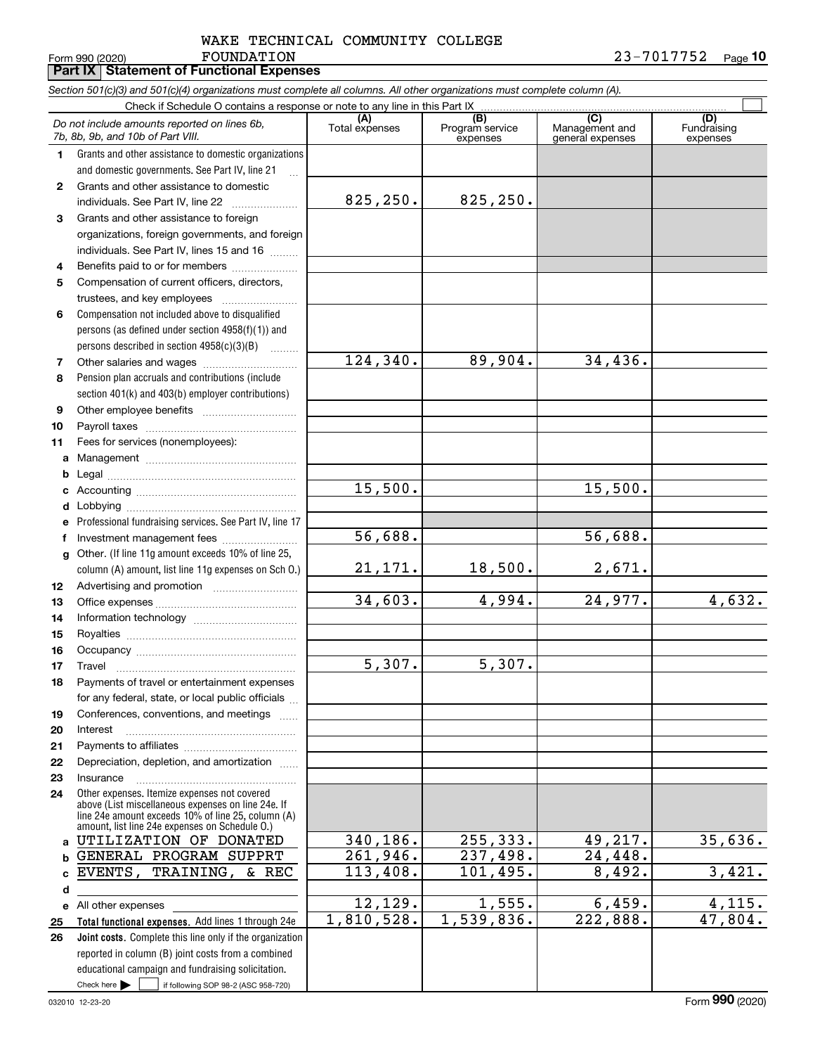WAKE TECHNICAL COMMUNITY COLLEGE
Form 990 (2020) FOUNDATION 23-7017752 Page **10**

## Part IX Statement of Functional Expenses

*Section 501(c)(3) and 501(c)(4) organizations must complete all columns. All other organizations must complete column (A).*

Check if Schedule O contains a response or note to any line in this Part IX ☐

| | *Do not include amounts reported on lines 6b, 7b, 8b, 9b, and 10b of Part VIII.* | (A) Total expenses | (B) Program service expenses | (C) Management and general expenses | (D) Fundraising expenses |
|---|---|---|---|---|---|
| 1 | Grants and other assistance to domestic organizations and domestic governments. See Part IV, line 21 | | | | |
| 2 | Grants and other assistance to domestic individuals. See Part IV, line 22 | 825,250. | 825,250. | | |
| 3 | Grants and other assistance to foreign organizations, foreign governments, and foreign individuals. See Part IV, lines 15 and 16 | | | | |
| 4 | Benefits paid to or for members | | | | |
| 5 | Compensation of current officers, directors, trustees, and key employees | | | | |
| 6 | Compensation not included above to disqualified persons (as defined under section 4958(f)(1)) and persons described in section 4958(c)(3)(B) | | | | |
| 7 | Other salaries and wages | 124,340. | 89,904. | 34,436. | |
| 8 | Pension plan accruals and contributions (include section 401(k) and 403(b) employer contributions) | | | | |
| 9 | Other employee benefits | | | | |
| 10 | Payroll taxes | | | | |
| 11 | Fees for services (nonemployees): | | | | |
| a | Management | | | | |
| b | Legal | | | | |
| c | Accounting | 15,500. | | 15,500. | |
| d | Lobbying | | | | |
| e | Professional fundraising services. See Part IV, line 17 | | | | |
| f | Investment management fees | 56,688. | | 56,688. | |
| g | Other. (If line 11g amount exceeds 10% of line 25, column (A) amount, list line 11g expenses on Sch O.) | 21,171. | 18,500. | 2,671. | |
| 12 | Advertising and promotion | | | | |
| 13 | Office expenses | 34,603. | 4,994. | 24,977. | 4,632. |
| 14 | Information technology | | | | |
| 15 | Royalties | | | | |
| 16 | Occupancy | | | | |
| 17 | Travel | 5,307. | 5,307. | | |
| 18 | Payments of travel or entertainment expenses for any federal, state, or local public officials | | | | |
| 19 | Conferences, conventions, and meetings | | | | |
| 20 | Interest | | | | |
| 21 | Payments to affiliates | | | | |
| 22 | Depreciation, depletion, and amortization | | | | |
| 23 | Insurance | | | | |
| 24 | Other expenses. Itemize expenses not covered above (List miscellaneous expenses on line 24e. If line 24e amount exceeds 10% of line 25, column (A) amount, list line 24e expenses on Schedule O.) | | | | |
| a | UTILIZATION OF DONATED | 340,186. | 255,333. | 49,217. | 35,636. |
| b | GENERAL PROGRAM SUPPRT | 261,946. | 237,498. | 24,448. | |
| c | EVENTS, TRAINING, & REC | 113,408. | 101,495. | 8,492. | 3,421. |
| d | | | | | |
| e | All other expenses | 12,129. | 1,555. | 6,459. | 4,115. |
| 25 | **Total functional expenses.** Add lines 1 through 24e | 1,810,528. | 1,539,836. | 222,888. | 47,804. |
| 26 | **Joint costs.** Complete this line only if the organization reported in column (B) joint costs from a combined educational campaign and fundraising solicitation. Check here ☐ if following SOP 98-2 (ASC 958-720) | | | | |

032010 12-23-20 Form **990** (2020)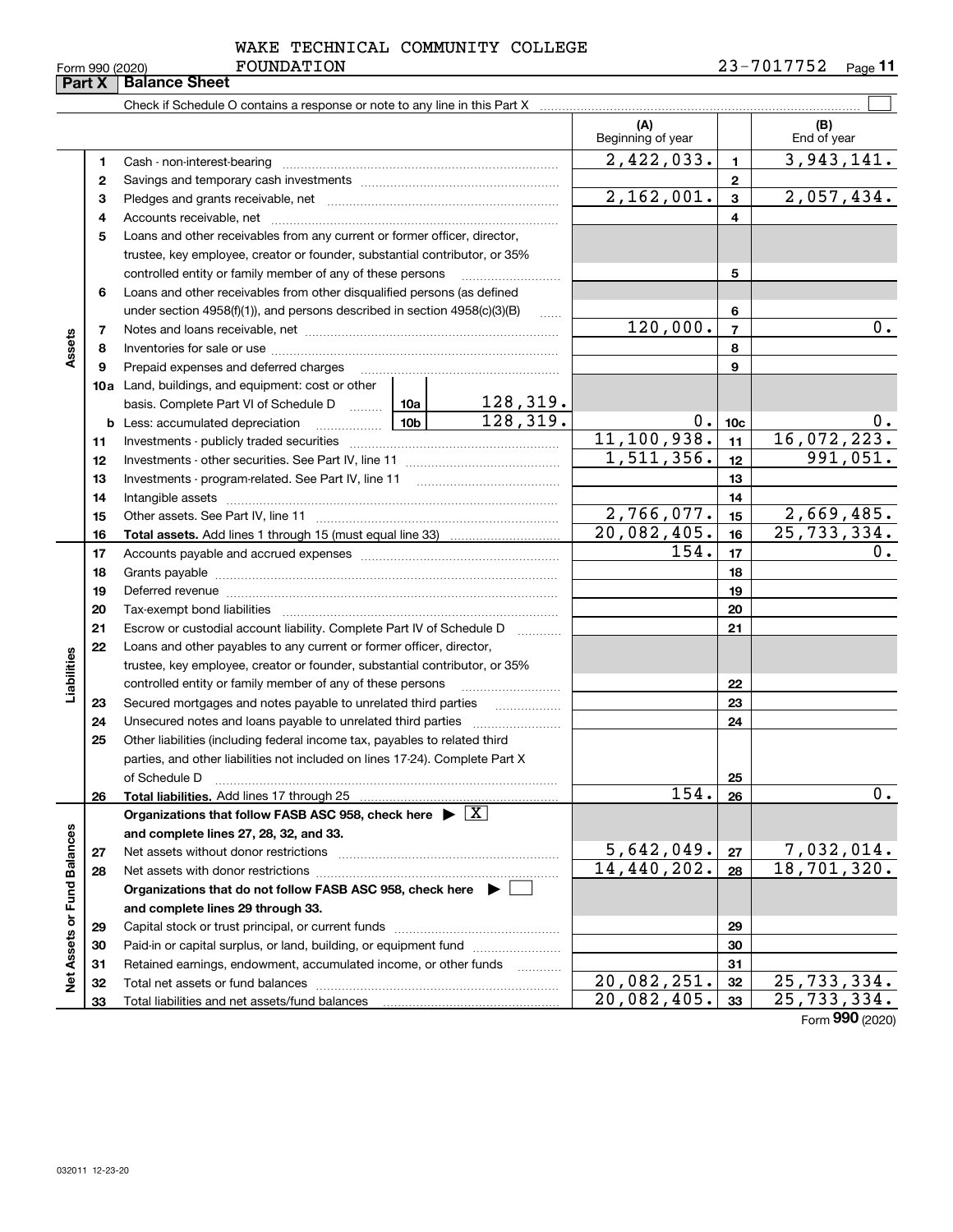WAKE TECHNICAL COMMUNITY COLLEGE FOUNDATION

Form 990 (2020) 23-7017752

## Part X Balance Sheet

Check if Schedule O contains a response or note to any line in this Part X ☐

| Section | Line | Description | | | (A) Beginning of year | | (B) End of year |
|---|---|---|---|---|---|---|---|
| Assets | 1 | Cash - non-interest-bearing | | | 2,422,033. | 1 | 3,943,141. |
| | 2 | Savings and temporary cash investments | | | | 2 | |
| | 3 | Pledges and grants receivable, net | | | 2,162,001. | 3 | 2,057,434. |
| | 4 | Accounts receivable, net | | | | 4 | |
| | 5 | Loans and other receivables from any current or former officer, director, trustee, key employee, creator or founder, substantial contributor, or 35% controlled entity or family member of any of these persons | | | | 5 | |
| | 6 | Loans and other receivables from other disqualified persons (as defined under section 4958(f)(1)), and persons described in section 4958(c)(3)(B) | | | | 6 | |
| | 7 | Notes and loans receivable, net | | | 120,000. | 7 | 0. |
| | 8 | Inventories for sale or use | | | | 8 | |
| | 9 | Prepaid expenses and deferred charges | | | | 9 | |
| | 10a | Land, buildings, and equipment: cost or other basis. Complete Part VI of Schedule D | 10a | 128,319. | | | |
| | b | Less: accumulated depreciation | 10b | 128,319. | 0. | 10c | 0. |
| | 11 | Investments - publicly traded securities | | | 11,100,938. | 11 | 16,072,223. |
| | 12 | Investments - other securities. See Part IV, line 11 | | | 1,511,356. | 12 | 991,051. |
| | 13 | Investments - program-related. See Part IV, line 11 | | | | 13 | |
| | 14 | Intangible assets | | | | 14 | |
| | 15 | Other assets. See Part IV, line 11 | | | 2,766,077. | 15 | 2,669,485. |
| | 16 | **Total assets.** Add lines 1 through 15 (must equal line 33) | | | 20,082,405. | 16 | 25,733,334. |
| Liabilities | 17 | Accounts payable and accrued expenses | | | 154. | 17 | 0. |
| | 18 | Grants payable | | | | 18 | |
| | 19 | Deferred revenue | | | | 19 | |
| | 20 | Tax-exempt bond liabilities | | | | 20 | |
| | 21 | Escrow or custodial account liability. Complete Part IV of Schedule D | | | | 21 | |
| | 22 | Loans and other payables to any current or former officer, director, trustee, key employee, creator or founder, substantial contributor, or 35% controlled entity or family member of any of these persons | | | | 22 | |
| | 23 | Secured mortgages and notes payable to unrelated third parties | | | | 23 | |
| | 24 | Unsecured notes and loans payable to unrelated third parties | | | | 24 | |
| | 25 | Other liabilities (including federal income tax, payables to related third parties, and other liabilities not included on lines 17-24). Complete Part X of Schedule D | | | | 25 | |
| | 26 | **Total liabilities.** Add lines 17 through 25 | | | 154. | 26 | 0. |
| Net Assets or Fund Balances | | **Organizations that follow FASB ASC 958, check here ▶ ☒ and complete lines 27, 28, 32, and 33.** | | | | | |
| | 27 | Net assets without donor restrictions | | | 5,642,049. | 27 | 7,032,014. |
| | 28 | Net assets with donor restrictions | | | 14,440,202. | 28 | 18,701,320. |
| | | **Organizations that do not follow FASB ASC 958, check here ▶ ☐ and complete lines 29 through 33.** | | | | | |
| | 29 | Capital stock or trust principal, or current funds | | | | 29 | |
| | 30 | Paid-in or capital surplus, or land, building, or equipment fund | | | | 30 | |
| | 31 | Retained earnings, endowment, accumulated income, or other funds | | | | 31 | |
| | 32 | Total net assets or fund balances | | | 20,082,251. | 32 | 25,733,334. |
| | 33 | Total liabilities and net assets/fund balances | | | 20,082,405. | 33 | 25,733,334. |

Form **990** (2020)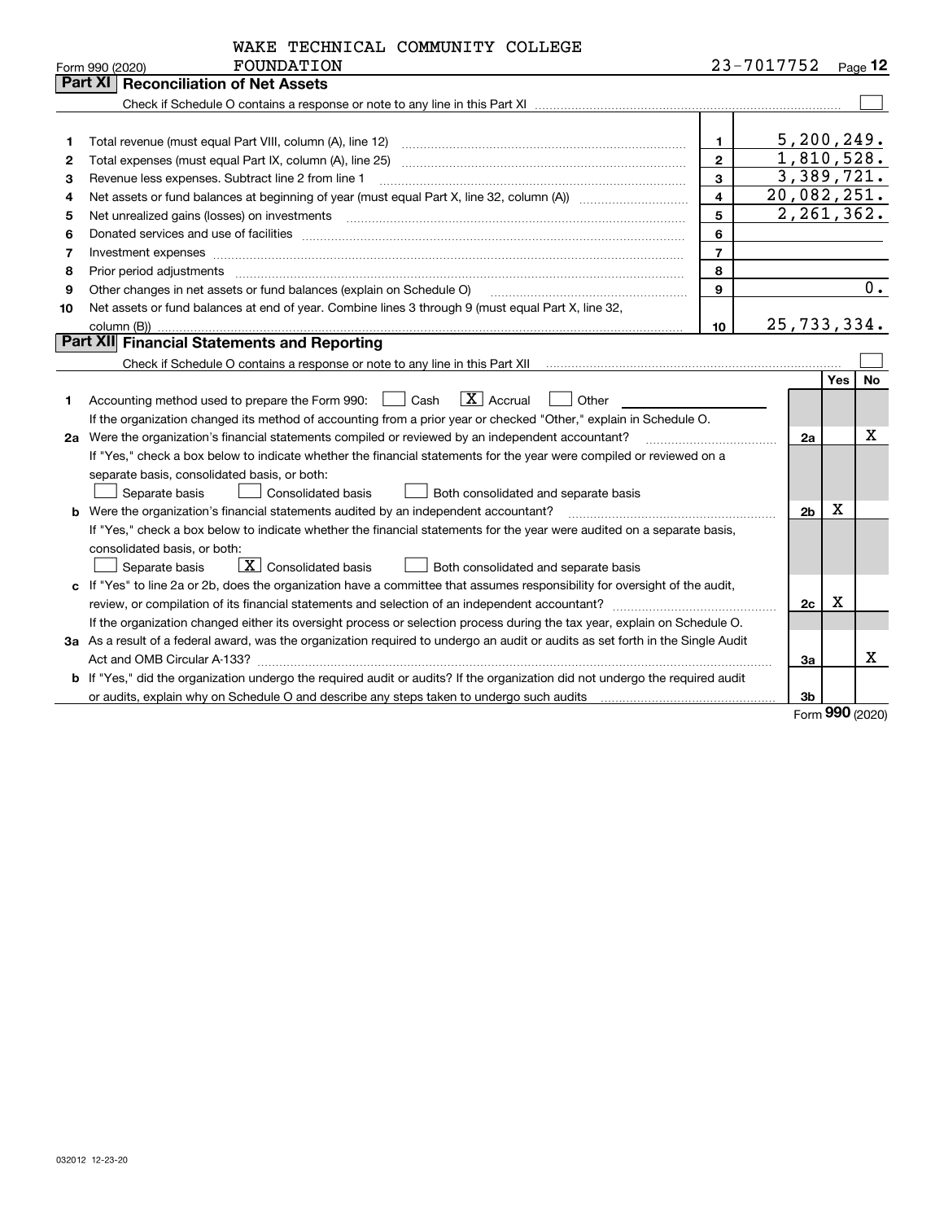WAKE TECHNICAL COMMUNITY COLLEGE FOUNDATION 23-7017752

Form 990 (2020)

## Part XI Reconciliation of Net Assets

Check if Schedule O contains a response or note to any line in this Part XI ☐

| | | | |
|---|---|---|---|
| 1 | Total revenue (must equal Part VIII, column (A), line 12) | 1 | 5,200,249. |
| 2 | Total expenses (must equal Part IX, column (A), line 25) | 2 | 1,810,528. |
| 3 | Revenue less expenses. Subtract line 2 from line 1 | 3 | 3,389,721. |
| 4 | Net assets or fund balances at beginning of year (must equal Part X, line 32, column (A)) | 4 | 20,082,251. |
| 5 | Net unrealized gains (losses) on investments | 5 | 2,261,362. |
| 6 | Donated services and use of facilities | 6 | |
| 7 | Investment expenses | 7 | |
| 8 | Prior period adjustments | 8 | |
| 9 | Other changes in net assets or fund balances (explain on Schedule O) | 9 | 0. |
| 10 | Net assets or fund balances at end of year. Combine lines 3 through 9 (must equal Part X, line 32, column (B)) | 10 | 25,733,334. |

## Part XII Financial Statements and Reporting

Check if Schedule O contains a response or note to any line in this Part XII ☐

| | | | Yes | No |
|---|---|---|---|---|
| 1 | Accounting method used to prepare the Form 990: ☐ Cash ☒ Accrual ☐ Other<br>If the organization changed its method of accounting from a prior year or checked "Other," explain in Schedule O. | | | |
| 2a | Were the organization's financial statements compiled or reviewed by an independent accountant?<br>If "Yes," check a box below to indicate whether the financial statements for the year were compiled or reviewed on a separate basis, consolidated basis, or both:<br>☐ Separate basis ☐ Consolidated basis ☐ Both consolidated and separate basis | 2a | | X |
| b | Were the organization's financial statements audited by an independent accountant?<br>If "Yes," check a box below to indicate whether the financial statements for the year were audited on a separate basis, consolidated basis, or both:<br>☐ Separate basis ☒ Consolidated basis ☐ Both consolidated and separate basis | 2b | X | |
| c | If "Yes" to line 2a or 2b, does the organization have a committee that assumes responsibility for oversight of the audit, review, or compilation of its financial statements and selection of an independent accountant?<br>If the organization changed either its oversight process or selection process during the tax year, explain on Schedule O. | 2c | X | |
| 3a | As a result of a federal award, was the organization required to undergo an audit or audits as set forth in the Single Audit Act and OMB Circular A-133? | 3a | | X |
| b | If "Yes," did the organization undergo the required audit or audits? If the organization did not undergo the required audit or audits, explain why on Schedule O and describe any steps taken to undergo such audits | 3b | | |

Form 990 (2020)

032012 12-23-20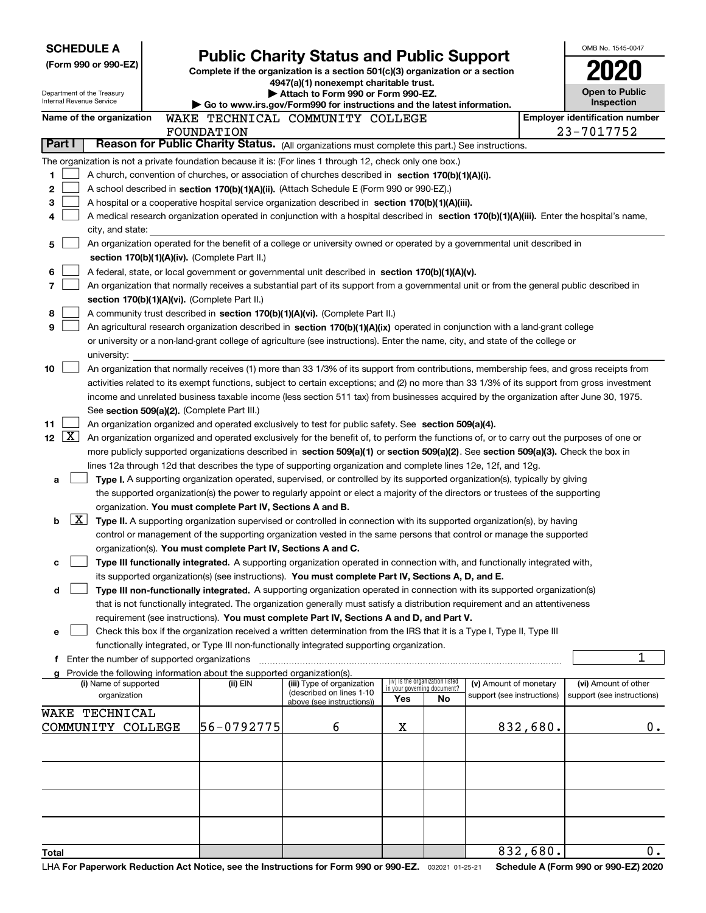**SCHEDULE A**
**(Form 990 or 990-EZ)**

Department of the Treasury
Internal Revenue Service

# Public Charity Status and Public Support

**Complete if the organization is a section 501(c)(3) organization or a section 4947(a)(1) nonexempt charitable trust.**
**▶ Attach to Form 990 or Form 990-EZ.**
**▶ Go to www.irs.gov/Form990 for instructions and the latest information.**

OMB No. 1545-0047
**2020**
**Open to Public Inspection**

**Name of the organization:** WAKE TECHNICAL COMMUNITY COLLEGE FOUNDATION
**Employer identification number:** 23-7017752

## Part I — Reason for Public Charity Status. (All organizations must complete this part.) See instructions.

The organization is not a private foundation because it is: (For lines 1 through 12, check only one box.)

1. [ ] A church, convention of churches, or association of churches described in **section 170(b)(1)(A)(i).**
2. [ ] A school described in **section 170(b)(1)(A)(ii).** (Attach Schedule E (Form 990 or 990-EZ).)
3. [ ] A hospital or a cooperative hospital service organization described in **section 170(b)(1)(A)(iii).**
4. [ ] A medical research organization operated in conjunction with a hospital described in **section 170(b)(1)(A)(iii).** Enter the hospital's name, city, and state:
5. [ ] An organization operated for the benefit of a college or university owned or operated by a governmental unit described in **section 170(b)(1)(A)(iv).** (Complete Part II.)
6. [ ] A federal, state, or local government or governmental unit described in **section 170(b)(1)(A)(v).**
7. [ ] An organization that normally receives a substantial part of its support from a governmental unit or from the general public described in **section 170(b)(1)(A)(vi).** (Complete Part II.)
8. [ ] A community trust described in **section 170(b)(1)(A)(vi).** (Complete Part II.)
9. [ ] An agricultural research organization described in **section 170(b)(1)(A)(ix)** operated in conjunction with a land-grant college or university or a non-land-grant college of agriculture (see instructions). Enter the name, city, and state of the college or university:
10. [ ] An organization that normally receives (1) more than 33 1/3% of its support from contributions, membership fees, and gross receipts from activities related to its exempt functions, subject to certain exceptions; and (2) no more than 33 1/3% of its support from gross investment income and unrelated business taxable income (less section 511 tax) from businesses acquired by the organization after June 30, 1975. See **section 509(a)(2).** (Complete Part III.)
11. [ ] An organization organized and operated exclusively to test for public safety. See **section 509(a)(4).**
12. [X] An organization organized and operated exclusively for the benefit of, to perform the functions of, or to carry out the purposes of one or more publicly supported organizations described in **section 509(a)(1)** or **section 509(a)(2)**. See **section 509(a)(3).** Check the box in lines 12a through 12d that describes the type of supporting organization and complete lines 12e, 12f, and 12g.
   - **a** [ ] **Type I.** A supporting organization operated, supervised, or controlled by its supported organization(s), typically by giving the supported organization(s) the power to regularly appoint or elect a majority of the directors or trustees of the supporting organization. **You must complete Part IV, Sections A and B.**
   - **b** [X] **Type II.** A supporting organization supervised or controlled in connection with its supported organization(s), by having control or management of the supporting organization vested in the same persons that control or manage the supported organization(s). **You must complete Part IV, Sections A and C.**
   - **c** [ ] **Type III functionally integrated.** A supporting organization operated in connection with, and functionally integrated with, its supported organization(s) (see instructions). **You must complete Part IV, Sections A, D, and E.**
   - **d** [ ] **Type III non-functionally integrated.** A supporting organization operated in connection with its supported organization(s) that is not functionally integrated. The organization generally must satisfy a distribution requirement and an attentiveness requirement (see instructions). **You must complete Part IV, Sections A and D, and Part V.**
   - **e** [ ] Check this box if the organization received a written determination from the IRS that it is a Type I, Type II, Type III functionally integrated, or Type III non-functionally integrated supporting organization.
   - **f** Enter the number of supported organizations: 1
   - **g** Provide the following information about the supported organization(s).

| (i) Name of supported organization | (ii) EIN | (iii) Type of organization (described on lines 1-10 above (see instructions)) | (iv) Is the organization listed in your governing document? Yes | No | (v) Amount of monetary support (see instructions) | (vi) Amount of other support (see instructions) |
|---|---|---|---|---|---|---|
| WAKE TECHNICAL COMMUNITY COLLEGE | 56-0792775 | 6 | X | | 832,680. | 0. |
| | | | | | | |
| | | | | | | |
| | | | | | | |
| | | | | | | |
| **Total** | | | | | 832,680. | 0. |

LHA **For Paperwork Reduction Act Notice, see the Instructions for Form 990 or 990-EZ.** 032021 01-25-21 **Schedule A (Form 990 or 990-EZ) 2020**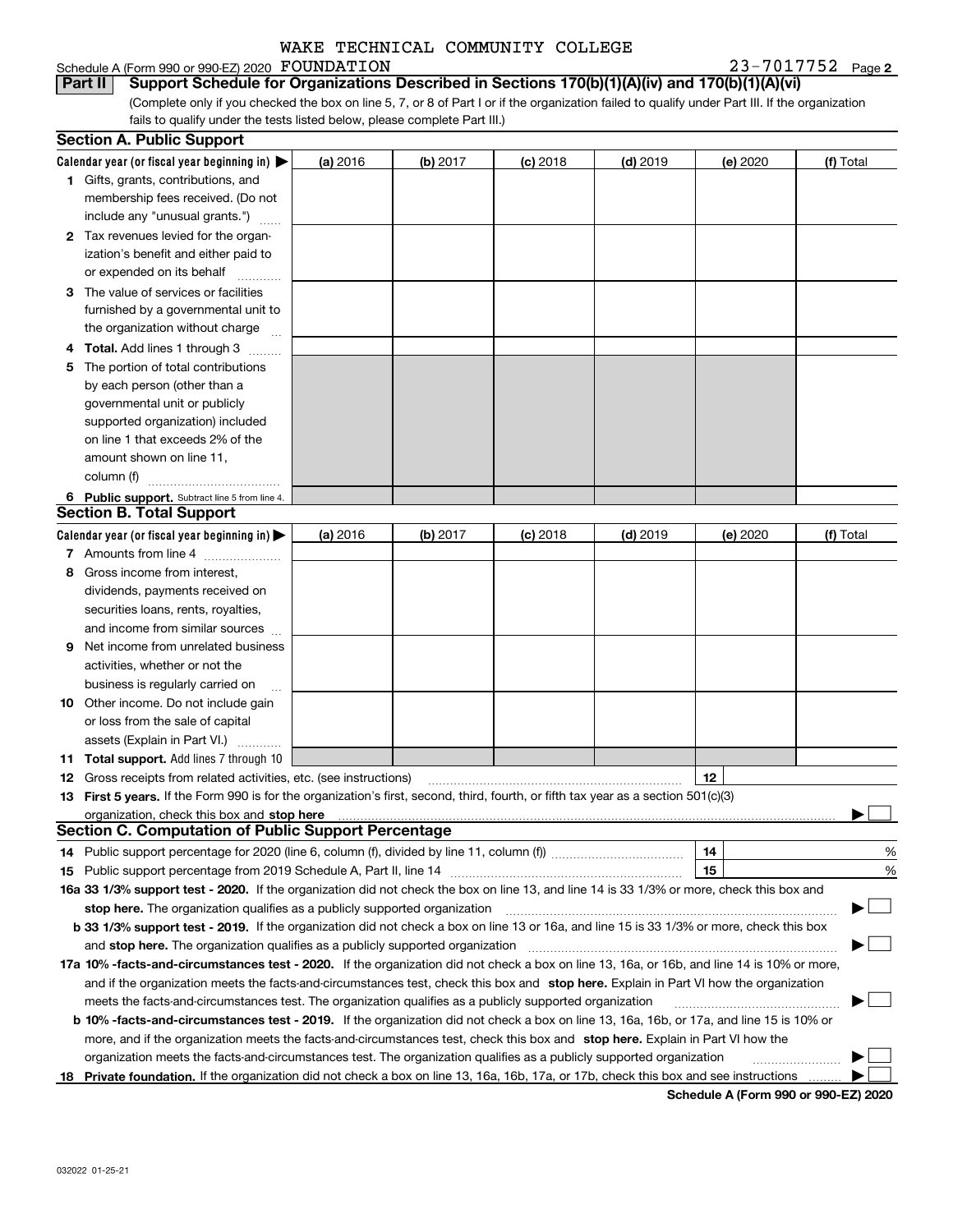WAKE TECHNICAL COMMUNITY COLLEGE

Schedule A (Form 990 or 990-EZ) 2020 FOUNDATION 23-7017752 Page 2

**Part II Support Schedule for Organizations Described in Sections 170(b)(1)(A)(iv) and 170(b)(1)(A)(vi)**

(Complete only if you checked the box on line 5, 7, or 8 of Part I or if the organization failed to qualify under Part III. If the organization fails to qualify under the tests listed below, please complete Part III.)

### Section A. Public Support

| Calendar year (or fiscal year beginning in) ▶ | (a) 2016 | (b) 2017 | (c) 2018 | (d) 2019 | (e) 2020 | (f) Total |
|---|---|---|---|---|---|---|
| 1 Gifts, grants, contributions, and membership fees received. (Do not include any "unusual grants.") | | | | | | |
| 2 Tax revenues levied for the organization's benefit and either paid to or expended on its behalf | | | | | | |
| 3 The value of services or facilities furnished by a governmental unit to the organization without charge | | | | | | |
| 4 **Total.** Add lines 1 through 3 | | | | | | |
| 5 The portion of total contributions by each person (other than a governmental unit or publicly supported organization) included on line 1 that exceeds 2% of the amount shown on line 11, column (f) | | | | | | |
| 6 **Public support.** Subtract line 5 from line 4. | | | | | | |

### Section B. Total Support

| Calendar year (or fiscal year beginning in) ▶ | (a) 2016 | (b) 2017 | (c) 2018 | (d) 2019 | (e) 2020 | (f) Total |
|---|---|---|---|---|---|---|
| 7 Amounts from line 4 | | | | | | |
| 8 Gross income from interest, dividends, payments received on securities loans, rents, royalties, and income from similar sources | | | | | | |
| 9 Net income from unrelated business activities, whether or not the business is regularly carried on | | | | | | |
| 10 Other income. Do not include gain or loss from the sale of capital assets (Explain in Part VI.) | | | | | | |
| 11 **Total support.** Add lines 7 through 10 | | | | | | |

**12** Gross receipts from related activities, etc. (see instructions) | **12** |

**13 First 5 years.** If the Form 990 is for the organization's first, second, third, fourth, or fifth tax year as a section 501(c)(3) organization, check this box and **stop here** ▶ ☐

### Section C. Computation of Public Support Percentage

**14** Public support percentage for 2020 (line 6, column (f), divided by line 11, column (f)) | **14** | %

**15** Public support percentage from 2019 Schedule A, Part II, line 14 | **15** | %

**16a 33 1/3% support test - 2020.** If the organization did not check the box on line 13, and line 14 is 33 1/3% or more, check this box and **stop here.** The organization qualifies as a publicly supported organization ▶ ☐

**b 33 1/3% support test - 2019.** If the organization did not check a box on line 13 or 16a, and line 15 is 33 1/3% or more, check this box and **stop here.** The organization qualifies as a publicly supported organization ▶ ☐

**17a 10% -facts-and-circumstances test - 2020.** If the organization did not check a box on line 13, 16a, or 16b, and line 14 is 10% or more, and if the organization meets the facts-and-circumstances test, check this box and **stop here.** Explain in Part VI how the organization meets the facts-and-circumstances test. The organization qualifies as a publicly supported organization ▶ ☐

**b 10% -facts-and-circumstances test - 2019.** If the organization did not check a box on line 13, 16a, 16b, or 17a, and line 15 is 10% or more, and if the organization meets the facts-and-circumstances test, check this box and **stop here.** Explain in Part VI how the organization meets the facts-and-circumstances test. The organization qualifies as a publicly supported organization ▶ ☐

**18 Private foundation.** If the organization did not check a box on line 13, 16a, 16b, 17a, or 17b, check this box and see instructions ▶ ☐

**Schedule A (Form 990 or 990-EZ) 2020**

032022 01-25-21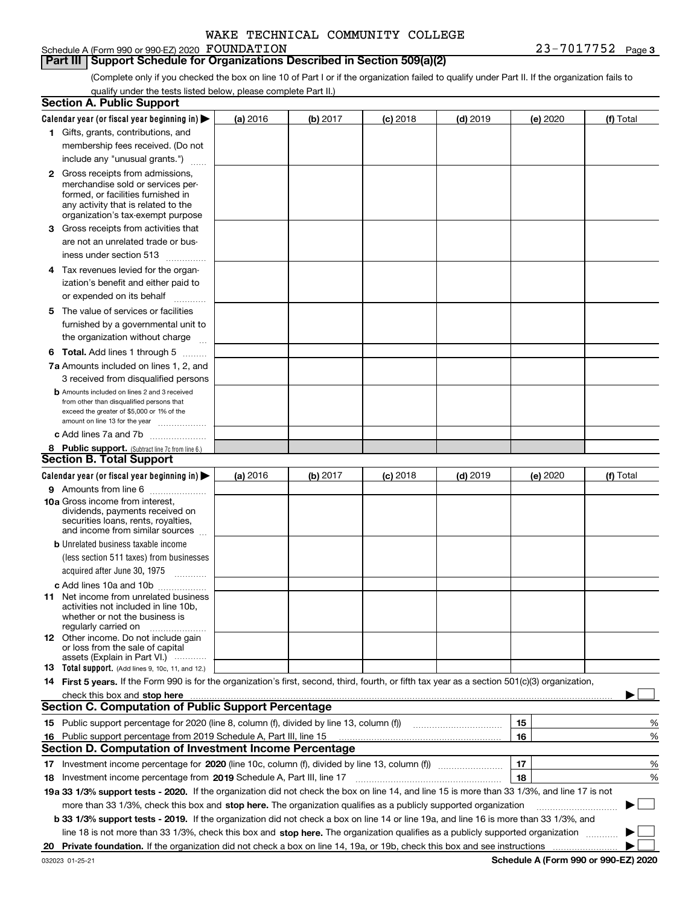WAKE TECHNICAL COMMUNITY COLLEGE

Schedule A (Form 990 or 990-EZ) 2020 FOUNDATION 23-7017752 Page 3

## Part III Support Schedule for Organizations Described in Section 509(a)(2)

(Complete only if you checked the box on line 10 of Part I or if the organization failed to qualify under Part II. If the organization fails to qualify under the tests listed below, please complete Part II.)

### Section A. Public Support

| Calendar year (or fiscal year beginning in) ▶ | (a) 2016 | (b) 2017 | (c) 2018 | (d) 2019 | (e) 2020 | (f) Total |
|---|---|---|---|---|---|---|
| 1 Gifts, grants, contributions, and membership fees received. (Do not include any "unusual grants.") | | | | | | |
| 2 Gross receipts from admissions, merchandise sold or services performed, or facilities furnished in any activity that is related to the organization's tax-exempt purpose | | | | | | |
| 3 Gross receipts from activities that are not an unrelated trade or business under section 513 | | | | | | |
| 4 Tax revenues levied for the organization's benefit and either paid to or expended on its behalf | | | | | | |
| 5 The value of services or facilities furnished by a governmental unit to the organization without charge | | | | | | |
| 6 Total. Add lines 1 through 5 | | | | | | |
| 7a Amounts included on lines 1, 2, and 3 received from disqualified persons | | | | | | |
| b Amounts included on lines 2 and 3 received from other than disqualified persons that exceed the greater of $5,000 or 1% of the amount on line 13 for the year | | | | | | |
| c Add lines 7a and 7b | | | | | | |
| 8 Public support. (Subtract line 7c from line 6.) | | | | | | |

### Section B. Total Support

| Calendar year (or fiscal year beginning in) ▶ | (a) 2016 | (b) 2017 | (c) 2018 | (d) 2019 | (e) 2020 | (f) Total |
|---|---|---|---|---|---|---|
| 9 Amounts from line 6 | | | | | | |
| 10a Gross income from interest, dividends, payments received on securities loans, rents, royalties, and income from similar sources | | | | | | |
| b Unrelated business taxable income (less section 511 taxes) from businesses acquired after June 30, 1975 | | | | | | |
| c Add lines 10a and 10b | | | | | | |
| 11 Net income from unrelated business activities not included in line 10b, whether or not the business is regularly carried on | | | | | | |
| 12 Other income. Do not include gain or loss from the sale of capital assets (Explain in Part VI.) | | | | | | |
| 13 Total support. (Add lines 9, 10c, 11, and 12.) | | | | | | |

14 **First 5 years.** If the Form 990 is for the organization's first, second, third, fourth, or fifth tax year as a section 501(c)(3) organization, check this box and **stop here** ▶ ☐

### Section C. Computation of Public Support Percentage

| | | | |
|---|---|---|---|
| 15 | Public support percentage for 2020 (line 8, column (f), divided by line 13, column (f)) | 15 | % |
| 16 | Public support percentage from 2019 Schedule A, Part III, line 15 | 16 | % |

### Section D. Computation of Investment Income Percentage

| | | | |
|---|---|---|---|
| 17 | Investment income percentage for **2020** (line 10c, column (f), divided by line 13, column (f)) | 17 | % |
| 18 | Investment income percentage from **2019** Schedule A, Part III, line 17 | 18 | % |

**19a 33 1/3% support tests - 2020.** If the organization did not check the box on line 14, and line 15 is more than 33 1/3%, and line 17 is not more than 33 1/3%, check this box and **stop here.** The organization qualifies as a publicly supported organization ▶ ☐

**b 33 1/3% support tests - 2019.** If the organization did not check a box on line 14 or line 19a, and line 16 is more than 33 1/3%, and line 18 is not more than 33 1/3%, check this box and **stop here.** The organization qualifies as a publicly supported organization ▶ ☐

**20 Private foundation.** If the organization did not check a box on line 14, 19a, or 19b, check this box and see instructions ▶ ☐

032023 01-25-21 **Schedule A (Form 990 or 990-EZ) 2020**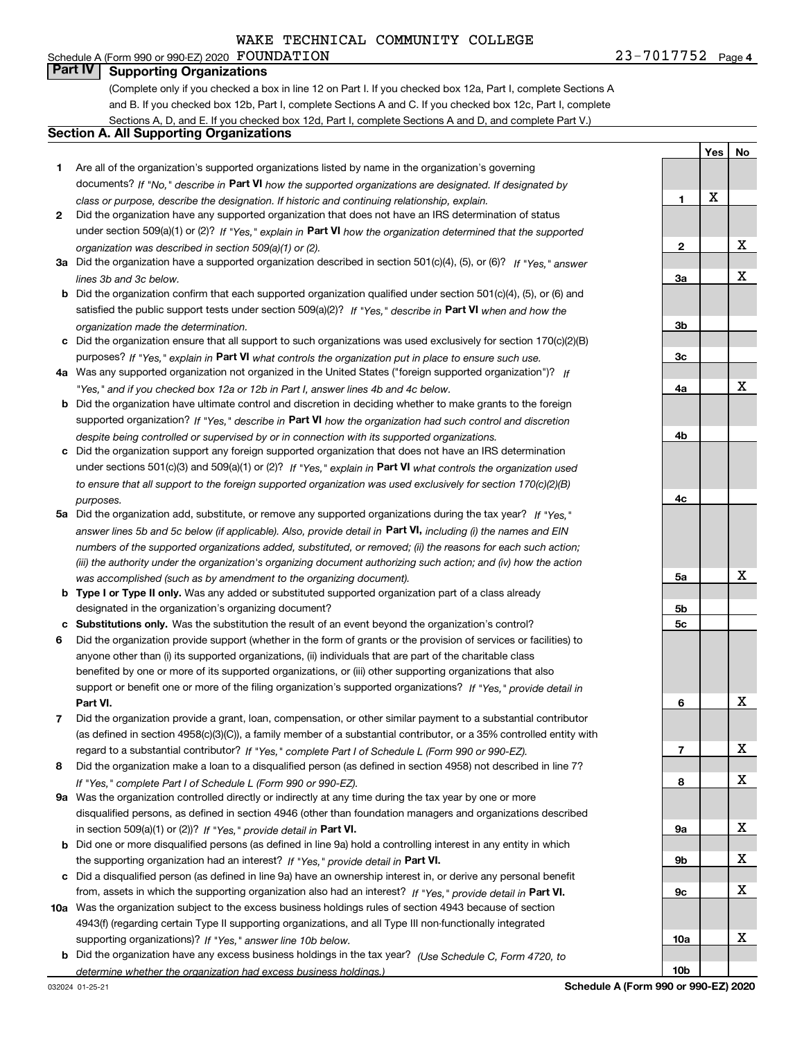WAKE TECHNICAL COMMUNITY COLLEGE

Schedule A (Form 990 or 990-EZ) 2020 FOUNDATION 23-7017752 Page 4

## Part IV Supporting Organizations

(Complete only if you checked a box in line 12 on Part I. If you checked box 12a, Part I, complete Sections A and B. If you checked box 12b, Part I, complete Sections A and C. If you checked box 12c, Part I, complete Sections A, D, and E. If you checked box 12d, Part I, complete Sections A and D, and complete Part V.)

### Section A. All Supporting Organizations

| | | | Yes | No |
|---|---|---|---|---|
| **1** | Are all of the organization's supported organizations listed by name in the organization's governing documents? *If "No," describe in* **Part VI** *how the supported organizations are designated. If designated by class or purpose, describe the designation. If historic and continuing relationship, explain.* | **1** | X | |
| **2** | Did the organization have any supported organization that does not have an IRS determination of status under section 509(a)(1) or (2)? *If "Yes," explain in* **Part VI** *how the organization determined that the supported organization was described in section 509(a)(1) or (2).* | **2** | | X |
| **3a** | Did the organization have a supported organization described in section 501(c)(4), (5), or (6)? *If "Yes," answer lines 3b and 3c below.* | **3a** | | X |
| **b** | Did the organization confirm that each supported organization qualified under section 501(c)(4), (5), or (6) and satisfied the public support tests under section 509(a)(2)? *If "Yes," describe in* **Part VI** *when and how the organization made the determination.* | **3b** | | |
| **c** | Did the organization ensure that all support to such organizations was used exclusively for section 170(c)(2)(B) purposes? *If "Yes," explain in* **Part VI** *what controls the organization put in place to ensure such use.* | **3c** | | |
| **4a** | Was any supported organization not organized in the United States ("foreign supported organization")? *If "Yes," and if you checked box 12a or 12b in Part I, answer lines 4b and 4c below.* | **4a** | | X |
| **b** | Did the organization have ultimate control and discretion in deciding whether to make grants to the foreign supported organization? *If "Yes," describe in* **Part VI** *how the organization had such control and discretion despite being controlled or supervised by or in connection with its supported organizations.* | **4b** | | |
| **c** | Did the organization support any foreign supported organization that does not have an IRS determination under sections 501(c)(3) and 509(a)(1) or (2)? *If "Yes," explain in* **Part VI** *what controls the organization used to ensure that all support to the foreign supported organization was used exclusively for section 170(c)(2)(B) purposes.* | **4c** | | |
| **5a** | Did the organization add, substitute, or remove any supported organizations during the tax year? *If "Yes," answer lines 5b and 5c below (if applicable). Also, provide detail in* **Part VI,** *including (i) the names and EIN numbers of the supported organizations added, substituted, or removed; (ii) the reasons for each such action; (iii) the authority under the organization's organizing document authorizing such action; and (iv) how the action was accomplished (such as by amendment to the organizing document).* | **5a** | | X |
| **b** | **Type I or Type II only.** Was any added or substituted supported organization part of a class already designated in the organization's organizing document? | **5b** | | |
| **c** | **Substitutions only.** Was the substitution the result of an event beyond the organization's control? | **5c** | | |
| **6** | Did the organization provide support (whether in the form of grants or the provision of services or facilities) to anyone other than (i) its supported organizations, (ii) individuals that are part of the charitable class benefited by one or more of its supported organizations, or (iii) other supporting organizations that also support or benefit one or more of the filing organization's supported organizations? *If "Yes," provide detail in* **Part VI.** | **6** | | X |
| **7** | Did the organization provide a grant, loan, compensation, or other similar payment to a substantial contributor (as defined in section 4958(c)(3)(C)), a family member of a substantial contributor, or a 35% controlled entity with regard to a substantial contributor? *If "Yes," complete Part I of Schedule L (Form 990 or 990-EZ).* | **7** | | X |
| **8** | Did the organization make a loan to a disqualified person (as defined in section 4958) not described in line 7? *If "Yes," complete Part I of Schedule L (Form 990 or 990-EZ).* | **8** | | X |
| **9a** | Was the organization controlled directly or indirectly at any time during the tax year by one or more disqualified persons, as defined in section 4946 (other than foundation managers and organizations described in section 509(a)(1) or (2))? *If "Yes," provide detail in* **Part VI.** | **9a** | | X |
| **b** | Did one or more disqualified persons (as defined in line 9a) hold a controlling interest in any entity in which the supporting organization had an interest? *If "Yes," provide detail in* **Part VI.** | **9b** | | X |
| **c** | Did a disqualified person (as defined in line 9a) have an ownership interest in, or derive any personal benefit from, assets in which the supporting organization also had an interest? *If "Yes," provide detail in* **Part VI.** | **9c** | | X |
| **10a** | Was the organization subject to the excess business holdings rules of section 4943 because of section 4943(f) (regarding certain Type II supporting organizations, and all Type III non-functionally integrated supporting organizations)? *If "Yes," answer line 10b below.* | **10a** | | X |
| **b** | Did the organization have any excess business holdings in the tax year? *(Use Schedule C, Form 4720, to determine whether the organization had excess business holdings.)* | **10b** | | |

032024 01-25-21 **Schedule A (Form 990 or 990-EZ) 2020**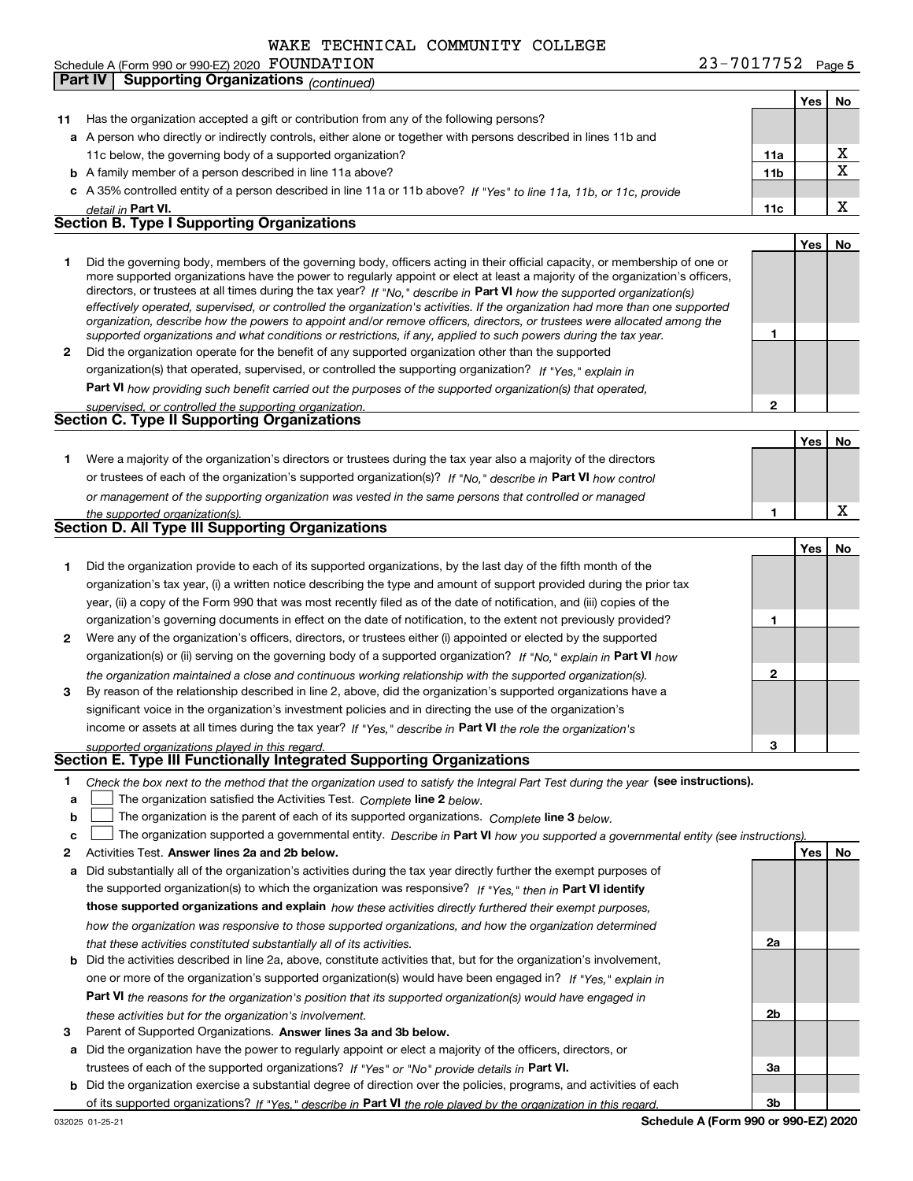WAKE TECHNICAL COMMUNITY COLLEGE

Schedule A (Form 990 or 990-EZ) 2020 FOUNDATION 23-7017752 Page **5**

**Part IV | Supporting Organizations** *(continued)*

| | | | Yes | No |
|---|---|---|---|---|
| **11** | Has the organization accepted a gift or contribution from any of the following persons? | | | |
| **a** | A person who directly or indirectly controls, either alone or together with persons described in lines 11b and 11c below, the governing body of a supported organization? | **11a** | | X |
| **b** | A family member of a person described in line 11a above? | **11b** | | X |
| **c** | A 35% controlled entity of a person described in line 11a or 11b above? *If "Yes" to line 11a, 11b, or 11c, provide detail in* **Part VI.** | **11c** | | X |

### Section B. Type I Supporting Organizations

| | | | Yes | No |
|---|---|---|---|---|
| **1** | Did the governing body, members of the governing body, officers acting in their official capacity, or membership of one or more supported organizations have the power to regularly appoint or elect at least a majority of the organization's officers, directors, or trustees at all times during the tax year? *If "No," describe in* **Part VI** *how the supported organization(s) effectively operated, supervised, or controlled the organization's activities. If the organization had more than one supported organization, describe how the powers to appoint and/or remove officers, directors, or trustees were allocated among the supported organizations and what conditions or restrictions, if any, applied to such powers during the tax year.* | **1** | | |
| **2** | Did the organization operate for the benefit of any supported organization other than the supported organization(s) that operated, supervised, or controlled the supporting organization? *If "Yes," explain in* **Part VI** *how providing such benefit carried out the purposes of the supported organization(s) that operated, supervised, or controlled the supporting organization.* | **2** | | |

### Section C. Type II Supporting Organizations

| | | | Yes | No |
|---|---|---|---|---|
| **1** | Were a majority of the organization's directors or trustees during the tax year also a majority of the directors or trustees of each of the organization's supported organization(s)? *If "No," describe in* **Part VI** *how control or management of the supporting organization was vested in the same persons that controlled or managed the supported organization(s).* | **1** | | X |

### Section D. All Type III Supporting Organizations

| | | | Yes | No |
|---|---|---|---|---|
| **1** | Did the organization provide to each of its supported organizations, by the last day of the fifth month of the organization's tax year, (i) a written notice describing the type and amount of support provided during the prior tax year, (ii) a copy of the Form 990 that was most recently filed as of the date of notification, and (iii) copies of the organization's governing documents in effect on the date of notification, to the extent not previously provided? | **1** | | |
| **2** | Were any of the organization's officers, directors, or trustees either (i) appointed or elected by the supported organization(s) or (ii) serving on the governing body of a supported organization? *If "No," explain in* **Part VI** *how the organization maintained a close and continuous working relationship with the supported organization(s).* | **2** | | |
| **3** | By reason of the relationship described in line 2, above, did the organization's supported organizations have a significant voice in the organization's investment policies and in directing the use of the organization's income or assets at all times during the tax year? *If "Yes," describe in* **Part VI** *the role the organization's supported organizations played in this regard.* | **3** | | |

### Section E. Type III Functionally Integrated Supporting Organizations

**1** *Check the box next to the method that the organization used to satisfy the Integral Part Test during the year* **(see instructions).**

- **a** ☐ The organization satisfied the Activities Test. *Complete* **line 2** *below.*
- **b** ☐ The organization is the parent of each of its supported organizations. *Complete* **line 3** *below.*
- **c** ☐ The organization supported a governmental entity. *Describe in* **Part VI** *how you supported a governmental entity (see instructions).*

| | | | Yes | No |
|---|---|---|---|---|
| **2** | Activities Test. **Answer lines 2a and 2b below.** | | | |
| **a** | Did substantially all of the organization's activities during the tax year directly further the exempt purposes of the supported organization(s) to which the organization was responsive? *If "Yes," then in* **Part VI identify those supported organizations and explain** *how these activities directly furthered their exempt purposes, how the organization was responsive to those supported organizations, and how the organization determined that these activities constituted substantially all of its activities.* | **2a** | | |
| **b** | Did the activities described in line 2a, above, constitute activities that, but for the organization's involvement, one or more of the organization's supported organization(s) would have been engaged in? *If "Yes," explain in* **Part VI** *the reasons for the organization's position that its supported organization(s) would have engaged in these activities but for the organization's involvement.* | **2b** | | |
| **3** | Parent of Supported Organizations. **Answer lines 3a and 3b below.** | | | |
| **a** | Did the organization have the power to regularly appoint or elect a majority of the officers, directors, or trustees of each of the supported organizations? *If "Yes" or "No" provide details in* **Part VI.** | **3a** | | |
| **b** | Did the organization exercise a substantial degree of direction over the policies, programs, and activities of each of its supported organizations? *If "Yes," describe in* **Part VI** *the role played by the organization in this regard.* | **3b** | | |

032025 01-25-21 **Schedule A (Form 990 or 990-EZ) 2020**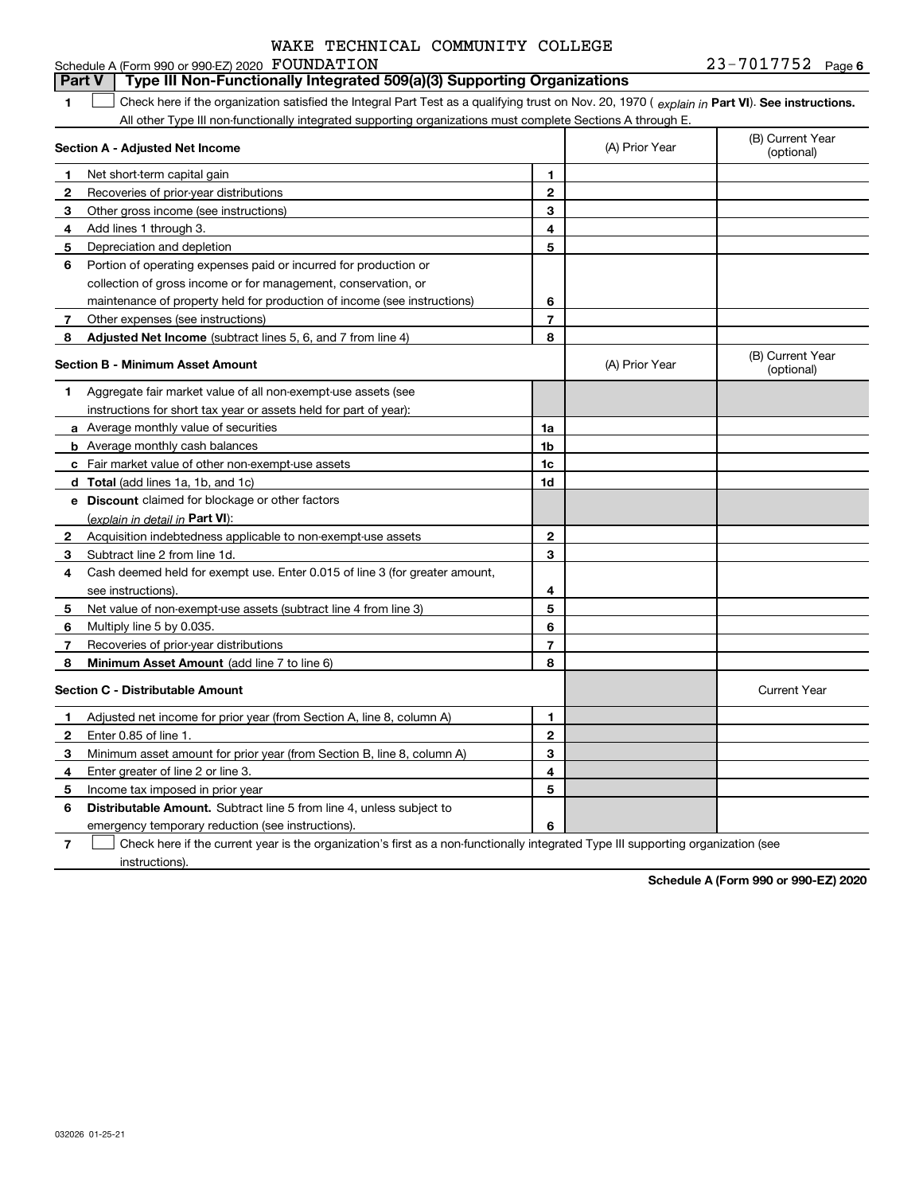WAKE TECHNICAL COMMUNITY COLLEGE

Schedule A (Form 990 or 990-EZ) 2020 FOUNDATION 23-7017752 Page 6

## Part V Type III Non-Functionally Integrated 509(a)(3) Supporting Organizations

1 ☐ Check here if the organization satisfied the Integral Part Test as a qualifying trust on Nov. 20, 1970 ( *explain in* **Part VI**). **See instructions.** All other Type III non-functionally integrated supporting organizations must complete Sections A through E.

| **Section A - Adjusted Net Income** | | | (A) Prior Year | (B) Current Year (optional) |
|---|---|---|---|---|
| 1 | Net short-term capital gain | 1 | | |
| 2 | Recoveries of prior-year distributions | 2 | | |
| 3 | Other gross income (see instructions) | 3 | | |
| 4 | Add lines 1 through 3. | 4 | | |
| 5 | Depreciation and depletion | 5 | | |
| 6 | Portion of operating expenses paid or incurred for production or collection of gross income or for management, conservation, or maintenance of property held for production of income (see instructions) | 6 | | |
| 7 | Other expenses (see instructions) | 7 | | |
| 8 | **Adjusted Net Income** (subtract lines 5, 6, and 7 from line 4) | 8 | | |

| **Section B - Minimum Asset Amount** | | | (A) Prior Year | (B) Current Year (optional) |
|---|---|---|---|---|
| 1 | Aggregate fair market value of all non-exempt-use assets (see instructions for short tax year or assets held for part of year): | | | |
| a | Average monthly value of securities | 1a | | |
| b | Average monthly cash balances | 1b | | |
| c | Fair market value of other non-exempt-use assets | 1c | | |
| d | **Total** (add lines 1a, 1b, and 1c) | 1d | | |
| e | **Discount** claimed for blockage or other factors (*explain in detail in* **Part VI**): | | | |
| 2 | Acquisition indebtedness applicable to non-exempt-use assets | 2 | | |
| 3 | Subtract line 2 from line 1d. | 3 | | |
| 4 | Cash deemed held for exempt use. Enter 0.015 of line 3 (for greater amount, see instructions). | 4 | | |
| 5 | Net value of non-exempt-use assets (subtract line 4 from line 3) | 5 | | |
| 6 | Multiply line 5 by 0.035. | 6 | | |
| 7 | Recoveries of prior-year distributions | 7 | | |
| 8 | **Minimum Asset Amount** (add line 7 to line 6) | 8 | | |

| **Section C - Distributable Amount** | | | | Current Year |
|---|---|---|---|---|
| 1 | Adjusted net income for prior year (from Section A, line 8, column A) | 1 | | |
| 2 | Enter 0.85 of line 1. | 2 | | |
| 3 | Minimum asset amount for prior year (from Section B, line 8, column A) | 3 | | |
| 4 | Enter greater of line 2 or line 3. | 4 | | |
| 5 | Income tax imposed in prior year | 5 | | |
| 6 | **Distributable Amount.** Subtract line 5 from line 4, unless subject to emergency temporary reduction (see instructions). | 6 | | |

7 ☐ Check here if the current year is the organization's first as a non-functionally integrated Type III supporting organization (see instructions).

**Schedule A (Form 990 or 990-EZ) 2020**

032026 01-25-21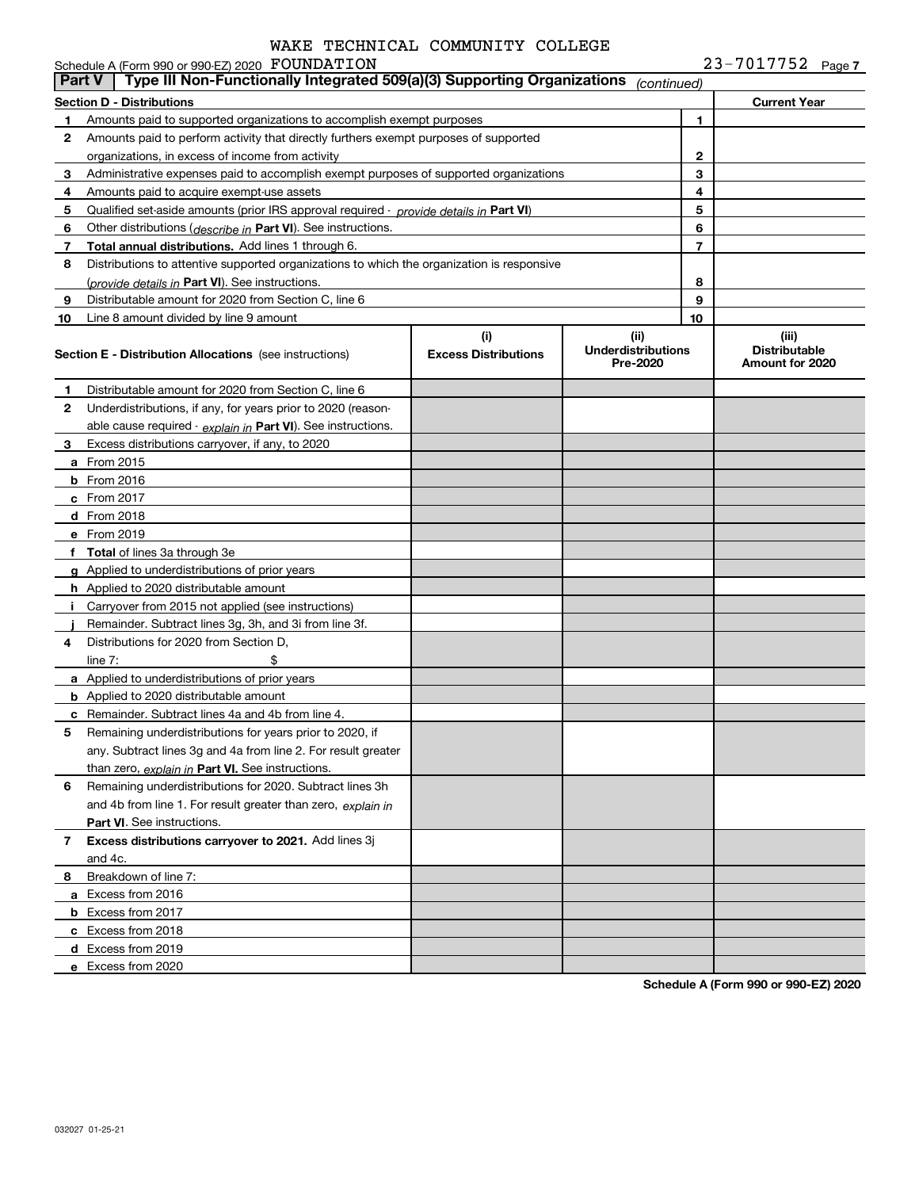WAKE TECHNICAL COMMUNITY COLLEGE

Schedule A (Form 990 or 990-EZ) 2020 FOUNDATION 23-7017752 Page 7

## Part V Type III Non-Functionally Integrated 509(a)(3) Supporting Organizations *(continued)*

| Section D - Distributions | | | Current Year |
|---|---|---|---|
| 1 | Amounts paid to supported organizations to accomplish exempt purposes | 1 | |
| 2 | Amounts paid to perform activity that directly furthers exempt purposes of supported organizations, in excess of income from activity | 2 | |
| 3 | Administrative expenses paid to accomplish exempt purposes of supported organizations | 3 | |
| 4 | Amounts paid to acquire exempt-use assets | 4 | |
| 5 | Qualified set-aside amounts (prior IRS approval required - *provide details in* **Part VI**) | 5 | |
| 6 | Other distributions (*describe in* **Part VI**). See instructions. | 6 | |
| 7 | **Total annual distributions.** Add lines 1 through 6. | 7 | |
| 8 | Distributions to attentive supported organizations to which the organization is responsive (*provide details in* **Part VI**). See instructions. | 8 | |
| 9 | Distributable amount for 2020 from Section C, line 6 | 9 | |
| 10 | Line 8 amount divided by line 9 amount | 10 | |

| Section E - Distribution Allocations (see instructions) | (i) Excess Distributions | (ii) Underdistributions Pre-2020 | (iii) Distributable Amount for 2020 |
|---|---|---|---|
| 1 Distributable amount for 2020 from Section C, line 6 | | | |
| 2 Underdistributions, if any, for years prior to 2020 (reasonable cause required - *explain in* **Part VI**). See instructions. | | | |
| 3 Excess distributions carryover, if any, to 2020 | | | |
| a From 2015 | | | |
| b From 2016 | | | |
| c From 2017 | | | |
| d From 2018 | | | |
| e From 2019 | | | |
| f **Total** of lines 3a through 3e | | | |
| g Applied to underdistributions of prior years | | | |
| h Applied to 2020 distributable amount | | | |
| i Carryover from 2015 not applied (see instructions) | | | |
| j Remainder. Subtract lines 3g, 3h, and 3i from line 3f. | | | |
| 4 Distributions for 2020 from Section D, line 7: $ | | | |
| a Applied to underdistributions of prior years | | | |
| b Applied to 2020 distributable amount | | | |
| c Remainder. Subtract lines 4a and 4b from line 4. | | | |
| 5 Remaining underdistributions for years prior to 2020, if any. Subtract lines 3g and 4a from line 2. For result greater than zero, *explain in* **Part VI**. See instructions. | | | |
| 6 Remaining underdistributions for 2020. Subtract lines 3h and 4b from line 1. For result greater than zero, *explain in* **Part VI**. See instructions. | | | |
| 7 **Excess distributions carryover to 2021.** Add lines 3j and 4c. | | | |
| 8 Breakdown of line 7: | | | |
| a Excess from 2016 | | | |
| b Excess from 2017 | | | |
| c Excess from 2018 | | | |
| d Excess from 2019 | | | |
| e Excess from 2020 | | | |

**Schedule A (Form 990 or 990-EZ) 2020**

032027 01-25-21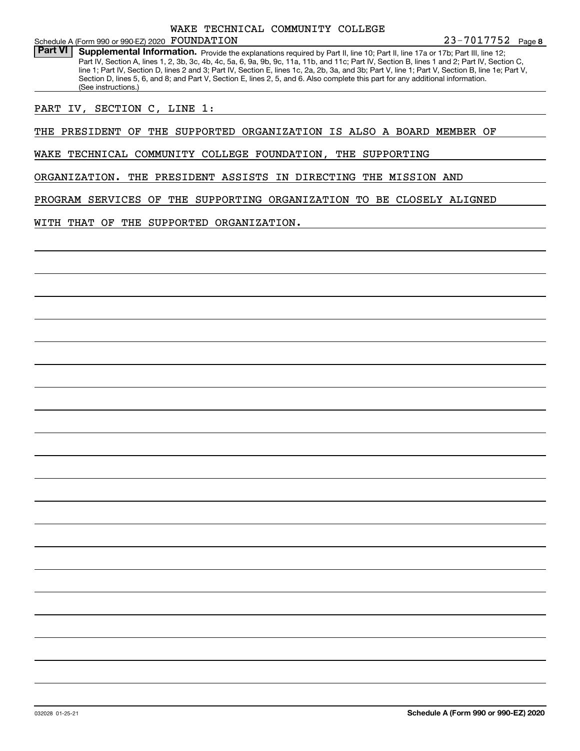WAKE TECHNICAL COMMUNITY COLLEGE

Schedule A (Form 990 or 990-EZ) 2020 FOUNDATION 23-7017752 Page **8**

**Part VI** **Supplemental Information.** Provide the explanations required by Part II, line 10; Part II, line 17a or 17b; Part III, line 12; Part IV, Section A, lines 1, 2, 3b, 3c, 4b, 4c, 5a, 6, 9a, 9b, 9c, 11a, 11b, and 11c; Part IV, Section B, lines 1 and 2; Part IV, Section C, line 1; Part IV, Section D, lines 2 and 3; Part IV, Section E, lines 1c, 2a, 2b, 3a, and 3b; Part V, line 1; Part V, Section B, line 1e; Part V, Section D, lines 5, 6, and 8; and Part V, Section E, lines 2, 5, and 6. Also complete this part for any additional information. (See instructions.)

PART IV, SECTION C, LINE 1:

THE PRESIDENT OF THE SUPPORTED ORGANIZATION IS ALSO A BOARD MEMBER OF WAKE TECHNICAL COMMUNITY COLLEGE FOUNDATION, THE SUPPORTING ORGANIZATION. THE PRESIDENT ASSISTS IN DIRECTING THE MISSION AND PROGRAM SERVICES OF THE SUPPORTING ORGANIZATION TO BE CLOSELY ALIGNED WITH THAT OF THE SUPPORTED ORGANIZATION.

032028 01-25-21 **Schedule A (Form 990 or 990-EZ) 2020**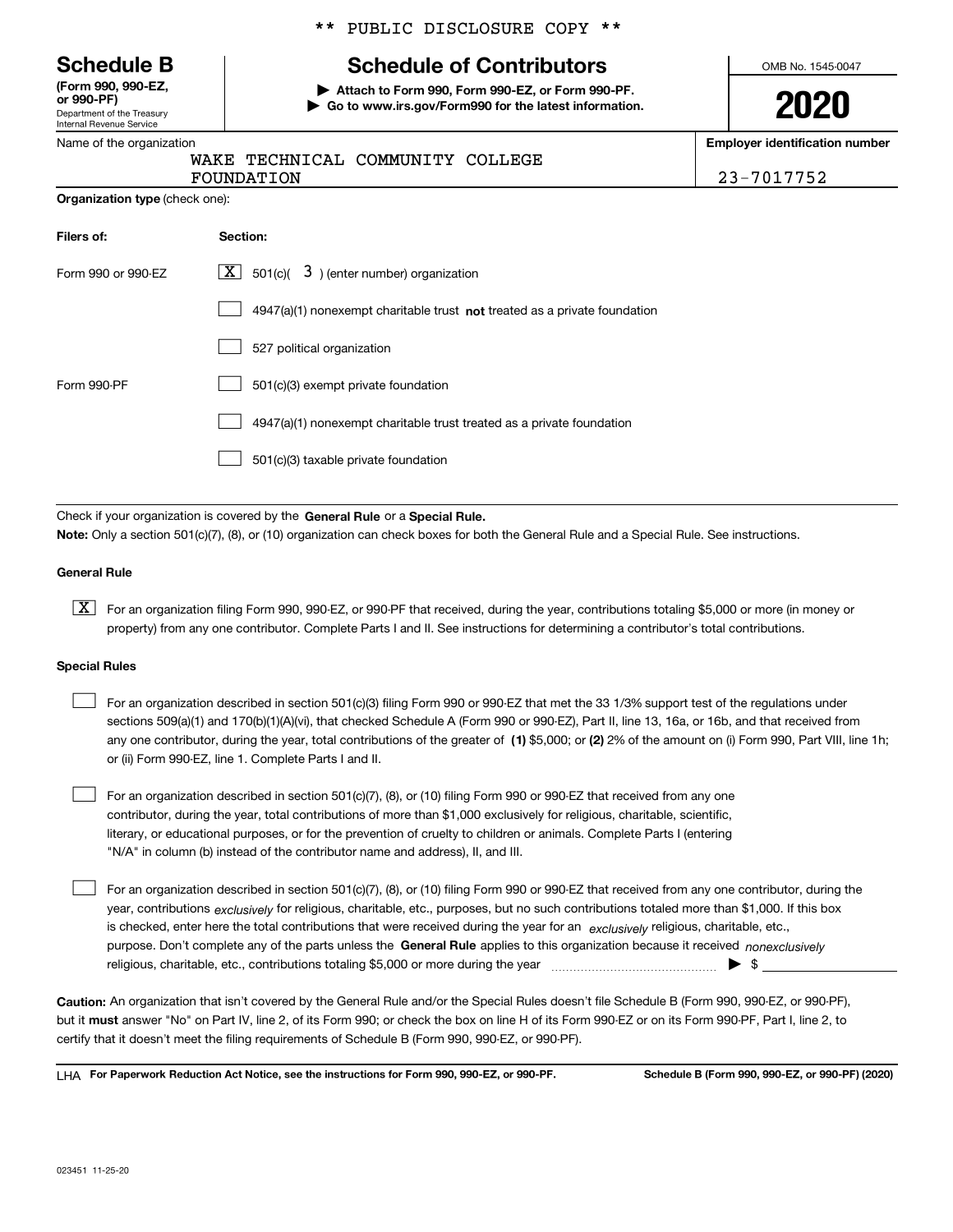** PUBLIC DISCLOSURE COPY **

# Schedule B

**(Form 990, 990-EZ, or 990-PF)**
Department of the Treasury
Internal Revenue Service

## Schedule of Contributors

▶ **Attach to Form 990, Form 990-EZ, or Form 990-PF.**
▶ **Go to www.irs.gov/Form990 for the latest information.**

OMB No. 1545-0047

**2020**

| Name of the organization | Employer identification number |
|---|---|
| WAKE TECHNICAL COMMUNITY COLLEGE FOUNDATION | 23-7017752 |

**Organization type** (check one):

| **Filers of:** | **Section:** |
|---|---|
| Form 990 or 990-EZ | [X] 501(c)( 3 ) (enter number) organization |
| | [ ] 4947(a)(1) nonexempt charitable trust **not** treated as a private foundation |
| | [ ] 527 political organization |
| Form 990-PF | [ ] 501(c)(3) exempt private foundation |
| | [ ] 4947(a)(1) nonexempt charitable trust treated as a private foundation |
| | [ ] 501(c)(3) taxable private foundation |

Check if your organization is covered by the **General Rule** or a **Special Rule.**

**Note:** Only a section 501(c)(7), (8), or (10) organization can check boxes for both the General Rule and a Special Rule. See instructions.

### General Rule

[X] For an organization filing Form 990, 990-EZ, or 990-PF that received, during the year, contributions totaling $5,000 or more (in money or property) from any one contributor. Complete Parts I and II. See instructions for determining a contributor's total contributions.

### Special Rules

[ ] For an organization described in section 501(c)(3) filing Form 990 or 990-EZ that met the 33 1/3% support test of the regulations under sections 509(a)(1) and 170(b)(1)(A)(vi), that checked Schedule A (Form 990 or 990-EZ), Part II, line 13, 16a, or 16b, and that received from any one contributor, during the year, total contributions of the greater of **(1)** $5,000; or **(2)** 2% of the amount on (i) Form 990, Part VIII, line 1h; or (ii) Form 990-EZ, line 1. Complete Parts I and II.

[ ] For an organization described in section 501(c)(7), (8), or (10) filing Form 990 or 990-EZ that received from any one contributor, during the year, total contributions of more than $1,000 exclusively for religious, charitable, scientific, literary, or educational purposes, or for the prevention of cruelty to children or animals. Complete Parts I (entering "N/A" in column (b) instead of the contributor name and address), II, and III.

[ ] For an organization described in section 501(c)(7), (8), or (10) filing Form 990 or 990-EZ that received from any one contributor, during the year, contributions *exclusively* for religious, charitable, etc., purposes, but no such contributions totaled more than $1,000. If this box is checked, enter here the total contributions that were received during the year for an *exclusively* religious, charitable, etc., purpose. Don't complete any of the parts unless the **General Rule** applies to this organization because it received *nonexclusively* religious, charitable, etc., contributions totaling $5,000 or more during the year ▶ $

**Caution:** An organization that isn't covered by the General Rule and/or the Special Rules doesn't file Schedule B (Form 990, 990-EZ, or 990-PF), but it **must** answer "No" on Part IV, line 2, of its Form 990; or check the box on line H of its Form 990-EZ or on its Form 990-PF, Part I, line 2, to certify that it doesn't meet the filing requirements of Schedule B (Form 990, 990-EZ, or 990-PF).

LHA **For Paperwork Reduction Act Notice, see the instructions for Form 990, 990-EZ, or 990-PF.** **Schedule B (Form 990, 990-EZ, or 990-PF) (2020)**

023451 11-25-20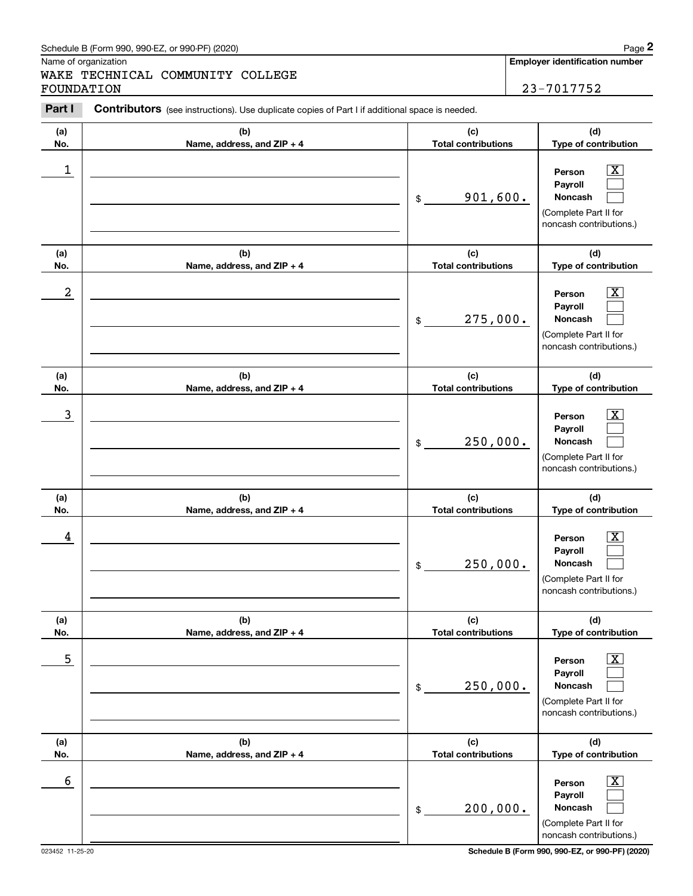Schedule B (Form 990, 990-EZ, or 990-PF) (2020) Page **2**

Name of organization

WAKE TECHNICAL COMMUNITY COLLEGE FOUNDATION

**Employer identification number**

23-7017752

**Part I** **Contributors** (see instructions). Use duplicate copies of Part I if additional space is needed.

| (a) No. | (b) Name, address, and ZIP + 4 | (c) Total contributions | (d) Type of contribution |
|---|---|---|---|
| 1 | | $ 901,600. | Person [X] Payroll [ ] Noncash [ ] (Complete Part II for noncash contributions.) |
| 2 | | $ 275,000. | Person [X] Payroll [ ] Noncash [ ] (Complete Part II for noncash contributions.) |
| 3 | | $ 250,000. | Person [X] Payroll [ ] Noncash [ ] (Complete Part II for noncash contributions.) |
| 4 | | $ 250,000. | Person [X] Payroll [ ] Noncash [ ] (Complete Part II for noncash contributions.) |
| 5 | | $ 250,000. | Person [X] Payroll [ ] Noncash [ ] (Complete Part II for noncash contributions.) |
| 6 | | $ 200,000. | Person [X] Payroll [ ] Noncash [ ] (Complete Part II for noncash contributions.) |

023452 11-25-20 **Schedule B (Form 990, 990-EZ, or 990-PF) (2020)**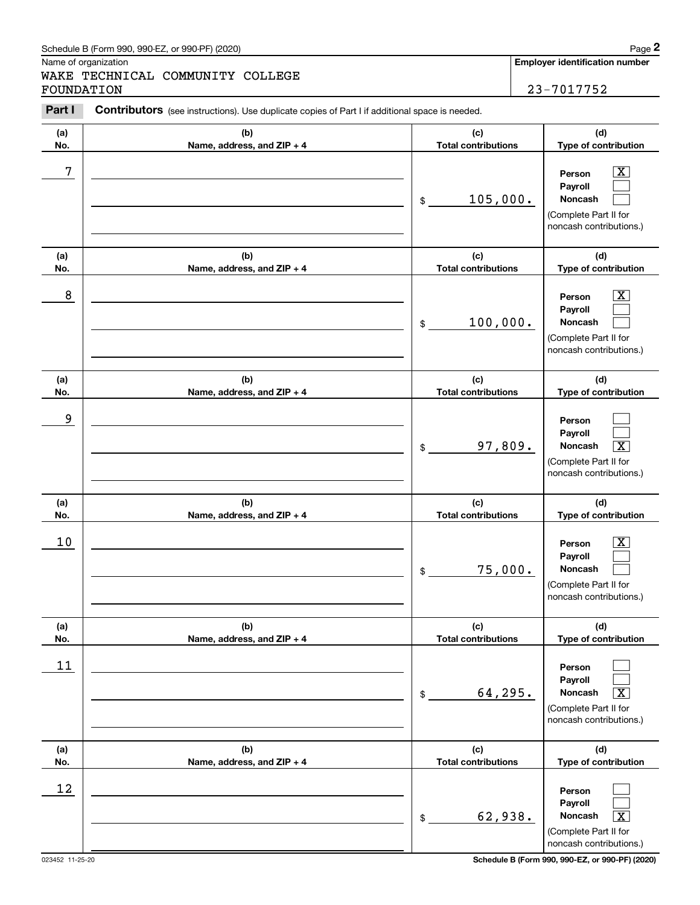Schedule B (Form 990, 990-EZ, or 990-PF) (2020)

Name of organization: WAKE TECHNICAL COMMUNITY COLLEGE FOUNDATION

**Employer identification number**: 23-7017752

**Part I** **Contributors** (see instructions). Use duplicate copies of Part I if additional space is needed.

| (a) No. | (b) Name, address, and ZIP + 4 | (c) Total contributions | (d) Type of contribution |
|---|---|---|---|
| 7 | | $ 105,000. | Person [X] Payroll [ ] Noncash [ ] (Complete Part II for noncash contributions.) |
| 8 | | $ 100,000. | Person [X] Payroll [ ] Noncash [ ] (Complete Part II for noncash contributions.) |
| 9 | | $ 97,809. | Person [ ] Payroll [ ] Noncash [X] (Complete Part II for noncash contributions.) |
| 10 | | $ 75,000. | Person [X] Payroll [ ] Noncash [ ] (Complete Part II for noncash contributions.) |
| 11 | | $ 64,295. | Person [ ] Payroll [ ] Noncash [X] (Complete Part II for noncash contributions.) |
| 12 | | $ 62,938. | Person [ ] Payroll [ ] Noncash [X] (Complete Part II for noncash contributions.) |

023452 11-25-20

Schedule B (Form 990, 990-EZ, or 990-PF) (2020)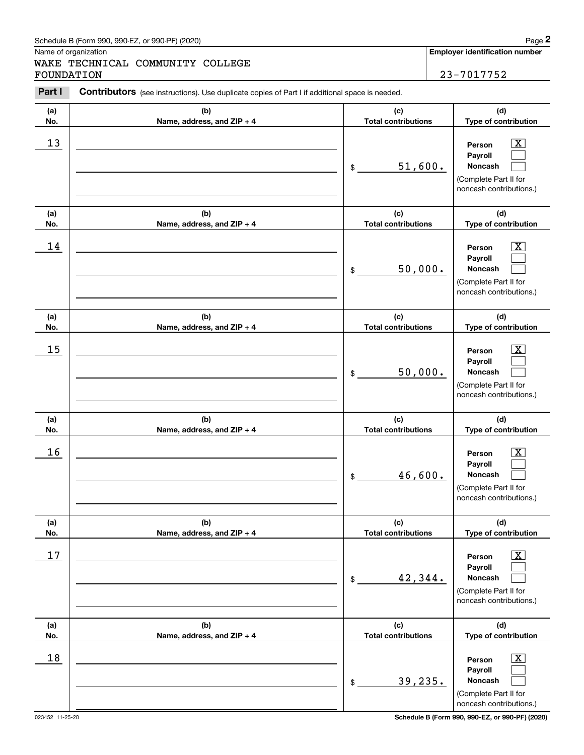Schedule B (Form 990, 990-EZ, or 990-PF) (2020)

Name of organization: WAKE TECHNICAL COMMUNITY COLLEGE FOUNDATION

**Employer identification number:** 23-7017752

**Part I** **Contributors** (see instructions). Use duplicate copies of Part I if additional space is needed.

| (a) No. | (b) Name, address, and ZIP + 4 | (c) Total contributions | (d) Type of contribution |
|---|---|---|---|
| 13 | | $ 51,600. | Person [X] Payroll [ ] Noncash [ ] (Complete Part II for noncash contributions.) |
| 14 | | $ 50,000. | Person [X] Payroll [ ] Noncash [ ] (Complete Part II for noncash contributions.) |
| 15 | | $ 50,000. | Person [X] Payroll [ ] Noncash [ ] (Complete Part II for noncash contributions.) |
| 16 | | $ 46,600. | Person [X] Payroll [ ] Noncash [ ] (Complete Part II for noncash contributions.) |
| 17 | | $ 42,344. | Person [X] Payroll [ ] Noncash [ ] (Complete Part II for noncash contributions.) |
| 18 | | $ 39,235. | Person [X] Payroll [ ] Noncash [ ] (Complete Part II for noncash contributions.) |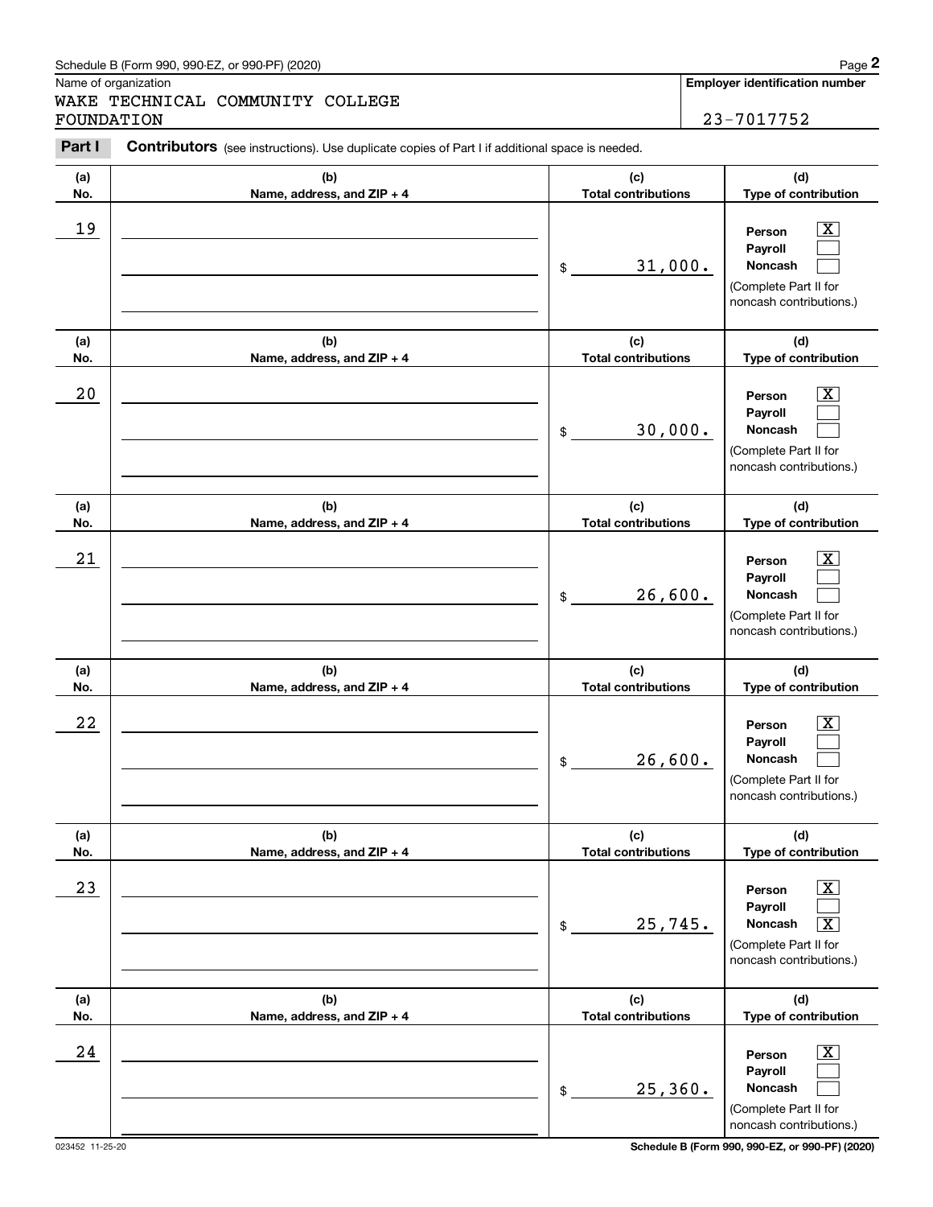Schedule B (Form 990, 990-EZ, or 990-PF) (2020)

Name of organization

WAKE TECHNICAL COMMUNITY COLLEGE FOUNDATION

**Employer identification number**

23-7017752

**Part I** **Contributors** (see instructions). Use duplicate copies of Part I if additional space is needed.

| (a) No. | (b) Name, address, and ZIP + 4 | (c) Total contributions | (d) Type of contribution |
|---|---|---|---|
| 19 | | $ 31,000. | Person [X] Payroll [ ] Noncash [ ] (Complete Part II for noncash contributions.) |
| 20 | | $ 30,000. | Person [X] Payroll [ ] Noncash [ ] (Complete Part II for noncash contributions.) |
| 21 | | $ 26,600. | Person [X] Payroll [ ] Noncash [ ] (Complete Part II for noncash contributions.) |
| 22 | | $ 26,600. | Person [X] Payroll [ ] Noncash [ ] (Complete Part II for noncash contributions.) |
| 23 | | $ 25,745. | Person [X] Payroll [ ] Noncash [X] (Complete Part II for noncash contributions.) |
| 24 | | $ 25,360. | Person [X] Payroll [ ] Noncash [ ] (Complete Part II for noncash contributions.) |

023452 11-25-20

**Schedule B (Form 990, 990-EZ, or 990-PF) (2020)**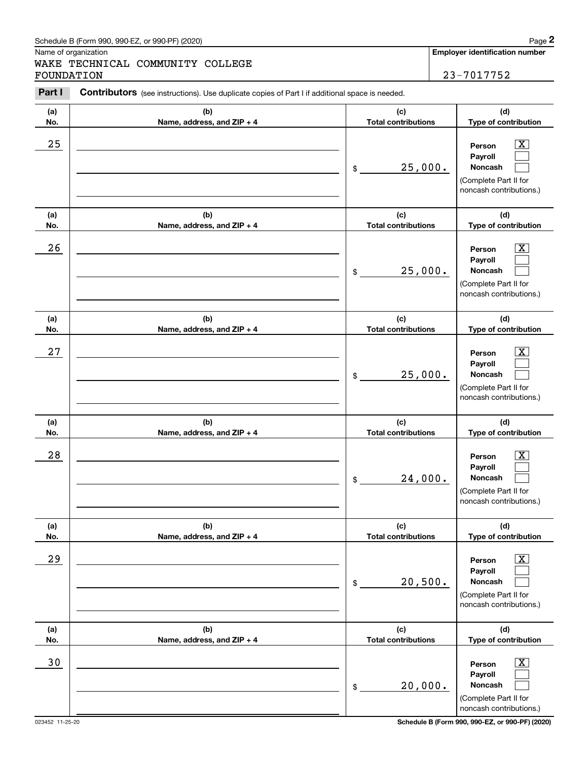Schedule B (Form 990, 990-EZ, or 990-PF) (2020) Page **2**

Name of organization

WAKE TECHNICAL COMMUNITY COLLEGE FOUNDATION

**Employer identification number**

23-7017752

**Part I** **Contributors** (see instructions). Use duplicate copies of Part I if additional space is needed.

| (a) No. | (b) Name, address, and ZIP + 4 | (c) Total contributions | (d) Type of contribution |
|---|---|---|---|
| 25 | | $ 25,000. | Person [X] Payroll [ ] Noncash [ ] (Complete Part II for noncash contributions.) |
| 26 | | $ 25,000. | Person [X] Payroll [ ] Noncash [ ] (Complete Part II for noncash contributions.) |
| 27 | | $ 25,000. | Person [X] Payroll [ ] Noncash [ ] (Complete Part II for noncash contributions.) |
| 28 | | $ 24,000. | Person [X] Payroll [ ] Noncash [ ] (Complete Part II for noncash contributions.) |
| 29 | | $ 20,500. | Person [X] Payroll [ ] Noncash [ ] (Complete Part II for noncash contributions.) |
| 30 | | $ 20,000. | Person [X] Payroll [ ] Noncash [ ] (Complete Part II for noncash contributions.) |

023452 11-25-20 **Schedule B (Form 990, 990-EZ, or 990-PF) (2020)**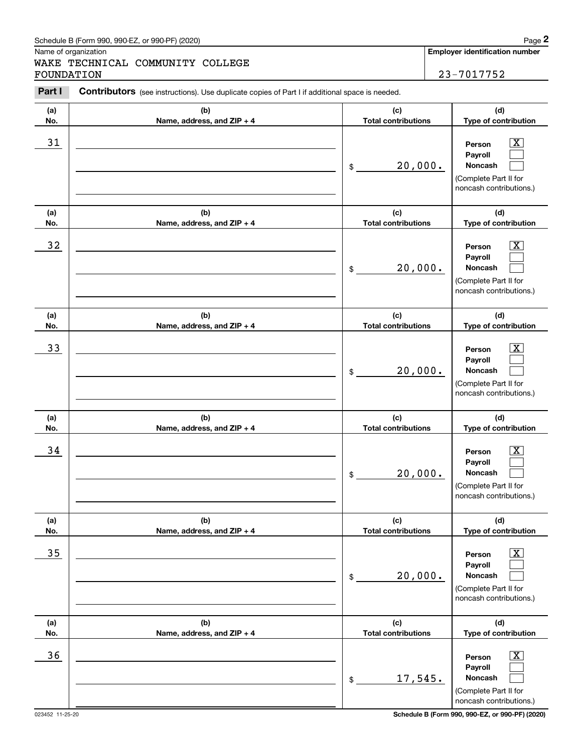Schedule B (Form 990, 990-EZ, or 990-PF) (2020)

Name of organization

WAKE TECHNICAL COMMUNITY COLLEGE FOUNDATION

**Employer identification number**

23-7017752

**Part I** **Contributors** (see instructions). Use duplicate copies of Part I if additional space is needed.

| (a) No. | (b) Name, address, and ZIP + 4 | (c) Total contributions | (d) Type of contribution |
|---|---|---|---|
| 31 | | $ 20,000. | Person [X] Payroll [ ] Noncash [ ] (Complete Part II for noncash contributions.) |
| 32 | | $ 20,000. | Person [X] Payroll [ ] Noncash [ ] (Complete Part II for noncash contributions.) |
| 33 | | $ 20,000. | Person [X] Payroll [ ] Noncash [ ] (Complete Part II for noncash contributions.) |
| 34 | | $ 20,000. | Person [X] Payroll [ ] Noncash [ ] (Complete Part II for noncash contributions.) |
| 35 | | $ 20,000. | Person [X] Payroll [ ] Noncash [ ] (Complete Part II for noncash contributions.) |
| 36 | | $ 17,545. | Person [X] Payroll [ ] Noncash [ ] (Complete Part II for noncash contributions.) |

023452 11-25-20

**Schedule B (Form 990, 990-EZ, or 990-PF) (2020)**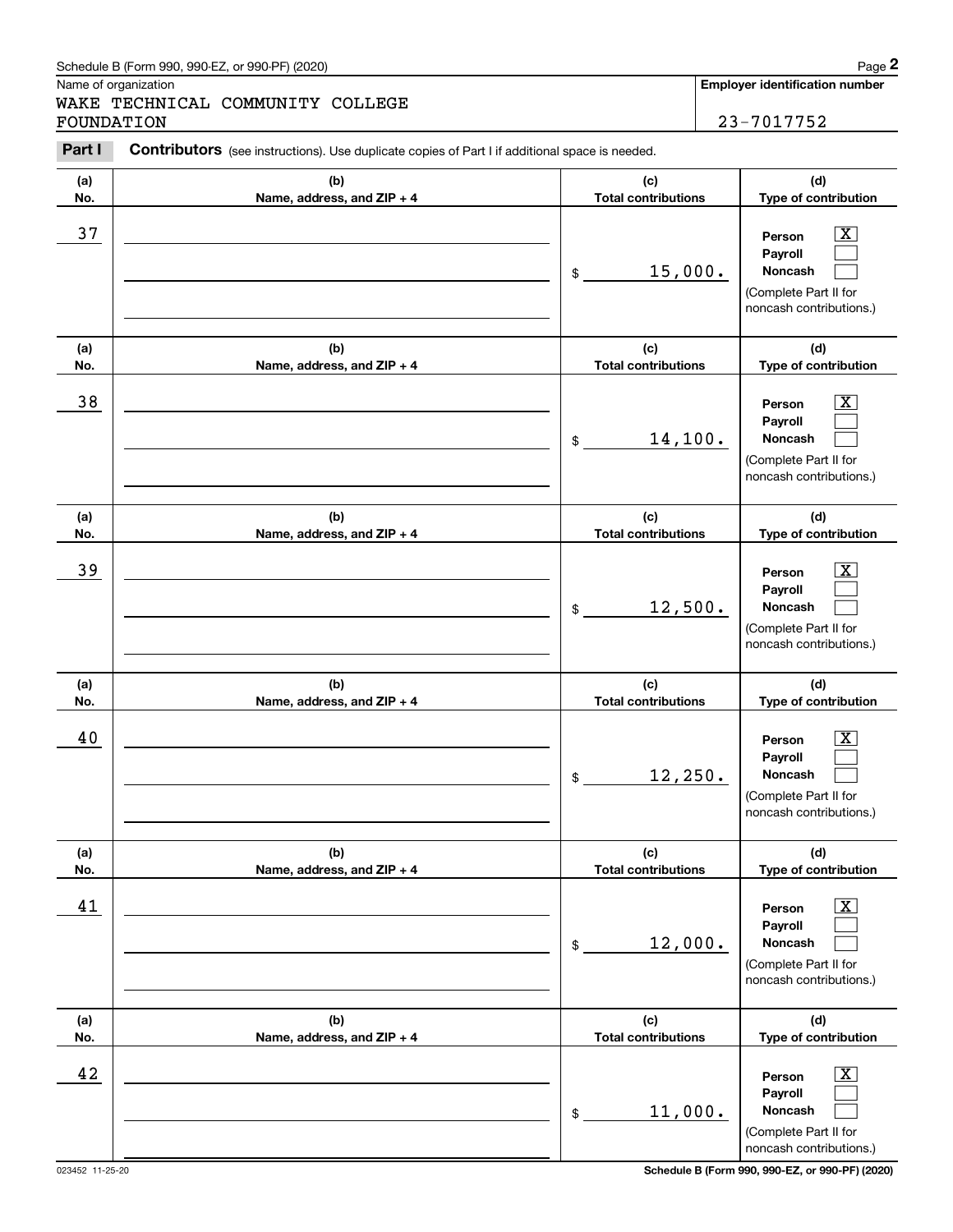Schedule B (Form 990, 990-EZ, or 990-PF) (2020)

Name of organization

WAKE TECHNICAL COMMUNITY COLLEGE FOUNDATION

**Employer identification number**

23-7017752

**Part I** **Contributors** (see instructions). Use duplicate copies of Part I if additional space is needed.

| (a) No. | (b) Name, address, and ZIP + 4 | (c) Total contributions | (d) Type of contribution |
|---|---|---|---|
| 37 | | $ 15,000. | Person [X] Payroll [ ] Noncash [ ] (Complete Part II for noncash contributions.) |
| 38 | | $ 14,100. | Person [X] Payroll [ ] Noncash [ ] (Complete Part II for noncash contributions.) |
| 39 | | $ 12,500. | Person [X] Payroll [ ] Noncash [ ] (Complete Part II for noncash contributions.) |
| 40 | | $ 12,250. | Person [X] Payroll [ ] Noncash [ ] (Complete Part II for noncash contributions.) |
| 41 | | $ 12,000. | Person [X] Payroll [ ] Noncash [ ] (Complete Part II for noncash contributions.) |
| 42 | | $ 11,000. | Person [X] Payroll [ ] Noncash [ ] (Complete Part II for noncash contributions.) |

023452 11-25-20

**Schedule B (Form 990, 990-EZ, or 990-PF) (2020)**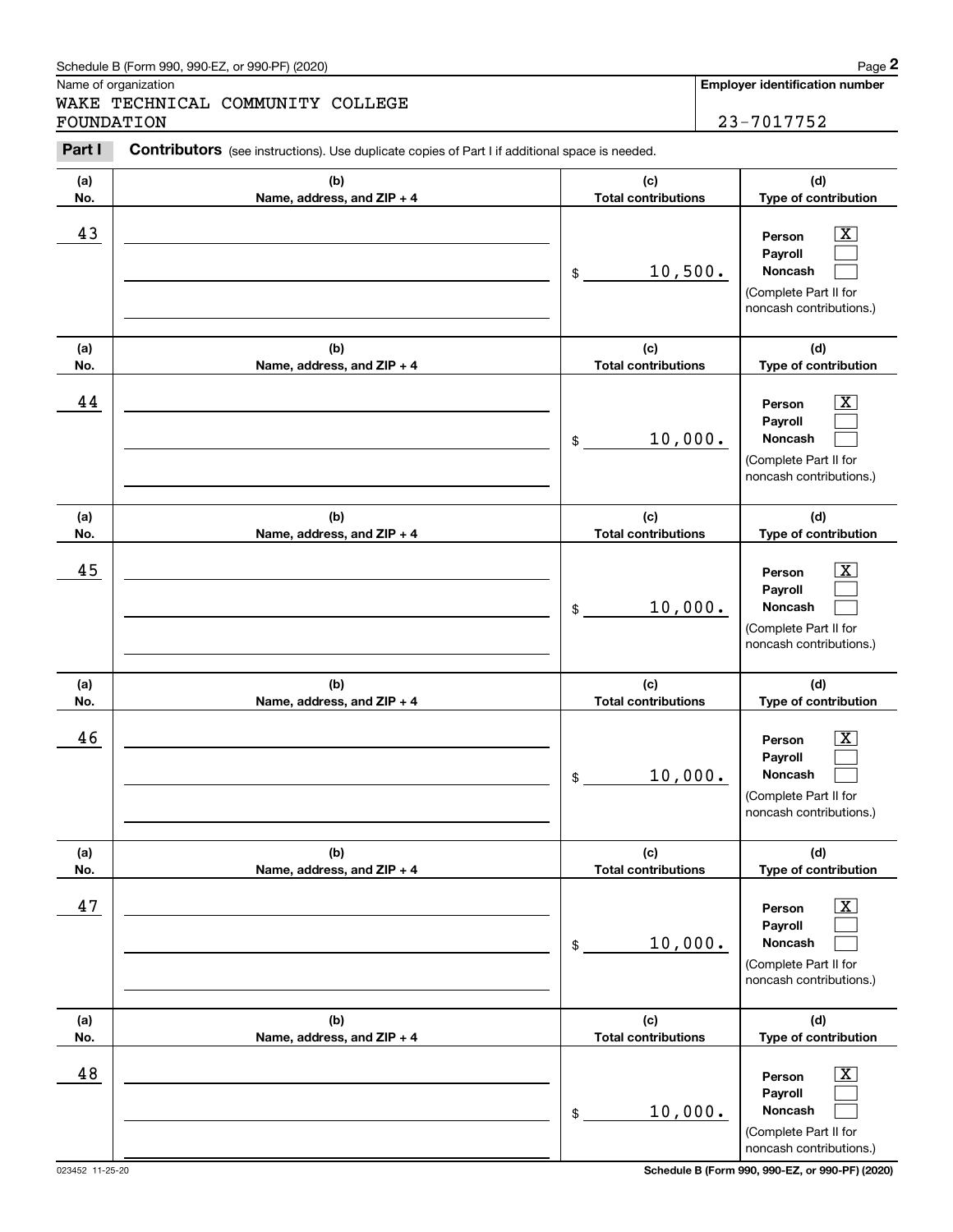Name of organization

WAKE TECHNICAL COMMUNITY COLLEGE FOUNDATION

**Employer identification number**

23-7017752

**Part I** **Contributors** (see instructions). Use duplicate copies of Part I if additional space is needed.

| (a) No. | (b) Name, address, and ZIP + 4 | (c) Total contributions | (d) Type of contribution |
|---|---|---|---|
| 43 | | $ 10,500. | Person [X] Payroll [ ] Noncash [ ] (Complete Part II for noncash contributions.) |
| 44 | | $ 10,000. | Person [X] Payroll [ ] Noncash [ ] (Complete Part II for noncash contributions.) |
| 45 | | $ 10,000. | Person [X] Payroll [ ] Noncash [ ] (Complete Part II for noncash contributions.) |
| 46 | | $ 10,000. | Person [X] Payroll [ ] Noncash [ ] (Complete Part II for noncash contributions.) |
| 47 | | $ 10,000. | Person [X] Payroll [ ] Noncash [ ] (Complete Part II for noncash contributions.) |
| 48 | | $ 10,000. | Person [X] Payroll [ ] Noncash [ ] (Complete Part II for noncash contributions.) |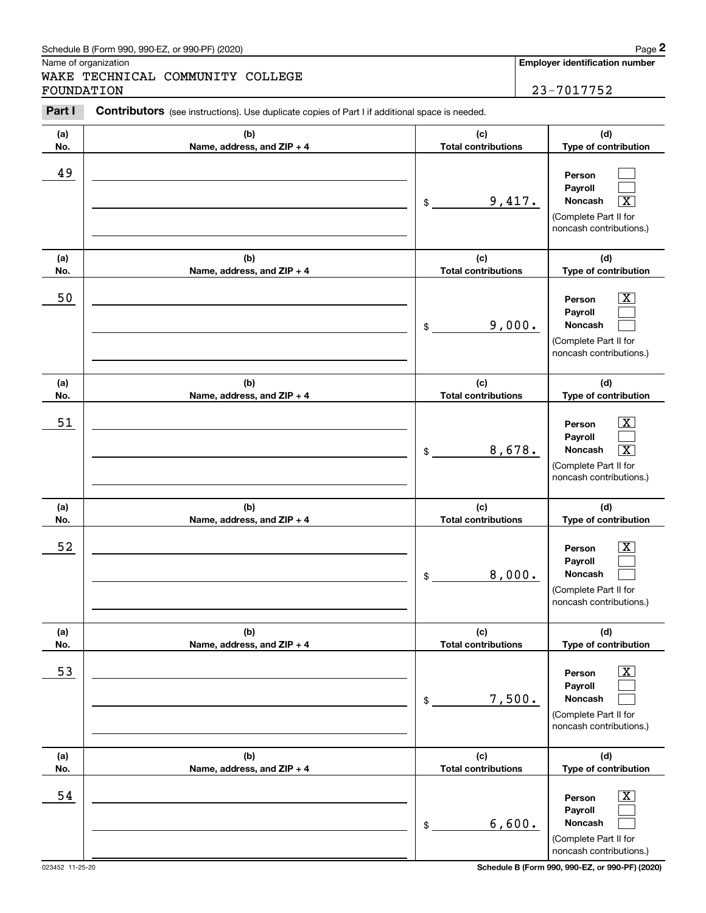Schedule B (Form 990, 990-EZ, or 990-PF) (2020)

Name of organization: WAKE TECHNICAL COMMUNITY COLLEGE FOUNDATION

**Employer identification number**: 23-7017752

**Part I** **Contributors** (see instructions). Use duplicate copies of Part I if additional space is needed.

| (a) No. | (b) Name, address, and ZIP + 4 | (c) Total contributions | (d) Type of contribution |
|---|---|---|---|
| 49 | | $ 9,417. | Person [ ] Payroll [ ] Noncash [X] (Complete Part II for noncash contributions.) |
| 50 | | $ 9,000. | Person [X] Payroll [ ] Noncash [ ] (Complete Part II for noncash contributions.) |
| 51 | | $ 8,678. | Person [X] Payroll [ ] Noncash [X] (Complete Part II for noncash contributions.) |
| 52 | | $ 8,000. | Person [X] Payroll [ ] Noncash [ ] (Complete Part II for noncash contributions.) |
| 53 | | $ 7,500. | Person [X] Payroll [ ] Noncash [ ] (Complete Part II for noncash contributions.) |
| 54 | | $ 6,600. | Person [X] Payroll [ ] Noncash [ ] (Complete Part II for noncash contributions.) |

023452 11-25-20

Schedule B (Form 990, 990-EZ, or 990-PF) (2020)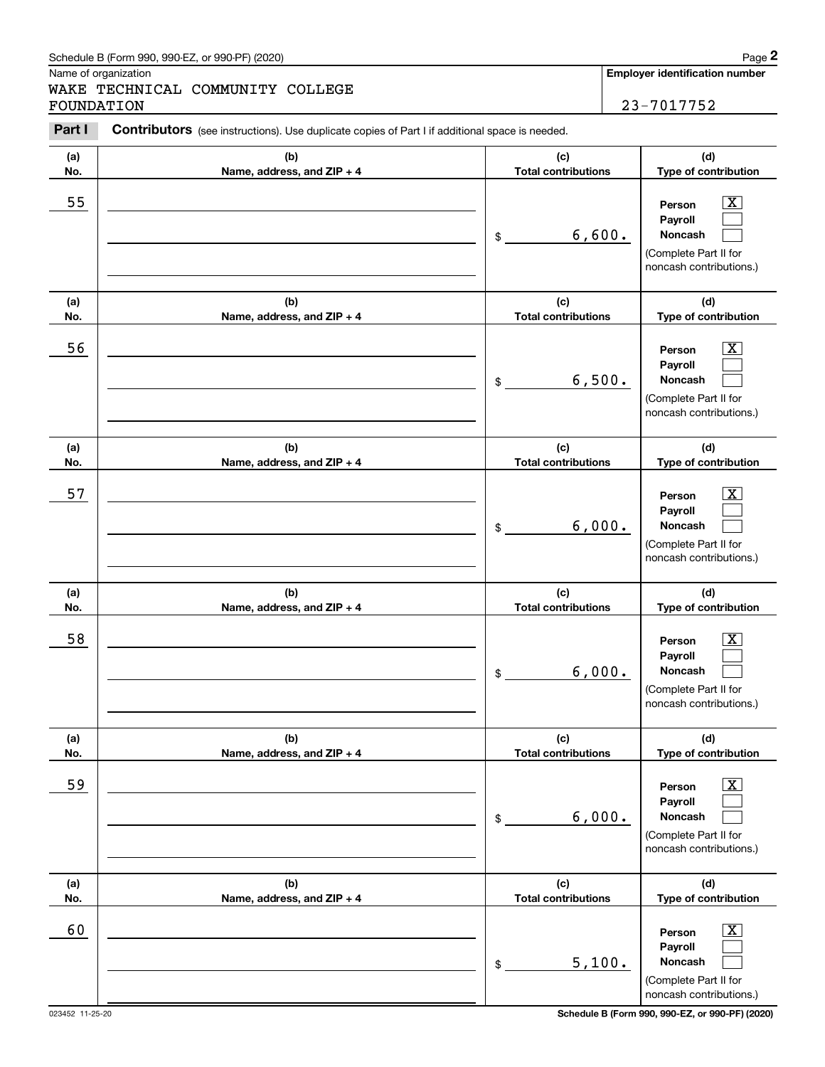Schedule B (Form 990, 990-EZ, or 990-PF) (2020)

Name of organization

WAKE TECHNICAL COMMUNITY COLLEGE FOUNDATION

**Employer identification number**

23-7017752

**Part I** **Contributors** (see instructions). Use duplicate copies of Part I if additional space is needed.

| (a) No. | (b) Name, address, and ZIP + 4 | (c) Total contributions | (d) Type of contribution |
|---|---|---|---|
| 55 | | $ 6,600. | Person [X] Payroll [ ] Noncash [ ] (Complete Part II for noncash contributions.) |
| 56 | | $ 6,500. | Person [X] Payroll [ ] Noncash [ ] (Complete Part II for noncash contributions.) |
| 57 | | $ 6,000. | Person [X] Payroll [ ] Noncash [ ] (Complete Part II for noncash contributions.) |
| 58 | | $ 6,000. | Person [X] Payroll [ ] Noncash [ ] (Complete Part II for noncash contributions.) |
| 59 | | $ 6,000. | Person [X] Payroll [ ] Noncash [ ] (Complete Part II for noncash contributions.) |
| 60 | | $ 5,100. | Person [X] Payroll [ ] Noncash [ ] (Complete Part II for noncash contributions.) |

023452 11-25-20

**Schedule B (Form 990, 990-EZ, or 990-PF) (2020)**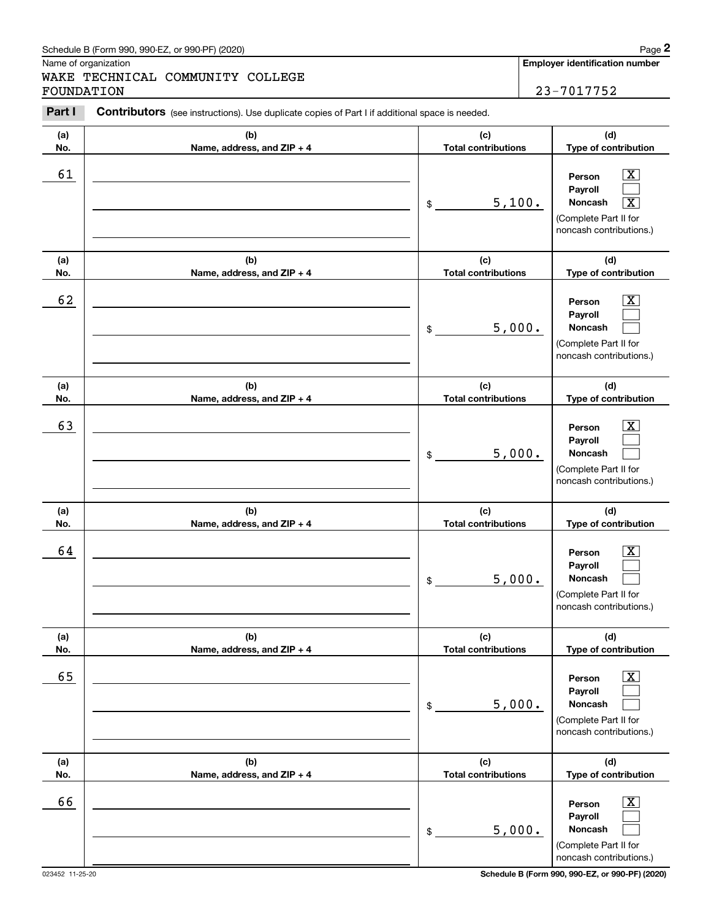Schedule B (Form 990, 990-EZ, or 990-PF) (2020)

Name of organization: WAKE TECHNICAL COMMUNITY COLLEGE FOUNDATION

**Employer identification number:** 23-7017752

**Part I** **Contributors** (see instructions). Use duplicate copies of Part I if additional space is needed.

| (a) No. | (b) Name, address, and ZIP + 4 | (c) Total contributions | (d) Type of contribution |
|---|---|---|---|
| 61 | | $ 5,100. | Person [X] Payroll [ ] Noncash [X] (Complete Part II for noncash contributions.) |
| 62 | | $ 5,000. | Person [X] Payroll [ ] Noncash [ ] (Complete Part II for noncash contributions.) |
| 63 | | $ 5,000. | Person [X] Payroll [ ] Noncash [ ] (Complete Part II for noncash contributions.) |
| 64 | | $ 5,000. | Person [X] Payroll [ ] Noncash [ ] (Complete Part II for noncash contributions.) |
| 65 | | $ 5,000. | Person [X] Payroll [ ] Noncash [ ] (Complete Part II for noncash contributions.) |
| 66 | | $ 5,000. | Person [X] Payroll [ ] Noncash [ ] (Complete Part II for noncash contributions.) |

023452 11-25-20

**Schedule B (Form 990, 990-EZ, or 990-PF) (2020)**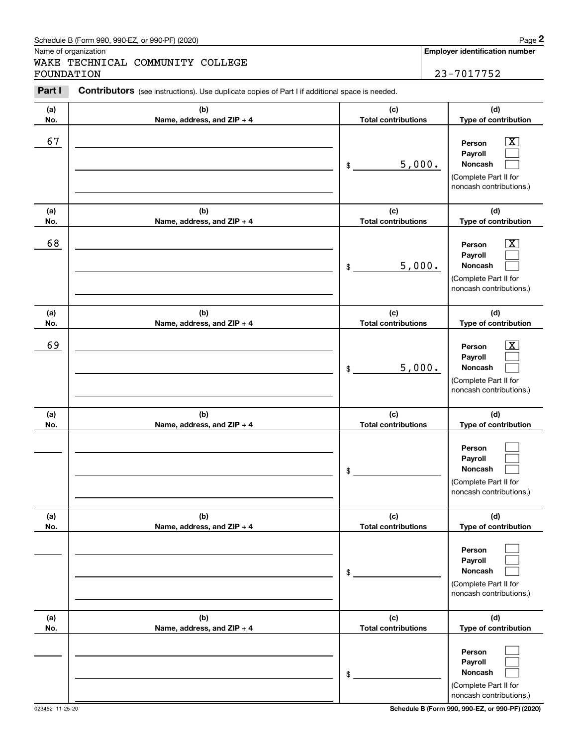Name of organization

WAKE TECHNICAL COMMUNITY COLLEGE FOUNDATION

**Employer identification number**

23-7017752

**Part I** **Contributors** (see instructions). Use duplicate copies of Part I if additional space is needed.

| (a) No. | (b) Name, address, and ZIP + 4 | (c) Total contributions | (d) Type of contribution |
|---|---|---|---|
| 67 | | $ 5,000. | Person [X] Payroll [ ] Noncash [ ] (Complete Part II for noncash contributions.) |
| 68 | | $ 5,000. | Person [X] Payroll [ ] Noncash [ ] (Complete Part II for noncash contributions.) |
| 69 | | $ 5,000. | Person [X] Payroll [ ] Noncash [ ] (Complete Part II for noncash contributions.) |
| | | $ | Person [ ] Payroll [ ] Noncash [ ] (Complete Part II for noncash contributions.) |
| | | $ | Person [ ] Payroll [ ] Noncash [ ] (Complete Part II for noncash contributions.) |
| | | $ | Person [ ] Payroll [ ] Noncash [ ] (Complete Part II for noncash contributions.) |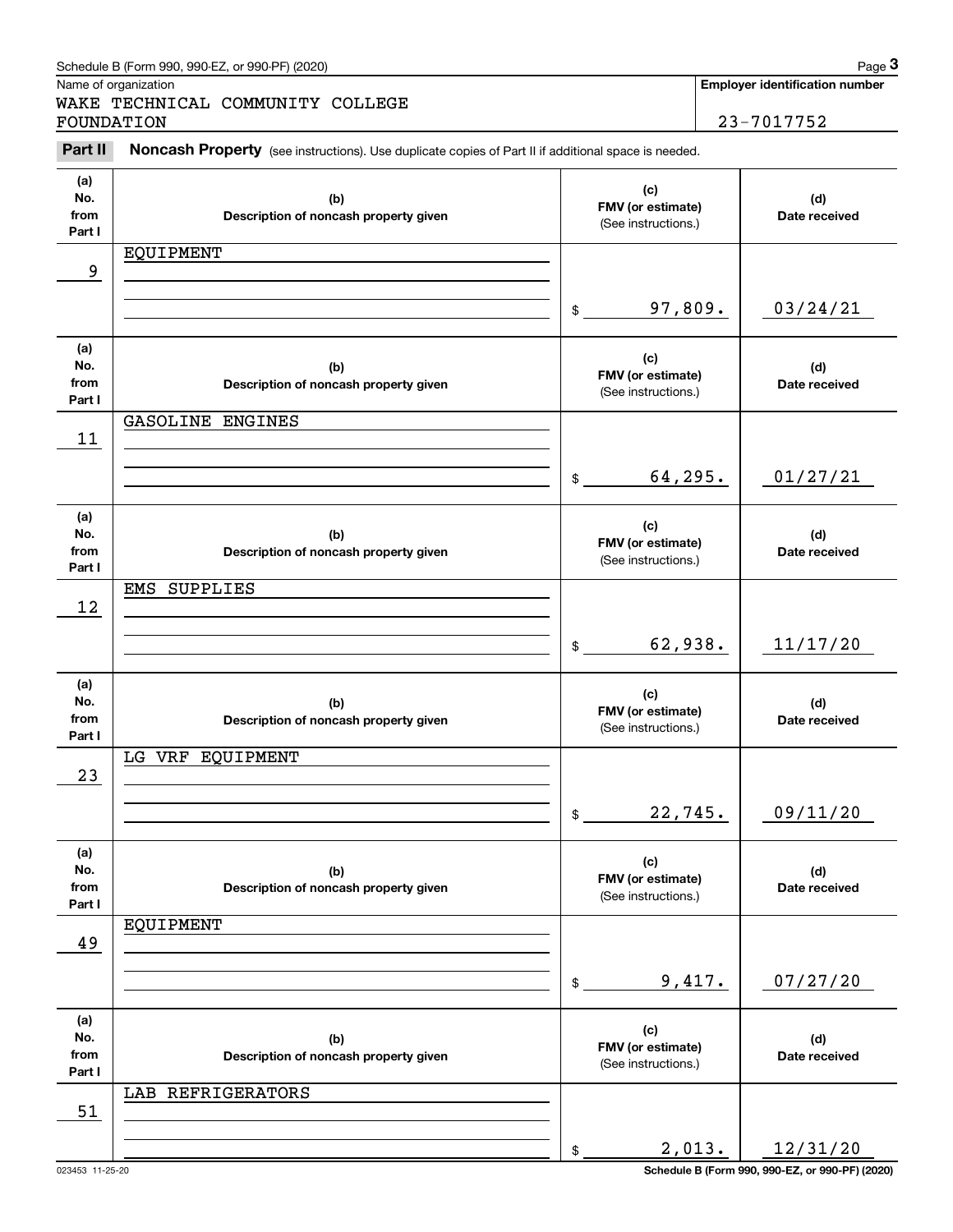Schedule B (Form 990, 990-EZ, or 990-PF) (2020)

Name of organization: WAKE TECHNICAL COMMUNITY COLLEGE FOUNDATION

**Employer identification number:** 23-7017752

## Part II Noncash Property

(see instructions). Use duplicate copies of Part II if additional space is needed.

| (a) No. from Part I | (b) Description of noncash property given | (c) FMV (or estimate) (See instructions.) | (d) Date received |
|---|---|---|---|
| 9 | EQUIPMENT | $ 97,809. | 03/24/21 |
| 11 | GASOLINE ENGINES | $ 64,295. | 01/27/21 |
| 12 | EMS SUPPLIES | $ 62,938. | 11/17/20 |
| 23 | LG VRF EQUIPMENT | $ 22,745. | 09/11/20 |
| 49 | EQUIPMENT | $ 9,417. | 07/27/20 |
| 51 | LAB REFRIGERATORS | $ 2,013. | 12/31/20 |

023453 11-25-20

Schedule B (Form 990, 990-EZ, or 990-PF) (2020)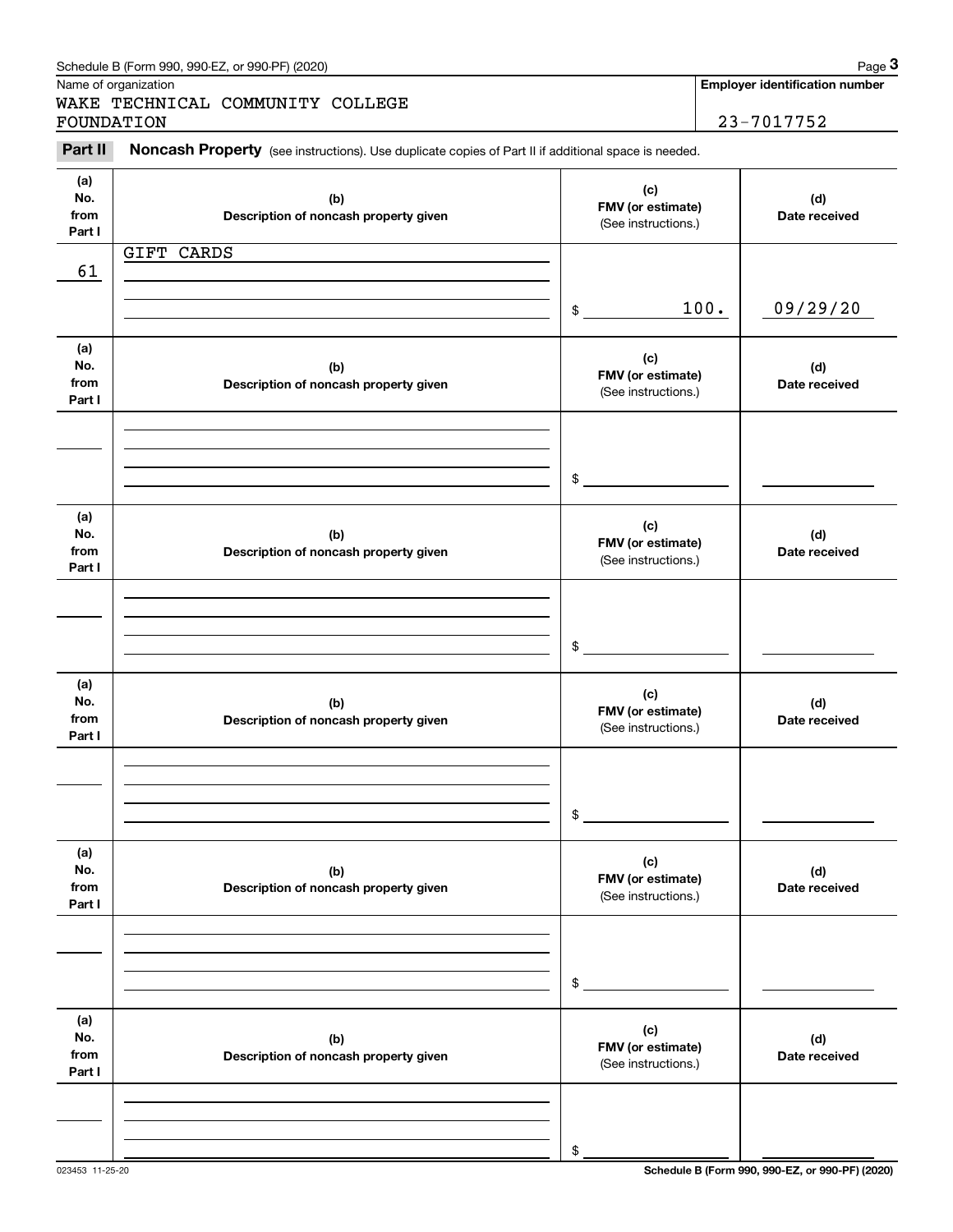Name of organization

WAKE TECHNICAL COMMUNITY COLLEGE FOUNDATION

**Employer identification number**

23-7017752

**Part II** **Noncash Property** (see instructions). Use duplicate copies of Part II if additional space is needed.

| (a) No. from Part I | (b) Description of noncash property given | (c) FMV (or estimate) (See instructions.) | (d) Date received |
|---|---|---|---|
| 61 | GIFT CARDS | $ 100. | 09/29/20 |
| | | $ | |
| | | $ | |
| | | $ | |
| | | $ | |
| | | $ | |

**Schedule B (Form 990, 990-EZ, or 990-PF) (2020)**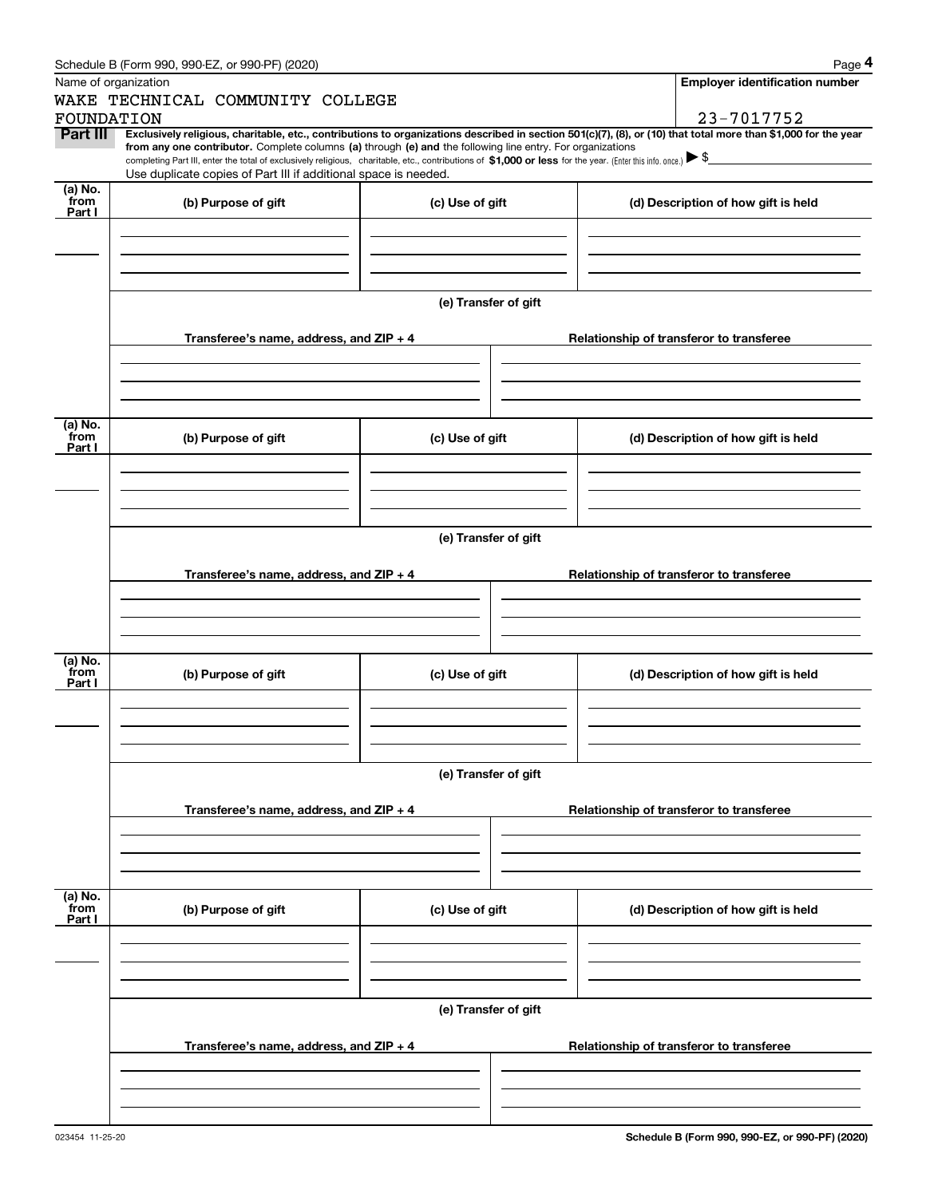Schedule B (Form 990, 990-EZ, or 990-PF) (2020)

| Name of organization | Employer identification number |
| --- | --- |
| WAKE TECHNICAL COMMUNITY COLLEGE FOUNDATION | 23-7017752 |

**Part III** **Exclusively religious, charitable, etc., contributions to organizations described in section 501(c)(7), (8), or (10) that total more than $1,000 for the year from any one contributor.** Complete columns **(a)** through **(e) and** the following line entry. For organizations completing Part III, enter the total of exclusively religious, charitable, etc., contributions of **$1,000 or less** for the year. (Enter this info. once.) ▶ $

Use duplicate copies of Part III if additional space is needed.

| (a) No. from Part I | (b) Purpose of gift | (c) Use of gift | (d) Description of how gift is held |
| --- | --- | --- | --- |
| | | | |

(e) Transfer of gift

| Transferee's name, address, and ZIP + 4 | Relationship of transferor to transferee |
| --- | --- |
| | |

| (a) No. from Part I | (b) Purpose of gift | (c) Use of gift | (d) Description of how gift is held |
| --- | --- | --- | --- |
| | | | |

(e) Transfer of gift

| Transferee's name, address, and ZIP + 4 | Relationship of transferor to transferee |
| --- | --- |
| | |

| (a) No. from Part I | (b) Purpose of gift | (c) Use of gift | (d) Description of how gift is held |
| --- | --- | --- | --- |
| | | | |

(e) Transfer of gift

| Transferee's name, address, and ZIP + 4 | Relationship of transferor to transferee |
| --- | --- |
| | |

| (a) No. from Part I | (b) Purpose of gift | (c) Use of gift | (d) Description of how gift is held |
| --- | --- | --- | --- |
| | | | |

(e) Transfer of gift

| Transferee's name, address, and ZIP + 4 | Relationship of transferor to transferee |
| --- | --- |
| | |

023454 11-25-20

Schedule B (Form 990, 990-EZ, or 990-PF) (2020)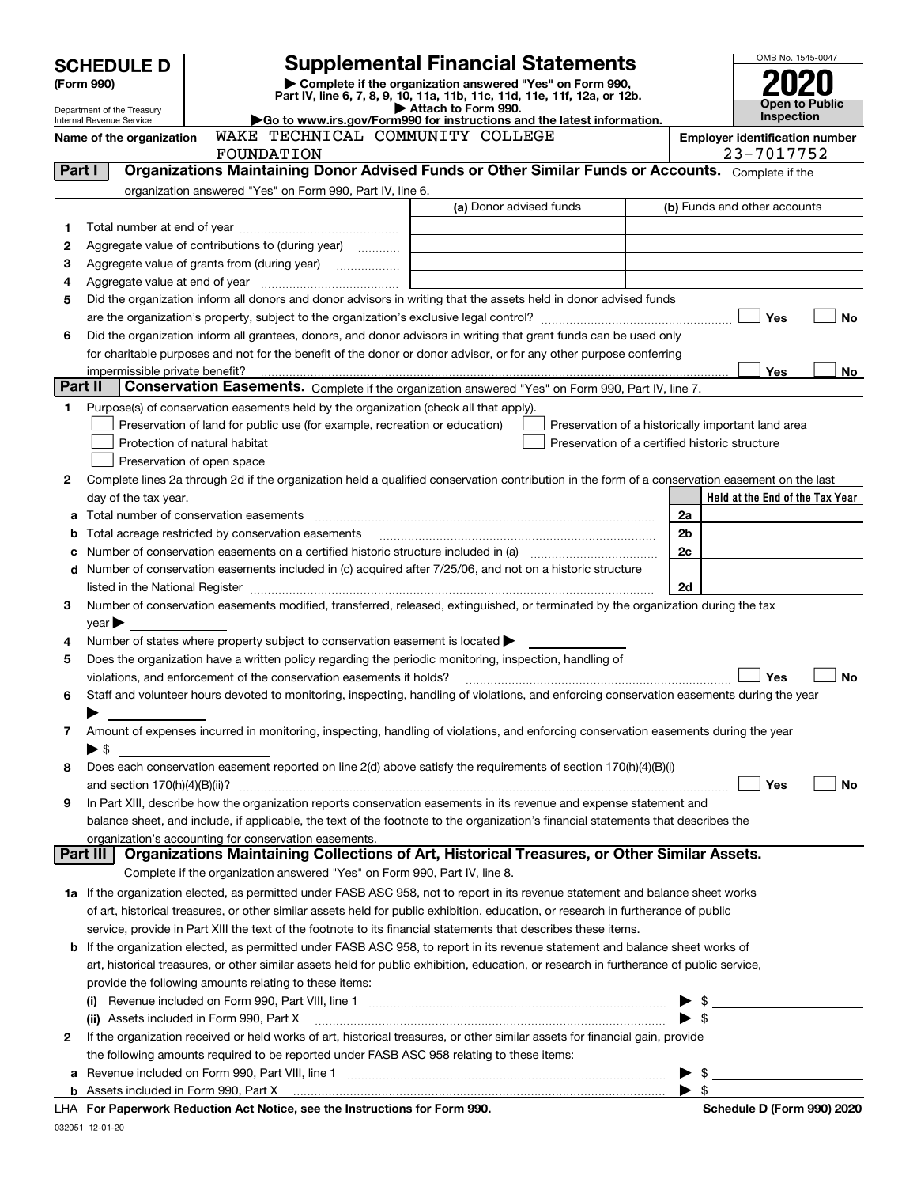# SCHEDULE D (Form 990)

Department of the Treasury
Internal Revenue Service

# Supplemental Financial Statements

▶ Complete if the organization answered "Yes" on Form 990, Part IV, line 6, 7, 8, 9, 10, 11a, 11b, 11c, 11d, 11e, 11f, 12a, or 12b.
▶ Attach to Form 990.
▶Go to www.irs.gov/Form990 for instructions and the latest information.

OMB No. 1545-0047

**2020**

**Open to Public Inspection**

**Name of the organization** WAKE TECHNICAL COMMUNITY COLLEGE FOUNDATION

**Employer identification number** 23-7017752

## Part I Organizations Maintaining Donor Advised Funds or Other Similar Funds or Accounts. Complete if the organization answered "Yes" on Form 990, Part IV, line 6.

| | | (a) Donor advised funds | (b) Funds and other accounts |
|---|---|---|---|
| 1 | Total number at end of year | | |
| 2 | Aggregate value of contributions to (during year) | | |
| 3 | Aggregate value of grants from (during year) | | |
| 4 | Aggregate value at end of year | | |

5 Did the organization inform all donors and donor advisors in writing that the assets held in donor advised funds are the organization's property, subject to the organization's exclusive legal control? ☐ Yes ☐ No

6 Did the organization inform all grantees, donors, and donor advisors in writing that grant funds can be used only for charitable purposes and not for the benefit of the donor or donor advisor, or for any other purpose conferring impermissible private benefit? ☐ Yes ☐ No

## Part II Conservation Easements. Complete if the organization answered "Yes" on Form 990, Part IV, line 7.

1 Purpose(s) of conservation easements held by the organization (check all that apply).
- ☐ Preservation of land for public use (for example, recreation or education)
- ☐ Protection of natural habitat
- ☐ Preservation of open space
- ☐ Preservation of a historically important land area
- ☐ Preservation of a certified historic structure

2 Complete lines 2a through 2d if the organization held a qualified conservation contribution in the form of a conservation easement on the last day of the tax year.

| | | | Held at the End of the Tax Year |
|---|---|---|---|
| a | Total number of conservation easements | 2a | |
| b | Total acreage restricted by conservation easements | 2b | |
| c | Number of conservation easements on a certified historic structure included in (a) | 2c | |
| d | Number of conservation easements included in (c) acquired after 7/25/06, and not on a historic structure listed in the National Register | 2d | |

3 Number of conservation easements modified, transferred, released, extinguished, or terminated by the organization during the tax year ▶

4 Number of states where property subject to conservation easement is located ▶

5 Does the organization have a written policy regarding the periodic monitoring, inspection, handling of violations, and enforcement of the conservation easements it holds? ☐ Yes ☐ No

6 Staff and volunteer hours devoted to monitoring, inspecting, handling of violations, and enforcing conservation easements during the year ▶

7 Amount of expenses incurred in monitoring, inspecting, handling of violations, and enforcing conservation easements during the year ▶ $

8 Does each conservation easement reported on line 2(d) above satisfy the requirements of section 170(h)(4)(B)(i) and section 170(h)(4)(B)(ii)? ☐ Yes ☐ No

9 In Part XIII, describe how the organization reports conservation easements in its revenue and expense statement and balance sheet, and include, if applicable, the text of the footnote to the organization's financial statements that describes the organization's accounting for conservation easements.

## Part III Organizations Maintaining Collections of Art, Historical Treasures, or Other Similar Assets. Complete if the organization answered "Yes" on Form 990, Part IV, line 8.

1a If the organization elected, as permitted under FASB ASC 958, not to report in its revenue statement and balance sheet works of art, historical treasures, or other similar assets held for public exhibition, education, or research in furtherance of public service, provide in Part XIII the text of the footnote to its financial statements that describes these items.

b If the organization elected, as permitted under FASB ASC 958, to report in its revenue statement and balance sheet works of art, historical treasures, or other similar assets held for public exhibition, education, or research in furtherance of public service, provide the following amounts relating to these items:

(i) Revenue included on Form 990, Part VIII, line 1 ▶ $

(ii) Assets included in Form 990, Part X ▶ $

2 If the organization received or held works of art, historical treasures, or other similar assets for financial gain, provide the following amounts required to be reported under FASB ASC 958 relating to these items:

a Revenue included on Form 990, Part VIII, line 1 ▶ $

b Assets included in Form 990, Part X ▶ $

LHA For Paperwork Reduction Act Notice, see the Instructions for Form 990. Schedule D (Form 990) 2020

032051 12-01-20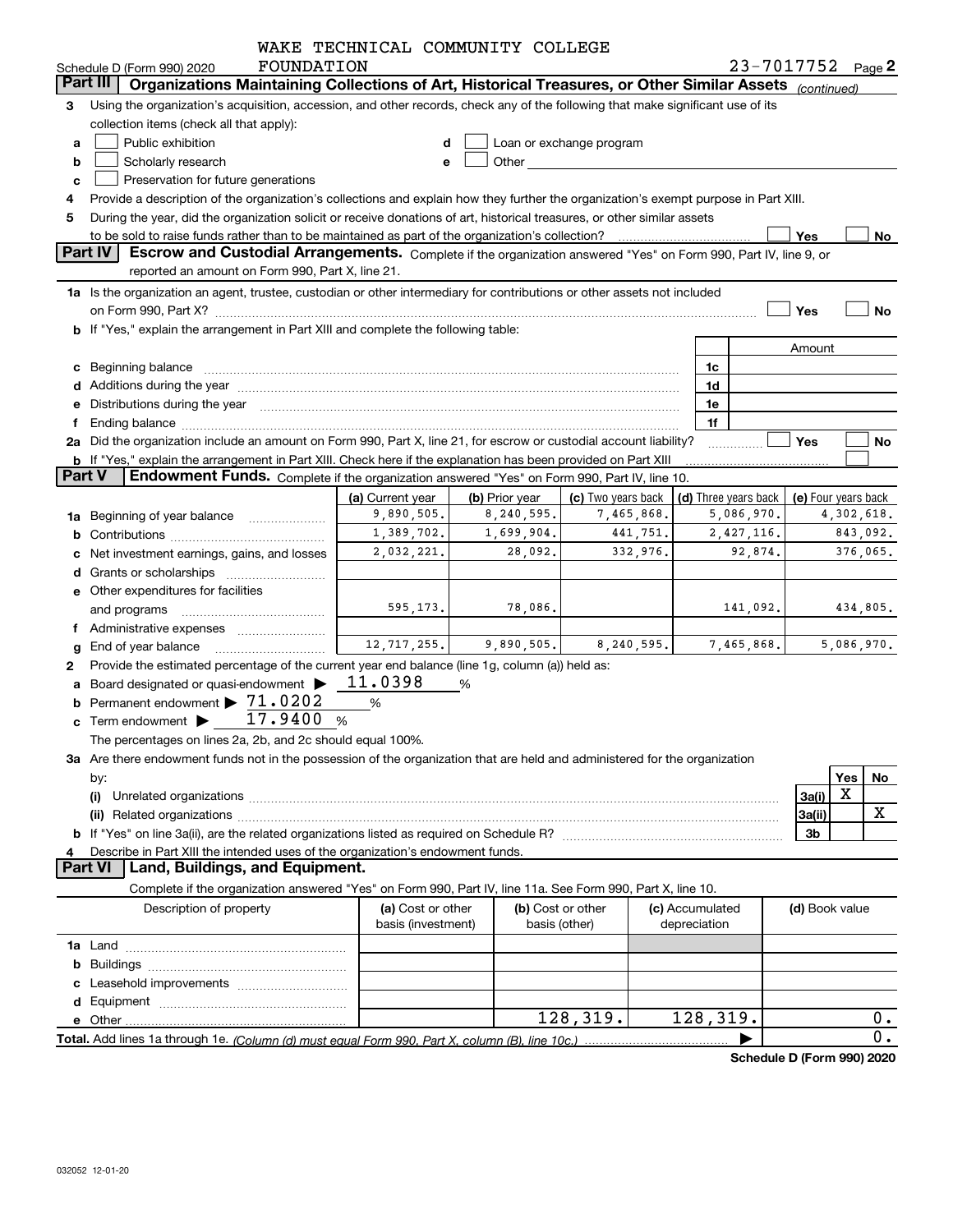WAKE TECHNICAL COMMUNITY COLLEGE FOUNDATION

Schedule D (Form 990) 2020 — 23-7017752 Page 2

## Part III Organizations Maintaining Collections of Art, Historical Treasures, or Other Similar Assets *(continued)*

3 Using the organization's acquisition, accession, and other records, check any of the following that make significant use of its collection items (check all that apply):

- a ☐ Public exhibition
- b ☐ Scholarly research
- c ☐ Preservation for future generations
- d ☐ Loan or exchange program
- e ☐ Other

4 Provide a description of the organization's collections and explain how they further the organization's exempt purpose in Part XIII.

5 During the year, did the organization solicit or receive donations of art, historical treasures, or other similar assets to be sold to raise funds rather than to be maintained as part of the organization's collection? ☐ Yes ☐ No

## Part IV Escrow and Custodial Arrangements.

Complete if the organization answered "Yes" on Form 990, Part IV, line 9, or reported an amount on Form 990, Part X, line 21.

1a Is the organization an agent, trustee, custodian or other intermediary for contributions or other assets not included on Form 990, Part X? ☐ Yes ☐ No

b If "Yes," explain the arrangement in Part XIII and complete the following table:

| | | Amount |
|---|---|---|
| c Beginning balance | 1c | |
| d Additions during the year | 1d | |
| e Distributions during the year | 1e | |
| f Ending balance | 1f | |

2a Did the organization include an amount on Form 990, Part X, line 21, for escrow or custodial account liability? ☐ Yes ☐ No

b If "Yes," explain the arrangement in Part XIII. Check here if the explanation has been provided on Part XIII ☐

## Part V Endowment Funds.

Complete if the organization answered "Yes" on Form 990, Part IV, line 10.

| | (a) Current year | (b) Prior year | (c) Two years back | (d) Three years back | (e) Four years back |
|---|---|---|---|---|---|
| 1a Beginning of year balance | 9,890,505. | 8,240,595. | 7,465,868. | 5,086,970. | 4,302,618. |
| b Contributions | 1,389,702. | 1,699,904. | 441,751. | 2,427,116. | 843,092. |
| c Net investment earnings, gains, and losses | 2,032,221. | 28,092. | 332,976. | 92,874. | 376,065. |
| d Grants or scholarships | | | | | |
| e Other expenditures for facilities and programs | 595,173. | 78,086. | | 141,092. | 434,805. |
| f Administrative expenses | | | | | |
| g End of year balance | 12,717,255. | 9,890,505. | 8,240,595. | 7,465,868. | 5,086,970. |

2 Provide the estimated percentage of the current year end balance (line 1g, column (a)) held as:

- a Board designated or quasi-endowment ▶ 11.0398 %
- b Permanent endowment ▶ 71.0202 %
- c Term endowment ▶ 17.9400 %

The percentages on lines 2a, 2b, and 2c should equal 100%.

3a Are there endowment funds not in the possession of the organization that are held and administered for the organization by:

| | | Yes | No |
|---|---|---|---|
| (i) Unrelated organizations | 3a(i) | X | |
| (ii) Related organizations | 3a(ii) | | X |
| b If "Yes" on line 3a(ii), are the related organizations listed as required on Schedule R? | 3b | | |

4 Describe in Part XIII the intended uses of the organization's endowment funds.

## Part VI Land, Buildings, and Equipment.

Complete if the organization answered "Yes" on Form 990, Part IV, line 11a. See Form 990, Part X, line 10.

| Description of property | (a) Cost or other basis (investment) | (b) Cost or other basis (other) | (c) Accumulated depreciation | (d) Book value |
|---|---|---|---|---|
| 1a Land | | | | |
| b Buildings | | | | |
| c Leasehold improvements | | | | |
| d Equipment | | | | |
| e Other | | 128,319. | 128,319. | 0. |

Total. Add lines 1a through 1e. *(Column (d) must equal Form 990, Part X, column (B), line 10c.)* ▶ 0.

Schedule D (Form 990) 2020

032052 12-01-20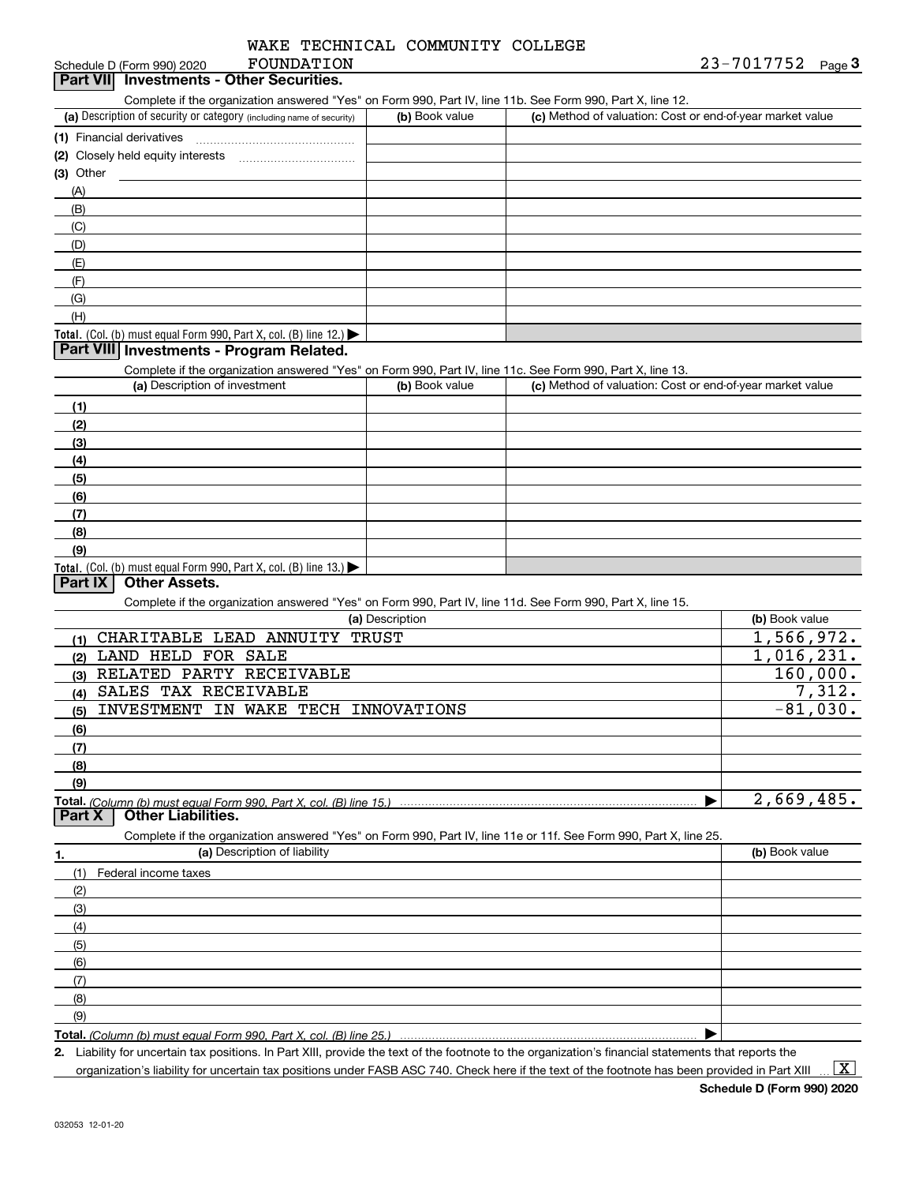Schedule D (Form 990) 2020 WAKE TECHNICAL COMMUNITY COLLEGE FOUNDATION 23-7017752 Page 3

## Part VII Investments - Other Securities.

Complete if the organization answered "Yes" on Form 990, Part IV, line 11b. See Form 990, Part X, line 12.

| (a) Description of security or category (including name of security) | (b) Book value | (c) Method of valuation: Cost or end-of-year market value |
|---|---|---|
| (1) Financial derivatives | | |
| (2) Closely held equity interests | | |
| (3) Other | | |
| (A) | | |
| (B) | | |
| (C) | | |
| (D) | | |
| (E) | | |
| (F) | | |
| (G) | | |
| (H) | | |
| **Total.** (Col. (b) must equal Form 990, Part X, col. (B) line 12.) | | |

## Part VIII Investments - Program Related.

Complete if the organization answered "Yes" on Form 990, Part IV, line 11c. See Form 990, Part X, line 13.

| (a) Description of investment | (b) Book value | (c) Method of valuation: Cost or end-of-year market value |
|---|---|---|
| (1) | | |
| (2) | | |
| (3) | | |
| (4) | | |
| (5) | | |
| (6) | | |
| (7) | | |
| (8) | | |
| (9) | | |
| **Total.** (Col. (b) must equal Form 990, Part X, col. (B) line 13.) | | |

## Part IX Other Assets.

Complete if the organization answered "Yes" on Form 990, Part IV, line 11d. See Form 990, Part X, line 15.

| (a) Description | (b) Book value |
|---|---|
| (1) CHARITABLE LEAD ANNUITY TRUST | 1,566,972. |
| (2) LAND HELD FOR SALE | 1,016,231. |
| (3) RELATED PARTY RECEIVABLE | 160,000. |
| (4) SALES TAX RECEIVABLE | 7,312. |
| (5) INVESTMENT IN WAKE TECH INNOVATIONS | -81,030. |
| (6) | |
| (7) | |
| (8) | |
| (9) | |
| **Total.** *(Column (b) must equal Form 990, Part X, col. (B) line 15.)* | 2,669,485. |

## Part X Other Liabilities.

Complete if the organization answered "Yes" on Form 990, Part IV, line 11e or 11f. See Form 990, Part X, line 25.

| 1. (a) Description of liability | (b) Book value |
|---|---|
| (1) Federal income taxes | |
| (2) | |
| (3) | |
| (4) | |
| (5) | |
| (6) | |
| (7) | |
| (8) | |
| (9) | |
| **Total.** *(Column (b) must equal Form 990, Part X, col. (B) line 25.)* | |

2. Liability for uncertain tax positions. In Part XIII, provide the text of the footnote to the organization's financial statements that reports the organization's liability for uncertain tax positions under FASB ASC 740. Check here if the text of the footnote has been provided in Part XIII [X]

Schedule D (Form 990) 2020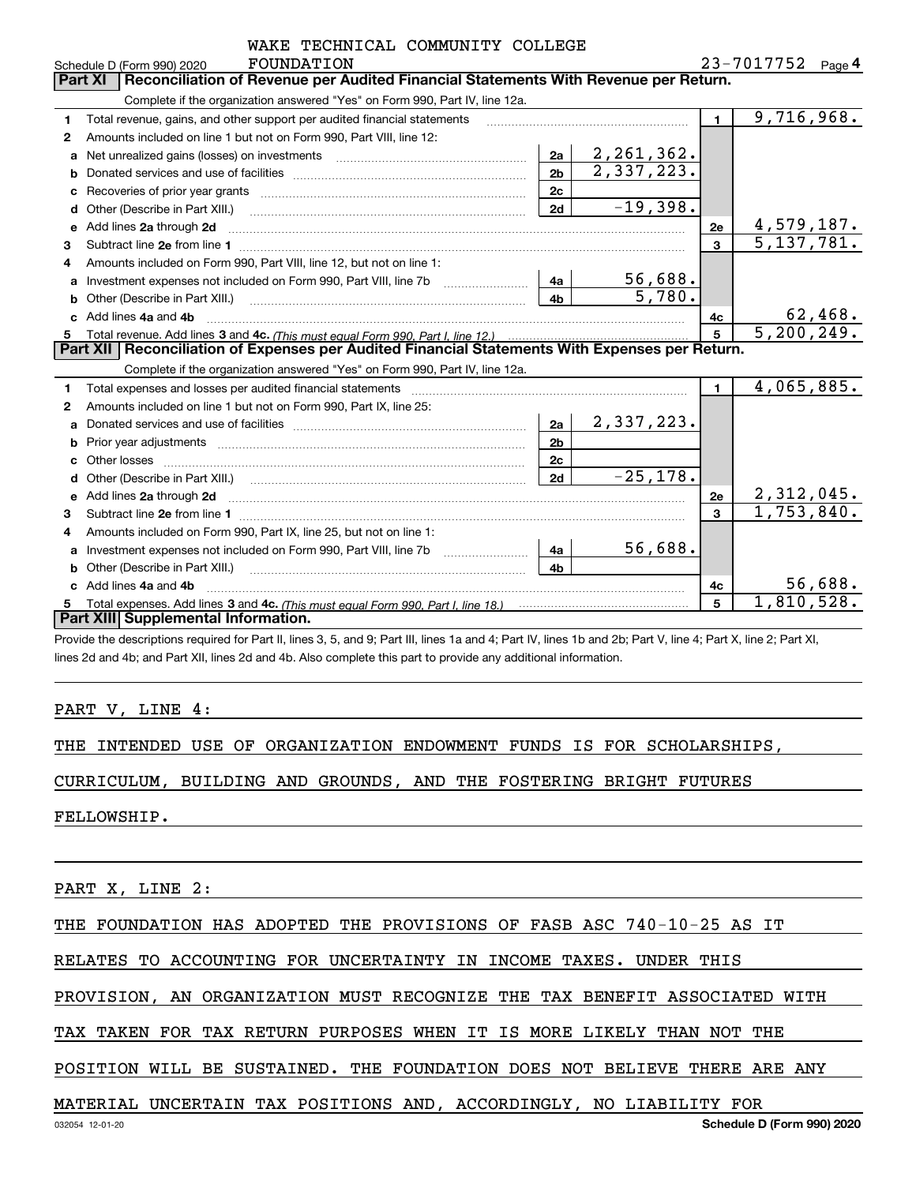WAKE TECHNICAL COMMUNITY COLLEGE

Schedule D (Form 990) 2020 FOUNDATION 23-7017752 Page 4

## Part XI Reconciliation of Revenue per Audited Financial Statements With Revenue per Return.

Complete if the organization answered "Yes" on Form 990, Part IV, line 12a.

| | | | | | |
|---|---|---|---|---|---|
| 1 | Total revenue, gains, and other support per audited financial statements | | | 1 | 9,716,968. |
| 2 | Amounts included on line 1 but not on Form 990, Part VIII, line 12: | | | | |
| a | Net unrealized gains (losses) on investments | 2a | 2,261,362. | | |
| b | Donated services and use of facilities | 2b | 2,337,223. | | |
| c | Recoveries of prior year grants | 2c | | | |
| d | Other (Describe in Part XIII.) | 2d | -19,398. | | |
| e | Add lines 2a through 2d | | | 2e | 4,579,187. |
| 3 | Subtract line 2e from line 1 | | | 3 | 5,137,781. |
| 4 | Amounts included on Form 990, Part VIII, line 12, but not on line 1: | | | | |
| a | Investment expenses not included on Form 990, Part VIII, line 7b | 4a | 56,688. | | |
| b | Other (Describe in Part XIII.) | 4b | 5,780. | | |
| c | Add lines 4a and 4b | | | 4c | 62,468. |
| 5 | Total revenue. Add lines 3 and 4c. *(This must equal Form 990, Part I, line 12.)* | | | 5 | 5,200,249. |

## Part XII Reconciliation of Expenses per Audited Financial Statements With Expenses per Return.

Complete if the organization answered "Yes" on Form 990, Part IV, line 12a.

| | | | | | |
|---|---|---|---|---|---|
| 1 | Total expenses and losses per audited financial statements | | | 1 | 4,065,885. |
| 2 | Amounts included on line 1 but not on Form 990, Part IX, line 25: | | | | |
| a | Donated services and use of facilities | 2a | 2,337,223. | | |
| b | Prior year adjustments | 2b | | | |
| c | Other losses | 2c | | | |
| d | Other (Describe in Part XIII.) | 2d | -25,178. | | |
| e | Add lines 2a through 2d | | | 2e | 2,312,045. |
| 3 | Subtract line 2e from line 1 | | | 3 | 1,753,840. |
| 4 | Amounts included on Form 990, Part IX, line 25, but not on line 1: | | | | |
| a | Investment expenses not included on Form 990, Part VIII, line 7b | 4a | 56,688. | | |
| b | Other (Describe in Part XIII.) | 4b | | | |
| c | Add lines 4a and 4b | | | 4c | 56,688. |
| 5 | Total expenses. Add lines 3 and 4c. *(This must equal Form 990, Part I, line 18.)* | | | 5 | 1,810,528. |

## Part XIII Supplemental Information.

Provide the descriptions required for Part II, lines 3, 5, and 9; Part III, lines 1a and 4; Part IV, lines 1b and 2b; Part V, line 4; Part X, line 2; Part XI, lines 2d and 4b; and Part XII, lines 2d and 4b. Also complete this part to provide any additional information.

PART V, LINE 4:

THE INTENDED USE OF ORGANIZATION ENDOWMENT FUNDS IS FOR SCHOLARSHIPS, CURRICULUM, BUILDING AND GROUNDS, AND THE FOSTERING BRIGHT FUTURES FELLOWSHIP.

PART X, LINE 2:

THE FOUNDATION HAS ADOPTED THE PROVISIONS OF FASB ASC 740-10-25 AS IT RELATES TO ACCOUNTING FOR UNCERTAINTY IN INCOME TAXES. UNDER THIS PROVISION, AN ORGANIZATION MUST RECOGNIZE THE TAX BENEFIT ASSOCIATED WITH TAX TAKEN FOR TAX RETURN PURPOSES WHEN IT IS MORE LIKELY THAN NOT THE POSITION WILL BE SUSTAINED. THE FOUNDATION DOES NOT BELIEVE THERE ARE ANY MATERIAL UNCERTAIN TAX POSITIONS AND, ACCORDINGLY, NO LIABILITY FOR

032054 12-01-20 Schedule D (Form 990) 2020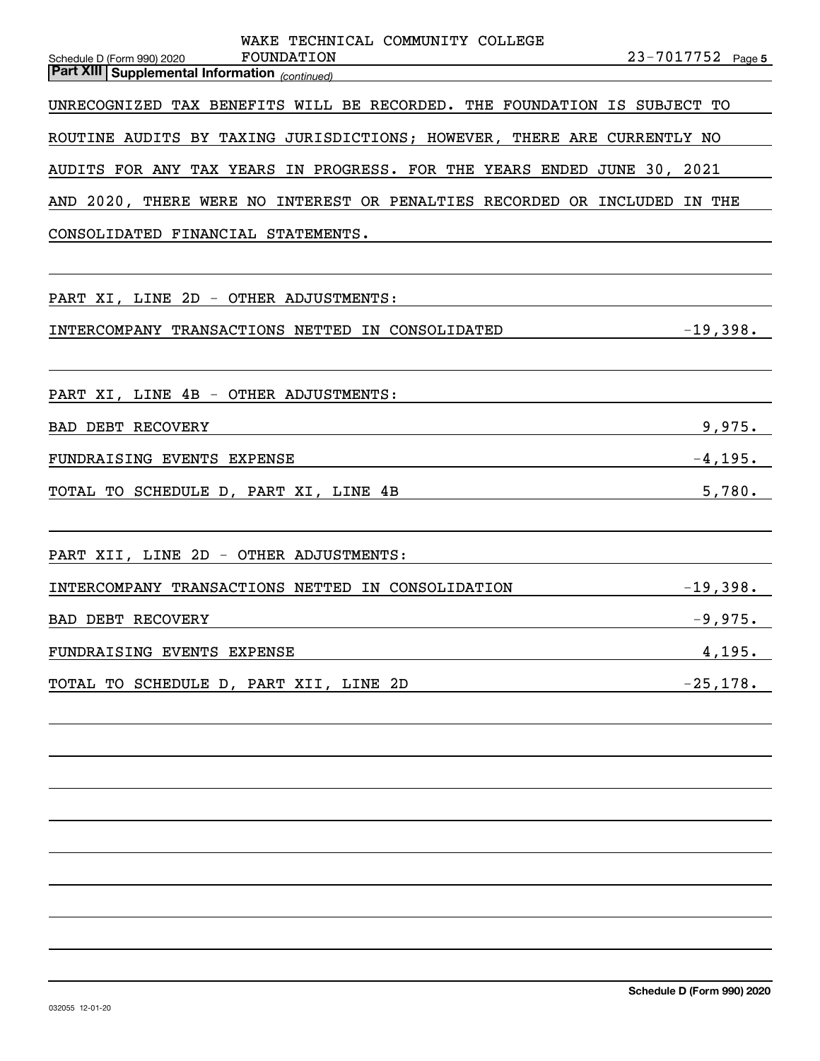WAKE TECHNICAL COMMUNITY COLLEGE FOUNDATION 23-7017752

**Part XIII | Supplemental Information** *(continued)*

UNRECOGNIZED TAX BENEFITS WILL BE RECORDED. THE FOUNDATION IS SUBJECT TO ROUTINE AUDITS BY TAXING JURISDICTIONS; HOWEVER, THERE ARE CURRENTLY NO AUDITS FOR ANY TAX YEARS IN PROGRESS. FOR THE YEARS ENDED JUNE 30, 2021 AND 2020, THERE WERE NO INTEREST OR PENALTIES RECORDED OR INCLUDED IN THE CONSOLIDATED FINANCIAL STATEMENTS.

PART XI, LINE 2D - OTHER ADJUSTMENTS:

| | |
|---|---|
| INTERCOMPANY TRANSACTIONS NETTED IN CONSOLIDATED | -19,398. |

PART XI, LINE 4B - OTHER ADJUSTMENTS:

| | |
|---|---|
| BAD DEBT RECOVERY | 9,975. |
| FUNDRAISING EVENTS EXPENSE | -4,195. |
| TOTAL TO SCHEDULE D, PART XI, LINE 4B | 5,780. |

PART XII, LINE 2D - OTHER ADJUSTMENTS:

| | |
|---|---|
| INTERCOMPANY TRANSACTIONS NETTED IN CONSOLIDATION | -19,398. |
| BAD DEBT RECOVERY | -9,975. |
| FUNDRAISING EVENTS EXPENSE | 4,195. |
| TOTAL TO SCHEDULE D, PART XII, LINE 2D | -25,178. |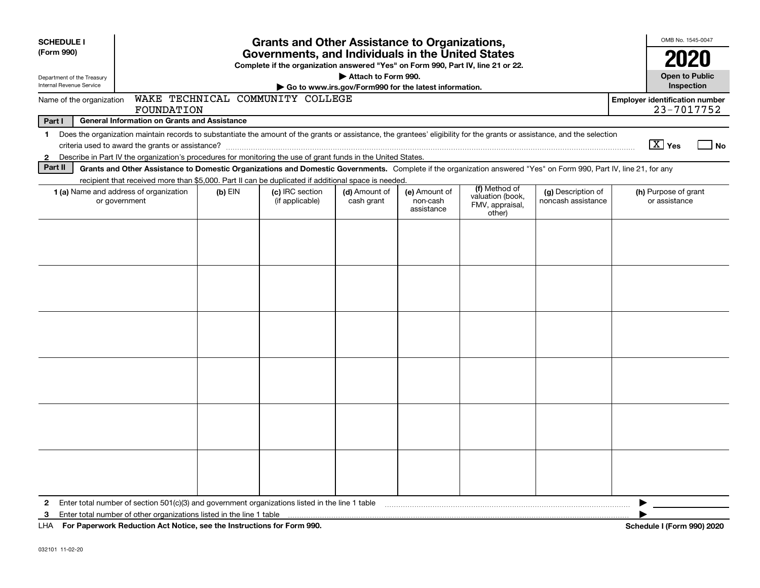**SCHEDULE I**
**(Form 990)**

Department of the Treasury
Internal Revenue Service

# Grants and Other Assistance to Organizations, Governments, and Individuals in the United States

**Complete if the organization answered "Yes" on Form 990, Part IV, line 21 or 22.**

**▶ Attach to Form 990.**

**▶ Go to www.irs.gov/Form990 for the latest information.**

OMB No. 1545-0047

**2020**

**Open to Public Inspection**

Name of the organization: WAKE TECHNICAL COMMUNITY COLLEGE FOUNDATION

**Employer identification number:** 23-7017752

**Part I — General Information on Grants and Assistance**

1 Does the organization maintain records to substantiate the amount of the grants or assistance, the grantees' eligibility for the grants or assistance, and the selection criteria used to award the grants or assistance? [X] Yes [ ] No

2 Describe in Part IV the organization's procedures for monitoring the use of grant funds in the United States.

**Part II — Grants and Other Assistance to Domestic Organizations and Domestic Governments.** Complete if the organization answered "Yes" on Form 990, Part IV, line 21, for any recipient that received more than $5,000. Part II can be duplicated if additional space is needed.

| 1 (a) Name and address of organization or government | (b) EIN | (c) IRC section (if applicable) | (d) Amount of cash grant | (e) Amount of non-cash assistance | (f) Method of valuation (book, FMV, appraisal, other) | (g) Description of noncash assistance | (h) Purpose of grant or assistance |
|---|---|---|---|---|---|---|---|
| | | | | | | | |
| | | | | | | | |
| | | | | | | | |
| | | | | | | | |
| | | | | | | | |
| | | | | | | | |

2 Enter total number of section 501(c)(3) and government organizations listed in the line 1 table ▶

3 Enter total number of other organizations listed in the line 1 table ▶

LHA **For Paperwork Reduction Act Notice, see the Instructions for Form 990.** **Schedule I (Form 990) 2020**

032101 11-02-20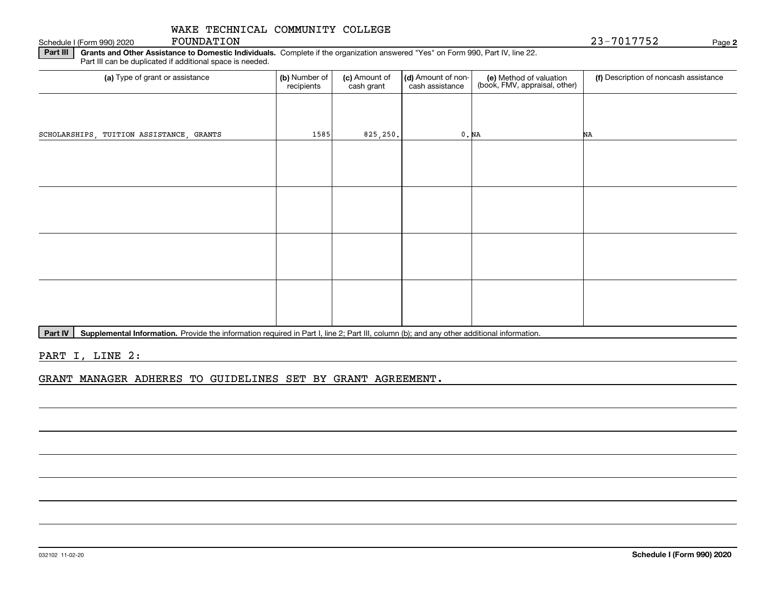Schedule I (Form 990) 2020 WAKE TECHNICAL COMMUNITY COLLEGE FOUNDATION 23-7017752 Page **2**

**Part III** **Grants and Other Assistance to Domestic Individuals.** Complete if the organization answered "Yes" on Form 990, Part IV, line 22. Part III can be duplicated if additional space is needed.

| (a) Type of grant or assistance | (b) Number of recipients | (c) Amount of cash grant | (d) Amount of non-cash assistance | (e) Method of valuation (book, FMV, appraisal, other) | (f) Description of noncash assistance |
|---|---|---|---|---|---|
| SCHOLARSHIPS, TUITION ASSISTANCE, GRANTS | 1585 | 825,250. | 0. | NA | NA |
| | | | | | |
| | | | | | |
| | | | | | |
| | | | | | |

**Part IV** **Supplemental Information.** Provide the information required in Part I, line 2; Part III, column (b); and any other additional information.

PART I, LINE 2:

GRANT MANAGER ADHERES TO GUIDELINES SET BY GRANT AGREEMENT.

032102 11-02-20 **Schedule I (Form 990) 2020**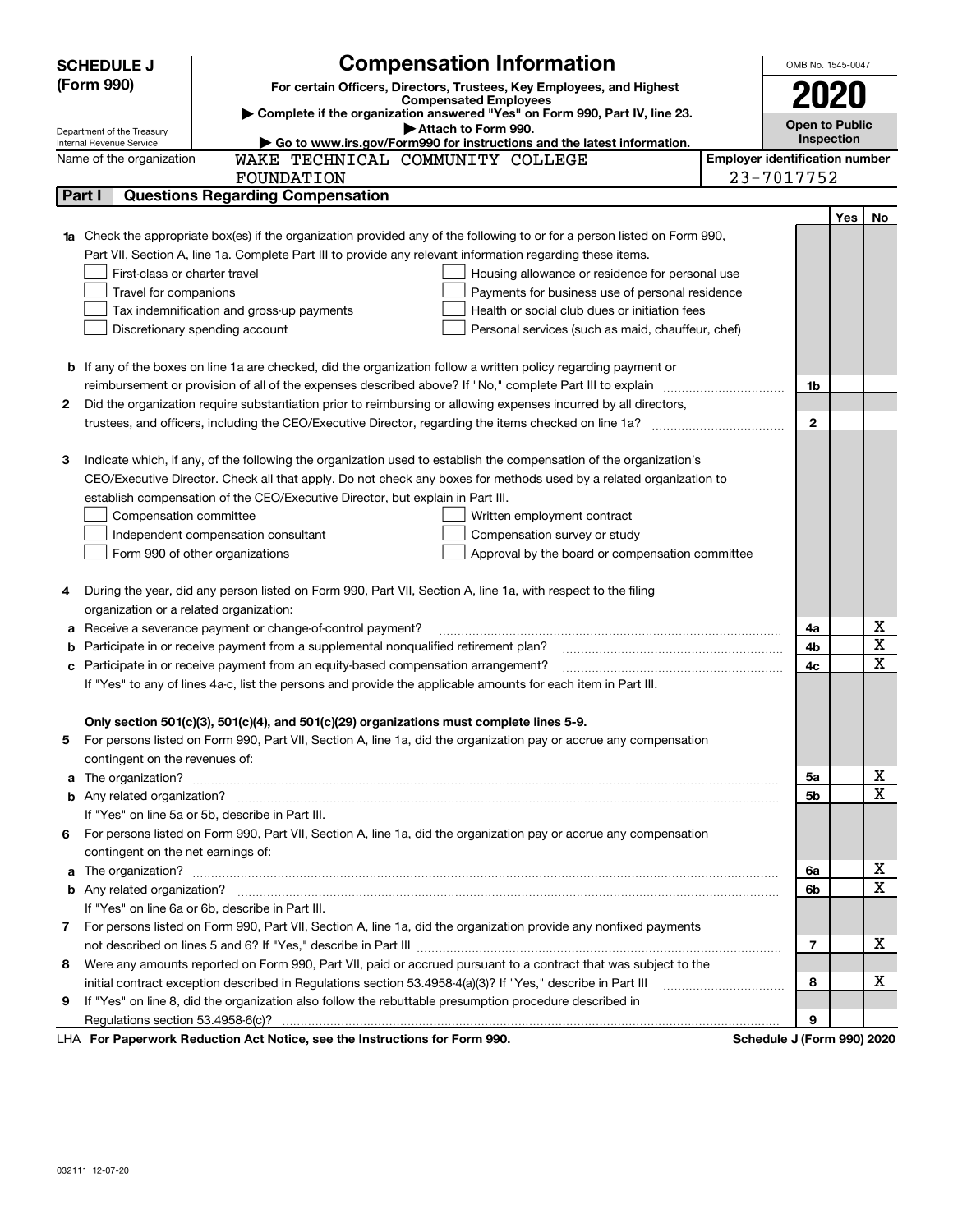**SCHEDULE J (Form 990)**

# Compensation Information

**For certain Officers, Directors, Trustees, Key Employees, and Highest Compensated Employees**

▶ Complete if the organization answered "Yes" on Form 990, Part IV, line 23.

▶ Attach to Form 990.

▶ Go to www.irs.gov/Form990 for instructions and the latest information.

Department of the Treasury
Internal Revenue Service

OMB No. 1545-0047

**2020**

**Open to Public Inspection**

Name of the organization: WAKE TECHNICAL COMMUNITY COLLEGE FOUNDATION

**Employer identification number:** 23-7017752

## Part I Questions Regarding Compensation

| | | | Yes | No |
|---|---|---|---|---|
| **1a** | Check the appropriate box(es) if the organization provided any of the following to or for a person listed on Form 990, Part VII, Section A, line 1a. Complete Part III to provide any relevant information regarding these items.<br>☐ First-class or charter travel ☐ Housing allowance or residence for personal use<br>☐ Travel for companions ☐ Payments for business use of personal residence<br>☐ Tax indemnification and gross-up payments ☐ Health or social club dues or initiation fees<br>☐ Discretionary spending account ☐ Personal services (such as maid, chauffeur, chef) | | | |
| **b** | If any of the boxes on line 1a are checked, did the organization follow a written policy regarding payment or reimbursement or provision of all of the expenses described above? If "No," complete Part III to explain | 1b | | |
| **2** | Did the organization require substantiation prior to reimbursing or allowing expenses incurred by all directors, trustees, and officers, including the CEO/Executive Director, regarding the items checked on line 1a? | 2 | | |
| **3** | Indicate which, if any, of the following the organization used to establish the compensation of the organization's CEO/Executive Director. Check all that apply. Do not check any boxes for methods used by a related organization to establish compensation of the CEO/Executive Director, but explain in Part III.<br>☐ Compensation committee ☐ Written employment contract<br>☐ Independent compensation consultant ☐ Compensation survey or study<br>☐ Form 990 of other organizations ☐ Approval by the board or compensation committee | | | |
| **4** | During the year, did any person listed on Form 990, Part VII, Section A, line 1a, with respect to the filing organization or a related organization: | | | |
| **a** | Receive a severance payment or change-of-control payment? | 4a | | X |
| **b** | Participate in or receive payment from a supplemental nonqualified retirement plan? | 4b | | X |
| **c** | Participate in or receive payment from an equity-based compensation arrangement? | 4c | | X |
| | If "Yes" to any of lines 4a-c, list the persons and provide the applicable amounts for each item in Part III. | | | |
| | **Only section 501(c)(3), 501(c)(4), and 501(c)(29) organizations must complete lines 5-9.** | | | |
| **5** | For persons listed on Form 990, Part VII, Section A, line 1a, did the organization pay or accrue any compensation contingent on the revenues of: | | | |
| **a** | The organization? | 5a | | X |
| **b** | Any related organization? | 5b | | X |
| | If "Yes" on line 5a or 5b, describe in Part III. | | | |
| **6** | For persons listed on Form 990, Part VII, Section A, line 1a, did the organization pay or accrue any compensation contingent on the net earnings of: | | | |
| **a** | The organization? | 6a | | X |
| **b** | Any related organization? | 6b | | X |
| | If "Yes" on line 6a or 6b, describe in Part III. | | | |
| **7** | For persons listed on Form 990, Part VII, Section A, line 1a, did the organization provide any nonfixed payments not described on lines 5 and 6? If "Yes," describe in Part III | 7 | | X |
| **8** | Were any amounts reported on Form 990, Part VII, paid or accrued pursuant to a contract that was subject to the initial contract exception described in Regulations section 53.4958-4(a)(3)? If "Yes," describe in Part III | 8 | | X |
| **9** | If "Yes" on line 8, did the organization also follow the rebuttable presumption procedure described in Regulations section 53.4958-6(c)? | 9 | | |

LHA **For Paperwork Reduction Act Notice, see the Instructions for Form 990.** **Schedule J (Form 990) 2020**

032111 12-07-20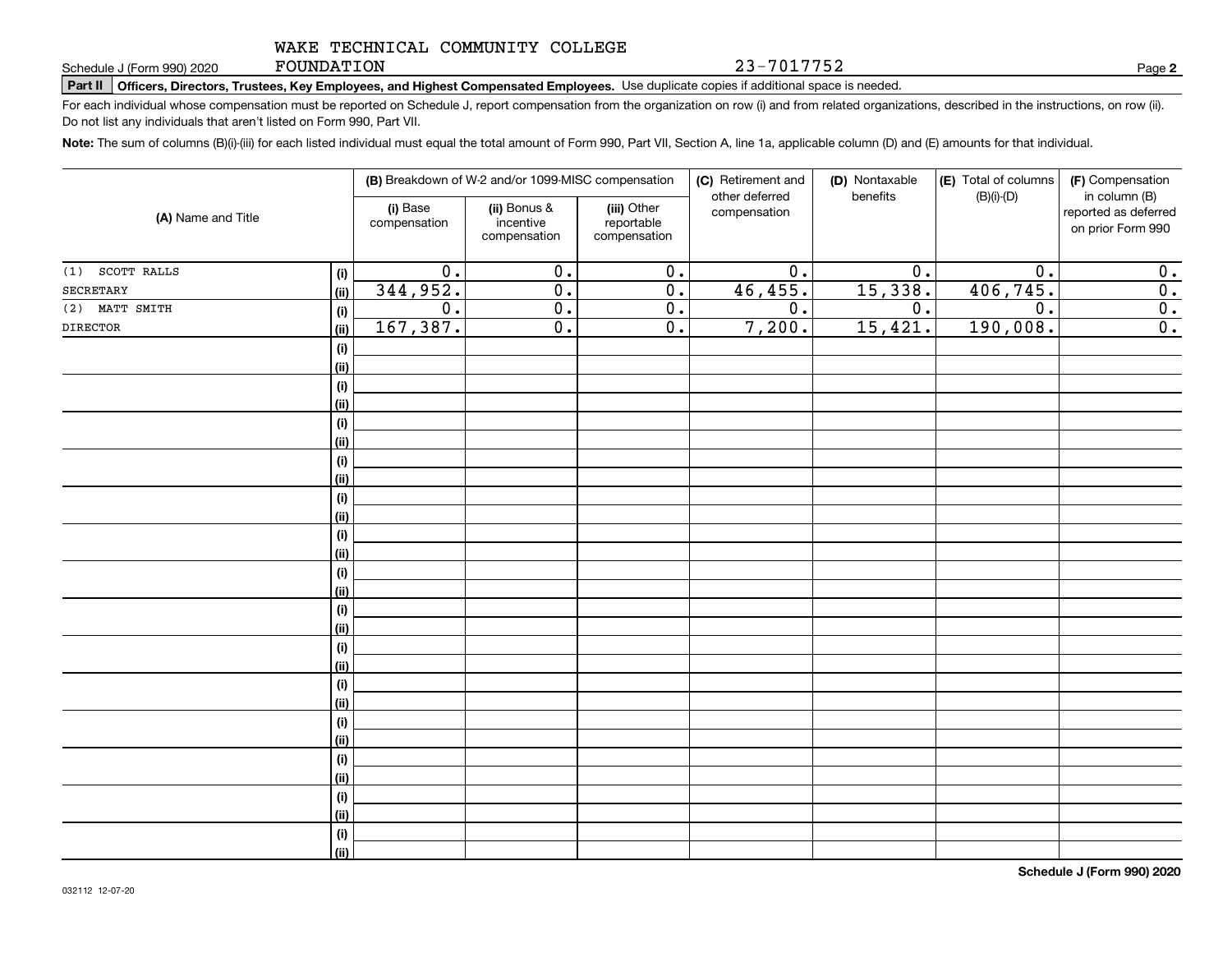WAKE TECHNICAL COMMUNITY COLLEGE FOUNDATION

23-7017752

Schedule J (Form 990) 2020

**Part II** **Officers, Directors, Trustees, Key Employees, and Highest Compensated Employees.** Use duplicate copies if additional space is needed.

For each individual whose compensation must be reported on Schedule J, report compensation from the organization on row (i) and from related organizations, described in the instructions, on row (ii). Do not list any individuals that aren't listed on Form 990, Part VII.

**Note:** The sum of columns (B)(i)-(iii) for each listed individual must equal the total amount of Form 990, Part VII, Section A, line 1a, applicable column (D) and (E) amounts for that individual.

| (A) Name and Title | | (B) Breakdown of W-2 and/or 1099-MISC compensation | | | (C) Retirement and other deferred compensation | (D) Nontaxable benefits | (E) Total of columns (B)(i)-(D) | (F) Compensation in column (B) reported as deferred on prior Form 990 |
|---|---|---|---|---|---|---|---|---|
| | | (i) Base compensation | (ii) Bonus & incentive compensation | (iii) Other reportable compensation | | | | |
| (1) SCOTT RALLS | (i) | 0. | 0. | 0. | 0. | 0. | 0. | 0. |
| SECRETARY | (ii) | 344,952. | 0. | 0. | 46,455. | 15,338. | 406,745. | 0. |
| (2) MATT SMITH | (i) | 0. | 0. | 0. | 0. | 0. | 0. | 0. |
| DIRECTOR | (ii) | 167,387. | 0. | 0. | 7,200. | 15,421. | 190,008. | 0. |
| | (i) | | | | | | | |
| | (ii) | | | | | | | |
| | (i) | | | | | | | |
| | (ii) | | | | | | | |
| | (i) | | | | | | | |
| | (ii) | | | | | | | |
| | (i) | | | | | | | |
| | (ii) | | | | | | | |
| | (i) | | | | | | | |
| | (ii) | | | | | | | |
| | (i) | | | | | | | |
| | (ii) | | | | | | | |
| | (i) | | | | | | | |
| | (ii) | | | | | | | |
| | (i) | | | | | | | |
| | (ii) | | | | | | | |
| | (i) | | | | | | | |
| | (ii) | | | | | | | |
| | (i) | | | | | | | |
| | (ii) | | | | | | | |
| | (i) | | | | | | | |
| | (ii) | | | | | | | |
| | (i) | | | | | | | |
| | (ii) | | | | | | | |
| | (i) | | | | | | | |
| | (ii) | | | | | | | |
| | (i) | | | | | | | |
| | (ii) | | | | | | | |

**Schedule J (Form 990) 2020**

032112 12-07-20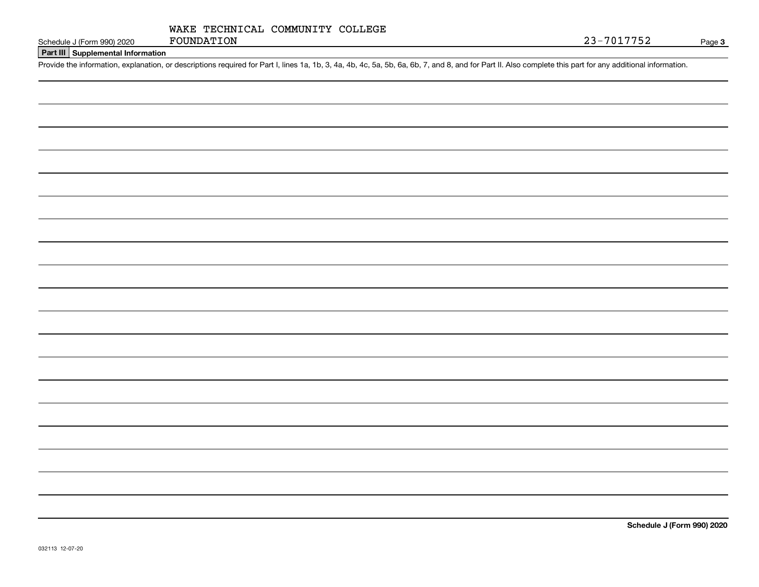WAKE TECHNICAL COMMUNITY COLLEGE FOUNDATION

23-7017752

## Part III Supplemental Information

Provide the information, explanation, or descriptions required for Part I, lines 1a, 1b, 3, 4a, 4b, 4c, 5a, 5b, 6a, 6b, 7, and 8, and for Part II. Also complete this part for any additional information.

**Schedule J (Form 990) 2020**

032113 12-07-20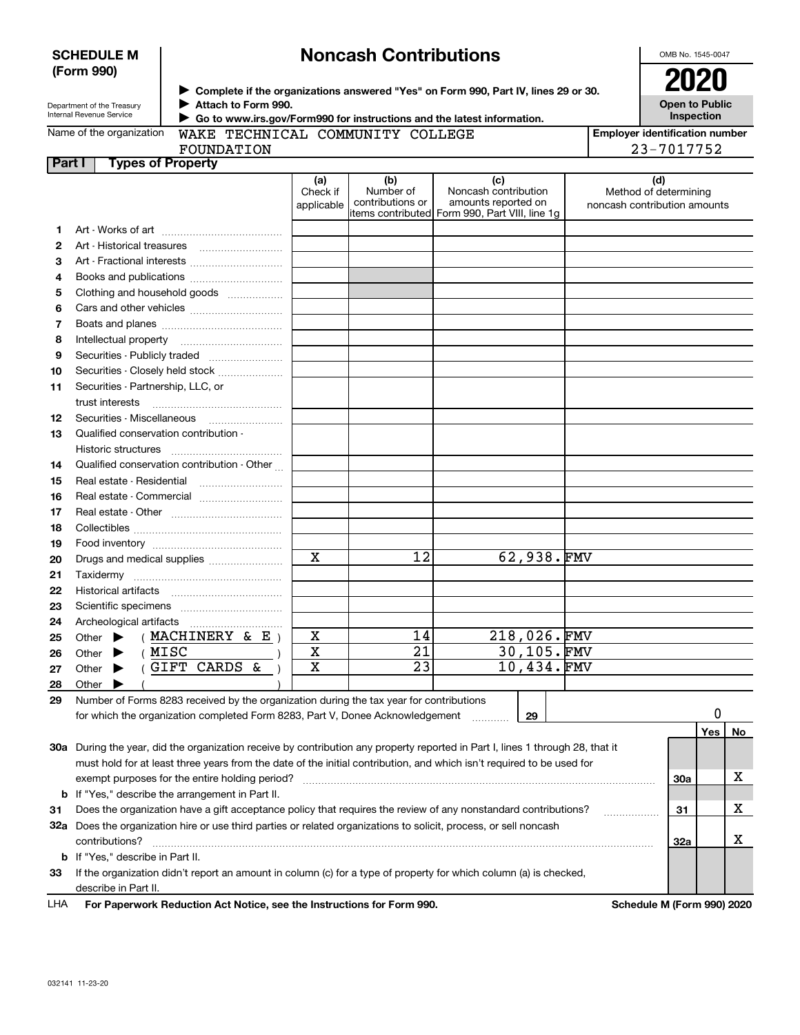**SCHEDULE M (Form 990)**

Department of the Treasury
Internal Revenue Service

# Noncash Contributions

▶ Complete if the organizations answered "Yes" on Form 990, Part IV, lines 29 or 30.
▶ Attach to Form 990.
▶ Go to www.irs.gov/Form990 for instructions and the latest information.

OMB No. 1545-0047

**2020**

**Open to Public Inspection**

Name of the organization: WAKE TECHNICAL COMMUNITY COLLEGE FOUNDATION

Employer identification number: 23-7017752

## Part I Types of Property

| | | (a) Check if applicable | (b) Number of contributions or items contributed | (c) Noncash contribution amounts reported on Form 990, Part VIII, line 1g | (d) Method of determining noncash contribution amounts |
|---|---|---|---|---|---|
| 1 | Art - Works of art | | | | |
| 2 | Art - Historical treasures | | | | |
| 3 | Art - Fractional interests | | | | |
| 4 | Books and publications | | | | |
| 5 | Clothing and household goods | | | | |
| 6 | Cars and other vehicles | | | | |
| 7 | Boats and planes | | | | |
| 8 | Intellectual property | | | | |
| 9 | Securities - Publicly traded | | | | |
| 10 | Securities - Closely held stock | | | | |
| 11 | Securities - Partnership, LLC, or trust interests | | | | |
| 12 | Securities - Miscellaneous | | | | |
| 13 | Qualified conservation contribution - Historic structures | | | | |
| 14 | Qualified conservation contribution - Other | | | | |
| 15 | Real estate - Residential | | | | |
| 16 | Real estate - Commercial | | | | |
| 17 | Real estate - Other | | | | |
| 18 | Collectibles | | | | |
| 19 | Food inventory | | | | |
| 20 | Drugs and medical supplies | X | 12 | 62,938. | FMV |
| 21 | Taxidermy | | | | |
| 22 | Historical artifacts | | | | |
| 23 | Scientific specimens | | | | |
| 24 | Archeological artifacts | | | | |
| 25 | Other ▶ ( MACHINERY & E ) | X | 14 | 218,026. | FMV |
| 26 | Other ▶ ( MISC ) | X | 21 | 30,105. | FMV |
| 27 | Other ▶ ( GIFT CARDS & ) | X | 23 | 10,434. | FMV |
| 28 | Other ▶ ( ) | | | | |

29 Number of Forms 8283 received by the organization during the tax year for contributions for which the organization completed Form 8283, Part V, Donee Acknowledgement ..... **29** | 0

| | | | Yes | No |
|---|---|---|---|---|
| 30a | During the year, did the organization receive by contribution any property reported in Part I, lines 1 through 28, that it must hold for at least three years from the date of the initial contribution, and which isn't required to be used for exempt purposes for the entire holding period? | 30a | | X |
| b | If "Yes," describe the arrangement in Part II. | | | |
| 31 | Does the organization have a gift acceptance policy that requires the review of any nonstandard contributions? | 31 | | X |
| 32a | Does the organization hire or use third parties or related organizations to solicit, process, or sell noncash contributions? | 32a | | X |
| b | If "Yes," describe in Part II. | | | |
| 33 | If the organization didn't report an amount in column (c) for a type of property for which column (a) is checked, describe in Part II. | | | |

LHA **For Paperwork Reduction Act Notice, see the Instructions for Form 990.** **Schedule M (Form 990) 2020**

032141 11-23-20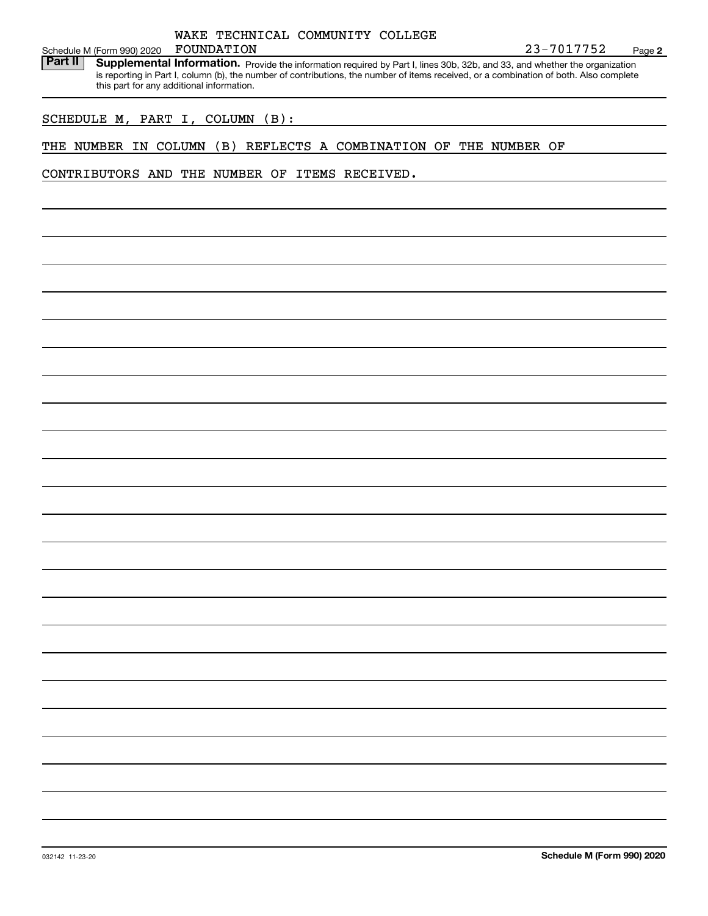Schedule M (Form 990) 2020 WAKE TECHNICAL COMMUNITY COLLEGE FOUNDATION 23-7017752 Page **2**

**Part II** **Supplemental Information.** Provide the information required by Part I, lines 30b, 32b, and 33, and whether the organization is reporting in Part I, column (b), the number of contributions, the number of items received, or a combination of both. Also complete this part for any additional information.

SCHEDULE M, PART I, COLUMN (B):

THE NUMBER IN COLUMN (B) REFLECTS A COMBINATION OF THE NUMBER OF CONTRIBUTORS AND THE NUMBER OF ITEMS RECEIVED.

032142 11-23-20 **Schedule M (Form 990) 2020**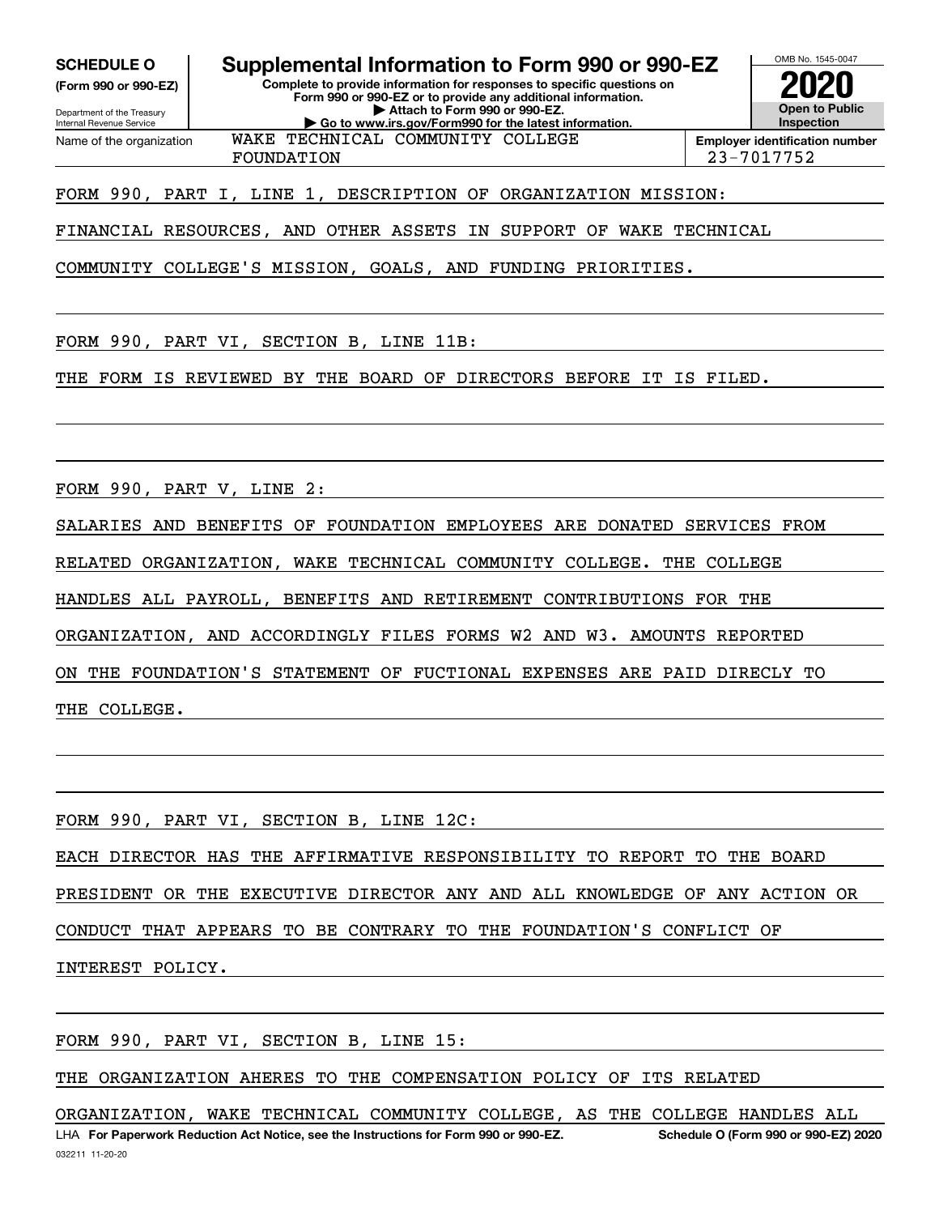**SCHEDULE O**
**(Form 990 or 990-EZ)**

Department of the Treasury
Internal Revenue Service

# Supplemental Information to Form 990 or 990-EZ

**Complete to provide information for responses to specific questions on Form 990 or 990-EZ or to provide any additional information.**
**▶ Attach to Form 990 or 990-EZ.**
**▶ Go to www.irs.gov/Form990 for the latest information.**

OMB No. 1545-0047
**2020**
**Open to Public Inspection**

Name of the organization: WAKE TECHNICAL COMMUNITY COLLEGE FOUNDATION

**Employer identification number** 23-7017752

FORM 990, PART I, LINE 1, DESCRIPTION OF ORGANIZATION MISSION:

FINANCIAL RESOURCES, AND OTHER ASSETS IN SUPPORT OF WAKE TECHNICAL COMMUNITY COLLEGE'S MISSION, GOALS, AND FUNDING PRIORITIES.

FORM 990, PART VI, SECTION B, LINE 11B:

THE FORM IS REVIEWED BY THE BOARD OF DIRECTORS BEFORE IT IS FILED.

FORM 990, PART V, LINE 2:

SALARIES AND BENEFITS OF FOUNDATION EMPLOYEES ARE DONATED SERVICES FROM RELATED ORGANIZATION, WAKE TECHNICAL COMMUNITY COLLEGE. THE COLLEGE HANDLES ALL PAYROLL, BENEFITS AND RETIREMENT CONTRIBUTIONS FOR THE ORGANIZATION, AND ACCORDINGLY FILES FORMS W2 AND W3. AMOUNTS REPORTED ON THE FOUNDATION'S STATEMENT OF FUCTIONAL EXPENSES ARE PAID DIRECLY TO THE COLLEGE.

FORM 990, PART VI, SECTION B, LINE 12C:

EACH DIRECTOR HAS THE AFFIRMATIVE RESPONSIBILITY TO REPORT TO THE BOARD PRESIDENT OR THE EXECUTIVE DIRECTOR ANY AND ALL KNOWLEDGE OF ANY ACTION OR CONDUCT THAT APPEARS TO BE CONTRARY TO THE FOUNDATION'S CONFLICT OF INTEREST POLICY.

FORM 990, PART VI, SECTION B, LINE 15:

THE ORGANIZATION AHERES TO THE COMPENSATION POLICY OF ITS RELATED ORGANIZATION, WAKE TECHNICAL COMMUNITY COLLEGE, AS THE COLLEGE HANDLES ALL

LHA **For Paperwork Reduction Act Notice, see the Instructions for Form 990 or 990-EZ.** **Schedule O (Form 990 or 990-EZ) 2020**
032211 11-20-20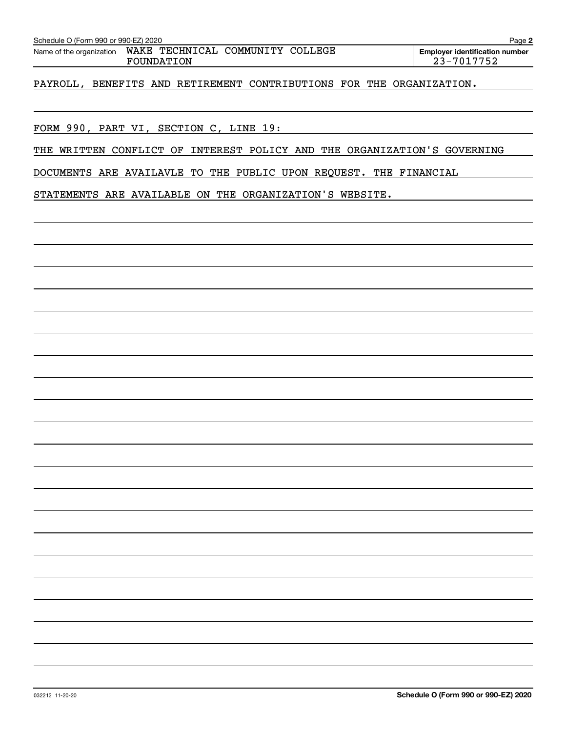Name of the organization: WAKE TECHNICAL COMMUNITY COLLEGE FOUNDATION

Employer identification number: 23-7017752

PAYROLL, BENEFITS AND RETIREMENT CONTRIBUTIONS FOR THE ORGANIZATION.

FORM 990, PART VI, SECTION C, LINE 19:

THE WRITTEN CONFLICT OF INTEREST POLICY AND THE ORGANIZATION'S GOVERNING DOCUMENTS ARE AVAILAVLE TO THE PUBLIC UPON REQUEST. THE FINANCIAL STATEMENTS ARE AVAILABLE ON THE ORGANIZATION'S WEBSITE.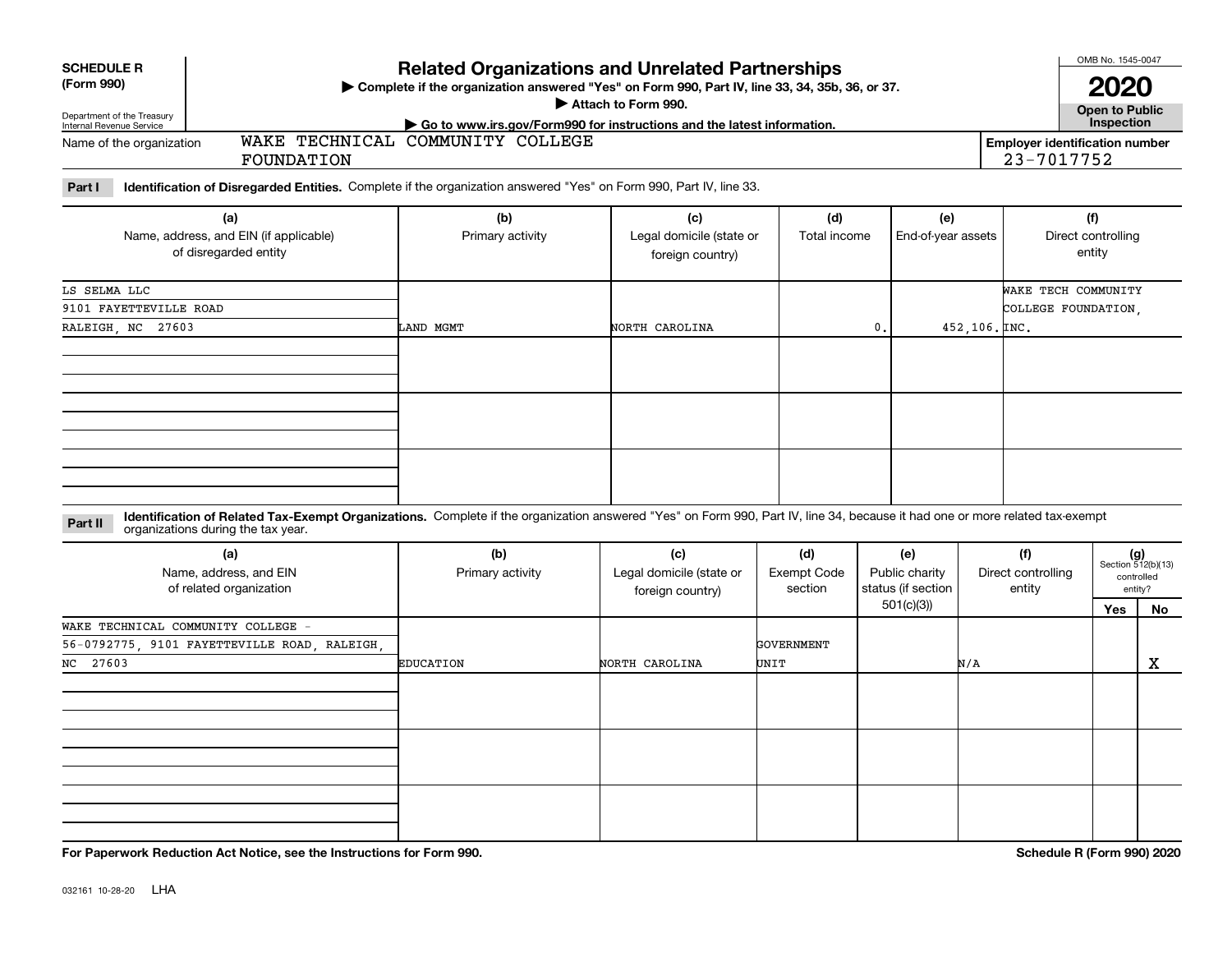**SCHEDULE R (Form 990)**

Department of the Treasury
Internal Revenue Service

# Related Organizations and Unrelated Partnerships

▶ Complete if the organization answered "Yes" on Form 990, Part IV, line 33, 34, 35b, 36, or 37.
▶ Attach to Form 990.
▶ Go to www.irs.gov/Form990 for instructions and the latest information.

OMB No. 1545-0047

**2020**

**Open to Public Inspection**

Name of the organization: WAKE TECHNICAL COMMUNITY COLLEGE FOUNDATION

Employer identification number: 23-7017752

**Part I Identification of Disregarded Entities.** Complete if the organization answered "Yes" on Form 990, Part IV, line 33.

| (a) Name, address, and EIN (if applicable) of disregarded entity | (b) Primary activity | (c) Legal domicile (state or foreign country) | (d) Total income | (e) End-of-year assets | (f) Direct controlling entity |
|---|---|---|---|---|---|
| LS SELMA LLC<br>9101 FAYETTEVILLE ROAD<br>RALEIGH, NC 27603 | LAND MGMT | NORTH CAROLINA | 0. | 452,106. | WAKE TECH COMMUNITY COLLEGE FOUNDATION, INC. |
| | | | | | |
| | | | | | |
| | | | | | |

**Part II Identification of Related Tax-Exempt Organizations.** Complete if the organization answered "Yes" on Form 990, Part IV, line 34, because it had one or more related tax-exempt organizations during the tax year.

| (a) Name, address, and EIN of related organization | (b) Primary activity | (c) Legal domicile (state or foreign country) | (d) Exempt Code section | (e) Public charity status (if section 501(c)(3)) | (f) Direct controlling entity | (g) Section 512(b)(13) controlled entity? Yes | No |
|---|---|---|---|---|---|---|---|
| WAKE TECHNICAL COMMUNITY COLLEGE - 56-0792775, 9101 FAYETTEVILLE ROAD, RALEIGH, NC 27603 | EDUCATION | NORTH CAROLINA | GOVERNMENT UNIT | | N/A | | X |
| | | | | | | | |
| | | | | | | | |
| | | | | | | | |

**For Paperwork Reduction Act Notice, see the Instructions for Form 990.**

**Schedule R (Form 990) 2020**

032161 10-28-20 LHA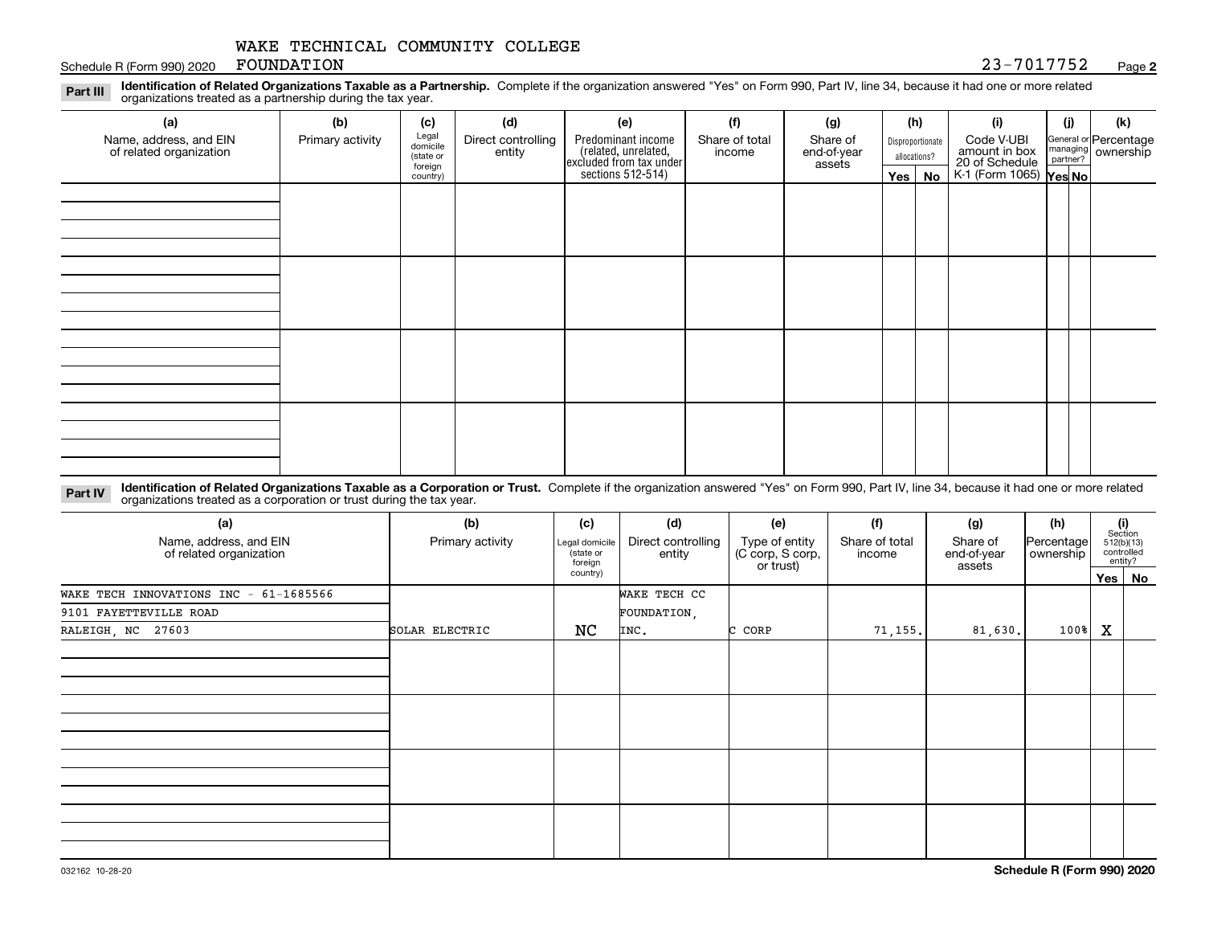WAKE TECHNICAL COMMUNITY COLLEGE FOUNDATION

Schedule R (Form 990) 2020 — 23-7017752 — Page **2**

**Part III** **Identification of Related Organizations Taxable as a Partnership.** Complete if the organization answered "Yes" on Form 990, Part IV, line 34, because it had one or more related organizations treated as a partnership during the tax year.

| (a) Name, address, and EIN of related organization | (b) Primary activity | (c) Legal domicile (state or foreign country) | (d) Direct controlling entity | (e) Predominant income (related, unrelated, excluded from tax under sections 512-514) | (f) Share of total income | (g) Share of end-of-year assets | (h) Disproportionate allocations? Yes | (h) No | (i) Code V-UBI amount in box 20 of Schedule K-1 (Form 1065) | (j) General or managing partner? Yes | (j) No | (k) Percentage ownership |
|---|---|---|---|---|---|---|---|---|---|---|---|---|
| | | | | | | | | | | | | |
| | | | | | | | | | | | | |
| | | | | | | | | | | | | |
| | | | | | | | | | | | | |

**Part IV** **Identification of Related Organizations Taxable as a Corporation or Trust.** Complete if the organization answered "Yes" on Form 990, Part IV, line 34, because it had one or more related organizations treated as a corporation or trust during the tax year.

| (a) Name, address, and EIN of related organization | (b) Primary activity | (c) Legal domicile (state or foreign country) | (d) Direct controlling entity | (e) Type of entity (C corp, S corp, or trust) | (f) Share of total income | (g) Share of end-of-year assets | (h) Percentage ownership | (i) Section 512(b)(13) controlled entity? Yes | (i) No |
|---|---|---|---|---|---|---|---|---|---|
| WAKE TECH INNOVATIONS INC - 61-1685566<br>9101 FAYETTEVILLE ROAD<br>RALEIGH, NC 27603 | SOLAR ELECTRIC | NC | WAKE TECH CC FOUNDATION, INC. | C CORP | 71,155. | 81,630. | 100% | X | |
| | | | | | | | | | |
| | | | | | | | | | |
| | | | | | | | | | |
| | | | | | | | | | |

032162 10-28-20

**Schedule R (Form 990) 2020**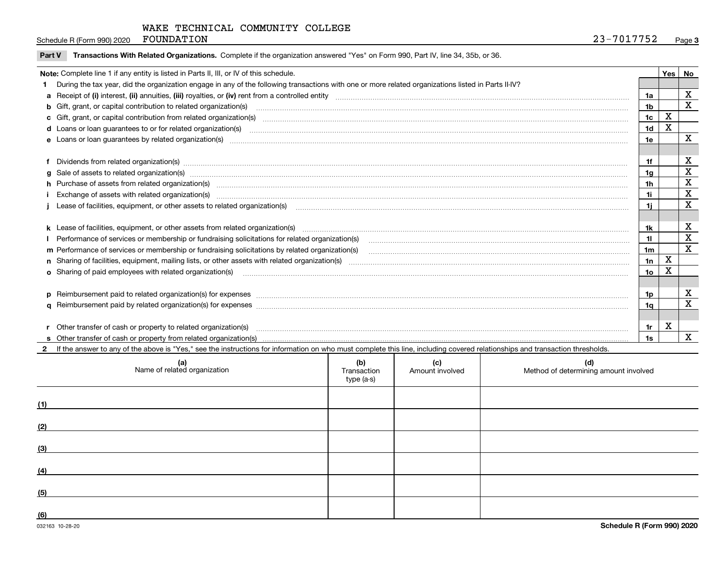Schedule R (Form 990) 2020 WAKE TECHNICAL COMMUNITY COLLEGE FOUNDATION 23-7017752 Page 3

**Part V Transactions With Related Organizations.** Complete if the organization answered "Yes" on Form 990, Part IV, line 34, 35b, or 36.

| **Note:** Complete line 1 if any entity is listed in Parts II, III, or IV of this schedule. | | Yes | No |
|---|---|---|---|
| **1** During the tax year, did the organization engage in any of the following transactions with one or more related organizations listed in Parts II-IV? | | | |
| **a** Receipt of **(i)** interest, **(ii)** annuities, **(iii)** royalties, or **(iv)** rent from a controlled entity | 1a | | X |
| **b** Gift, grant, or capital contribution to related organization(s) | 1b | | X |
| **c** Gift, grant, or capital contribution from related organization(s) | 1c | X | |
| **d** Loans or loan guarantees to or for related organization(s) | 1d | X | |
| **e** Loans or loan guarantees by related organization(s) | 1e | | X |
| **f** Dividends from related organization(s) | 1f | | X |
| **g** Sale of assets to related organization(s) | 1g | | X |
| **h** Purchase of assets from related organization(s) | 1h | | X |
| **i** Exchange of assets with related organization(s) | 1i | | X |
| **j** Lease of facilities, equipment, or other assets to related organization(s) | 1j | | X |
| **k** Lease of facilities, equipment, or other assets from related organization(s) | 1k | | X |
| **l** Performance of services or membership or fundraising solicitations for related organization(s) | 1l | | X |
| **m** Performance of services or membership or fundraising solicitations by related organization(s) | 1m | | X |
| **n** Sharing of facilities, equipment, mailing lists, or other assets with related organization(s) | 1n | X | |
| **o** Sharing of paid employees with related organization(s) | 1o | X | |
| **p** Reimbursement paid to related organization(s) for expenses | 1p | | X |
| **q** Reimbursement paid by related organization(s) for expenses | 1q | | X |
| **r** Other transfer of cash or property to related organization(s) | 1r | X | |
| **s** Other transfer of cash or property from related organization(s) | 1s | | X |

**2** If the answer to any of the above is "Yes," see the instructions for information on who must complete this line, including covered relationships and transaction thresholds.

| | (a) Name of related organization | (b) Transaction type (a-s) | (c) Amount involved | (d) Method of determining amount involved |
|---|---|---|---|---|
| (1) | | | | |
| (2) | | | | |
| (3) | | | | |
| (4) | | | | |
| (5) | | | | |
| (6) | | | | |

032163 10-28-20 **Schedule R (Form 990) 2020**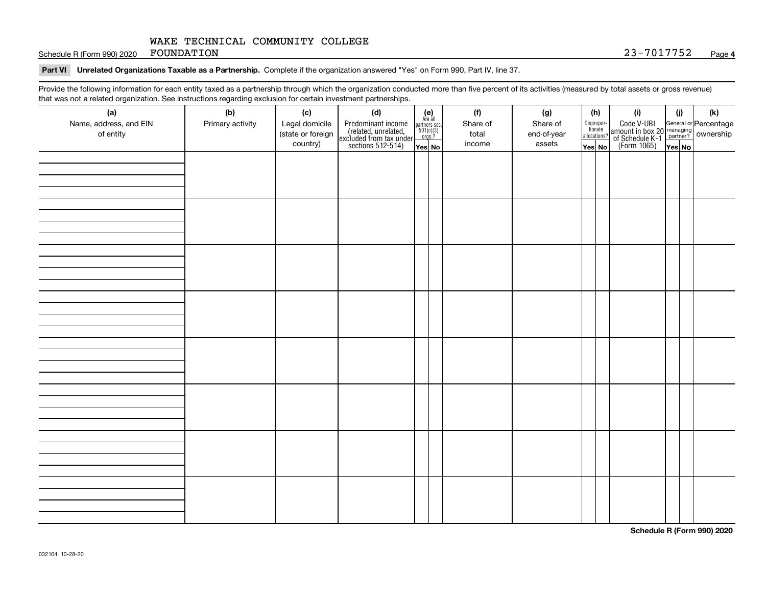WAKE TECHNICAL COMMUNITY COLLEGE FOUNDATION 23-7017752

**Part VI Unrelated Organizations Taxable as a Partnership.** Complete if the organization answered "Yes" on Form 990, Part IV, line 37.

Provide the following information for each entity taxed as a partnership through which the organization conducted more than five percent of its activities (measured by total assets or gross revenue) that was not a related organization. See instructions regarding exclusion for certain investment partnerships.

| (a) Name, address, and EIN of entity | (b) Primary activity | (c) Legal domicile (state or foreign country) | (d) Predominant income (related, unrelated, excluded from tax under sections 512-514) | (e) Are all partners sec. 501(c)(3) orgs.? Yes | No | (f) Share of total income | (g) Share of end-of-year assets | (h) Disproportionate allocations? Yes | No | (i) Code V-UBI amount in box 20 of Schedule K-1 (Form 1065) | (j) General or managing partner? Yes | No | (k) Percentage ownership |
|---|---|---|---|---|---|---|---|---|---|---|---|---|---|
| | | | | | | | | | | | | | |
| | | | | | | | | | | | | | |
| | | | | | | | | | | | | | |
| | | | | | | | | | | | | | |
| | | | | | | | | | | | | | |
| | | | | | | | | | | | | | |
| | | | | | | | | | | | | | |
| | | | | | | | | | | | | | |

**Schedule R (Form 990) 2020**

032164 10-28-20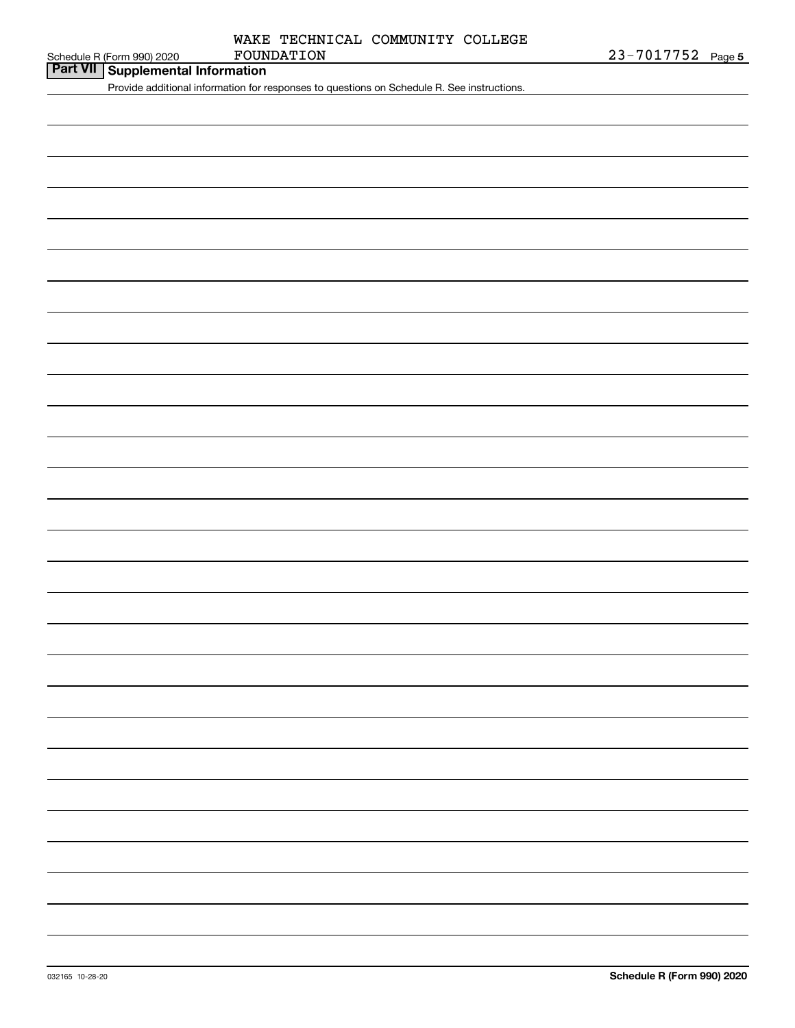WAKE TECHNICAL COMMUNITY COLLEGE FOUNDATION

23-7017752

## Part VII Supplemental Information

Provide additional information for responses to questions on Schedule R. See instructions.